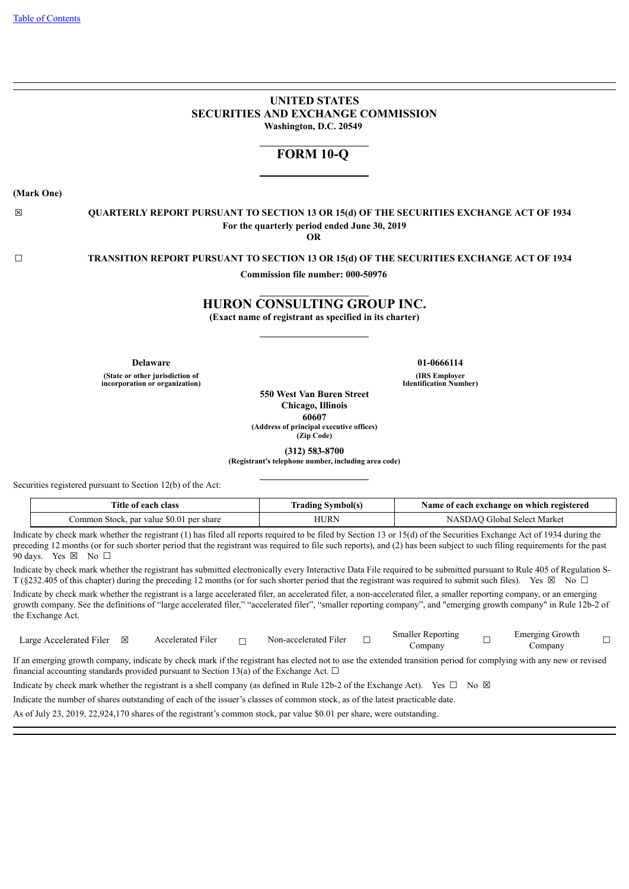[Table of Contents](#)

# UNITED STATES
# SECURITIES AND EXCHANGE COMMISSION
**Washington, D.C. 20549**

## FORM 10-Q

**(Mark One)**

☒ **QUARTERLY REPORT PURSUANT TO SECTION 13 OR 15(d) OF THE SECURITIES EXCHANGE ACT OF 1934**
**For the quarterly period ended June 30, 2019**
**OR**

☐ **TRANSITION REPORT PURSUANT TO SECTION 13 OR 15(d) OF THE SECURITIES EXCHANGE ACT OF 1934**

**Commission file number: 000-50976**

## HURON CONSULTING GROUP INC.
**(Exact name of registrant as specified in its charter)**

| **Delaware** | **01-0666114** |
|---|---|
| **(State or other jurisdiction of incorporation or organization)** | **(IRS Employer Identification Number)** |

**550 West Van Buren Street**
**Chicago, Illinois**
**60607**
**(Address of principal executive offices)**
**(Zip Code)**

**(312) 583-8700**
**(Registrant's telephone number, including area code)**

Securities registered pursuant to Section 12(b) of the Act:

| Title of each class | Trading Symbol(s) | Name of each exchange on which registered |
|---|---|---|
| Common Stock, par value $0.01 per share | HURN | NASDAQ Global Select Market |

Indicate by check mark whether the registrant (1) has filed all reports required to be filed by Section 13 or 15(d) of the Securities Exchange Act of 1934 during the preceding 12 months (or for such shorter period that the registrant was required to file such reports), and (2) has been subject to such filing requirements for the past 90 days. Yes ☒ No ☐

Indicate by check mark whether the registrant has submitted electronically every Interactive Data File required to be submitted pursuant to Rule 405 of Regulation S-T (§232.405 of this chapter) during the preceding 12 months (or for such shorter period that the registrant was required to submit such files). Yes ☒ No ☐

Indicate by check mark whether the registrant is a large accelerated filer, an accelerated filer, a non-accelerated filer, a smaller reporting company, or an emerging growth company. See the definitions of "large accelerated filer," "accelerated filer", "smaller reporting company", and "emerging growth company" in Rule 12b-2 of the Exchange Act.

| Large Accelerated Filer | ☒ | Accelerated Filer | ☐ | Non-accelerated Filer | ☐ | Smaller Reporting Company | ☐ | Emerging Growth Company | ☐ |
|---|---|---|---|---|---|---|---|---|---|

If an emerging growth company, indicate by check mark if the registrant has elected not to use the extended transition period for complying with any new or revised financial accounting standards provided pursuant to Section 13(a) of the Exchange Act. ☐

Indicate by check mark whether the registrant is a shell company (as defined in Rule 12b-2 of the Exchange Act). Yes ☐ No ☒

Indicate the number of shares outstanding of each of the issuer's classes of common stock, as of the latest practicable date.

As of July 23, 2019, 22,924,170 shares of the registrant's common stock, par value $0.01 per share, were outstanding.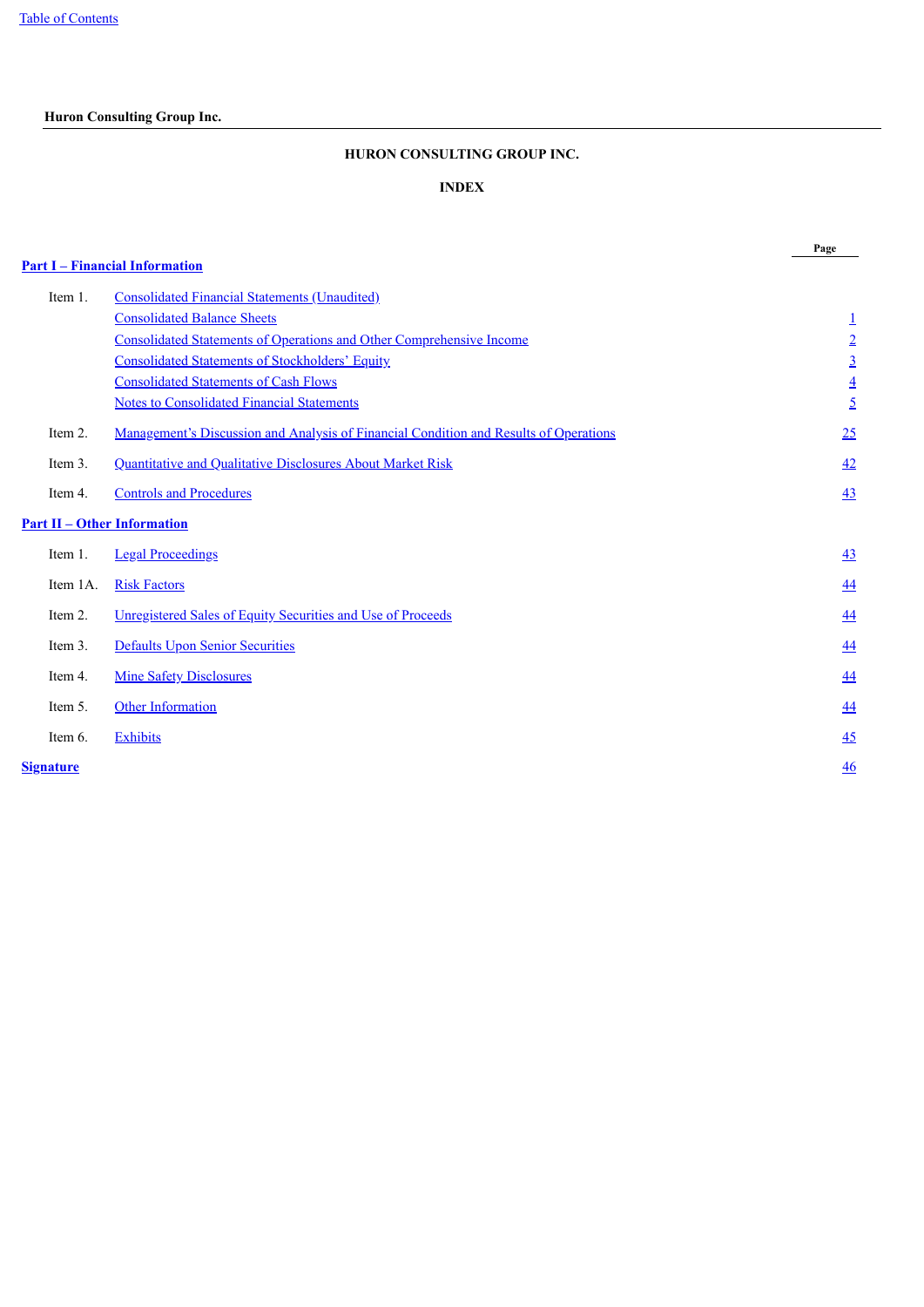**Huron Consulting Group Inc.**

# HURON CONSULTING GROUP INC.

## INDEX

| | | Page |
|---|---|---|
| **Part I – Financial Information** | | |
| Item 1. | Consolidated Financial Statements (Unaudited) | |
| | Consolidated Balance Sheets | 1 |
| | Consolidated Statements of Operations and Other Comprehensive Income | 2 |
| | Consolidated Statements of Stockholders' Equity | 3 |
| | Consolidated Statements of Cash Flows | 4 |
| | Notes to Consolidated Financial Statements | 5 |
| Item 2. | Management's Discussion and Analysis of Financial Condition and Results of Operations | 25 |
| Item 3. | Quantitative and Qualitative Disclosures About Market Risk | 42 |
| Item 4. | Controls and Procedures | 43 |
| **Part II – Other Information** | | |
| Item 1. | Legal Proceedings | 43 |
| Item 1A. | Risk Factors | 44 |
| Item 2. | Unregistered Sales of Equity Securities and Use of Proceeds | 44 |
| Item 3. | Defaults Upon Senior Securities | 44 |
| Item 4. | Mine Safety Disclosures | 44 |
| Item 5. | Other Information | 44 |
| Item 6. | Exhibits | 45 |
| **Signature** | | 46 |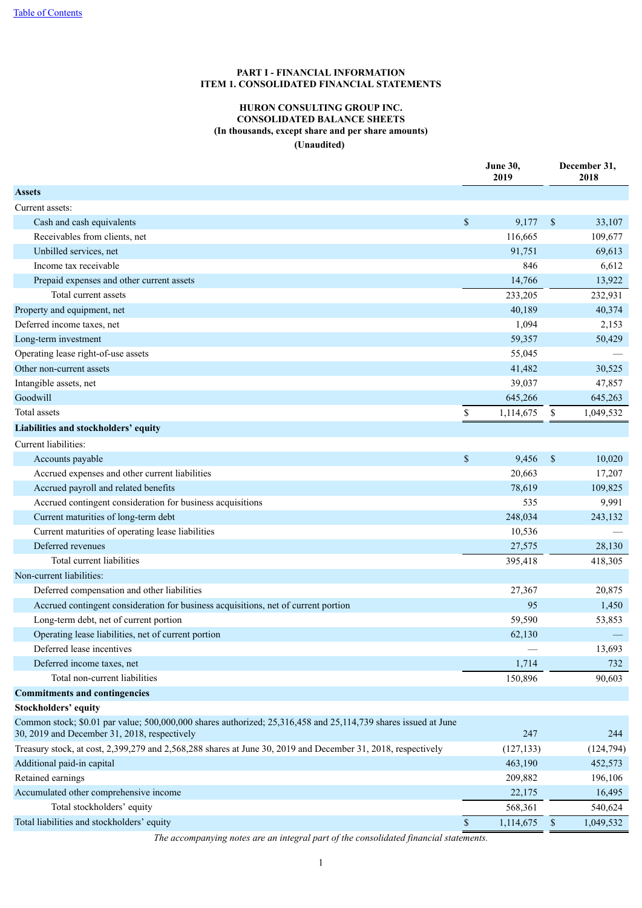# PART I - FINANCIAL INFORMATION
## ITEM 1. CONSOLIDATED FINANCIAL STATEMENTS

### HURON CONSULTING GROUP INC.
### CONSOLIDATED BALANCE SHEETS
**(In thousands, except share and per share amounts)**
**(Unaudited)**

| | June 30, 2019 | December 31, 2018 |
|---|---|---|
| **Assets** | | |
| Current assets: | | |
| Cash and cash equivalents | $ 9,177 | $ 33,107 |
| Receivables from clients, net | 116,665 | 109,677 |
| Unbilled services, net | 91,751 | 69,613 |
| Income tax receivable | 846 | 6,612 |
| Prepaid expenses and other current assets | 14,766 | 13,922 |
| Total current assets | 233,205 | 232,931 |
| Property and equipment, net | 40,189 | 40,374 |
| Deferred income taxes, net | 1,094 | 2,153 |
| Long-term investment | 59,357 | 50,429 |
| Operating lease right-of-use assets | 55,045 | — |
| Other non-current assets | 41,482 | 30,525 |
| Intangible assets, net | 39,037 | 47,857 |
| Goodwill | 645,266 | 645,263 |
| Total assets | $ 1,114,675 | $ 1,049,532 |
| **Liabilities and stockholders' equity** | | |
| Current liabilities: | | |
| Accounts payable | $ 9,456 | $ 10,020 |
| Accrued expenses and other current liabilities | 20,663 | 17,207 |
| Accrued payroll and related benefits | 78,619 | 109,825 |
| Accrued contingent consideration for business acquisitions | 535 | 9,991 |
| Current maturities of long-term debt | 248,034 | 243,132 |
| Current maturities of operating lease liabilities | 10,536 | — |
| Deferred revenues | 27,575 | 28,130 |
| Total current liabilities | 395,418 | 418,305 |
| Non-current liabilities: | | |
| Deferred compensation and other liabilities | 27,367 | 20,875 |
| Accrued contingent consideration for business acquisitions, net of current portion | 95 | 1,450 |
| Long-term debt, net of current portion | 59,590 | 53,853 |
| Operating lease liabilities, net of current portion | 62,130 | — |
| Deferred lease incentives | — | 13,693 |
| Deferred income taxes, net | 1,714 | 732 |
| Total non-current liabilities | 150,896 | 90,603 |
| **Commitments and contingencies** | | |
| **Stockholders' equity** | | |
| Common stock; $0.01 par value; 500,000,000 shares authorized; 25,316,458 and 25,114,739 shares issued at June 30, 2019 and December 31, 2018, respectively | 247 | 244 |
| Treasury stock, at cost, 2,399,279 and 2,568,288 shares at June 30, 2019 and December 31, 2018, respectively | (127,133) | (124,794) |
| Additional paid-in capital | 463,190 | 452,573 |
| Retained earnings | 209,882 | 196,106 |
| Accumulated other comprehensive income | 22,175 | 16,495 |
| Total stockholders' equity | 568,361 | 540,624 |
| Total liabilities and stockholders' equity | $ 1,114,675 | $ 1,049,532 |

*The accompanying notes are an integral part of the consolidated financial statements.*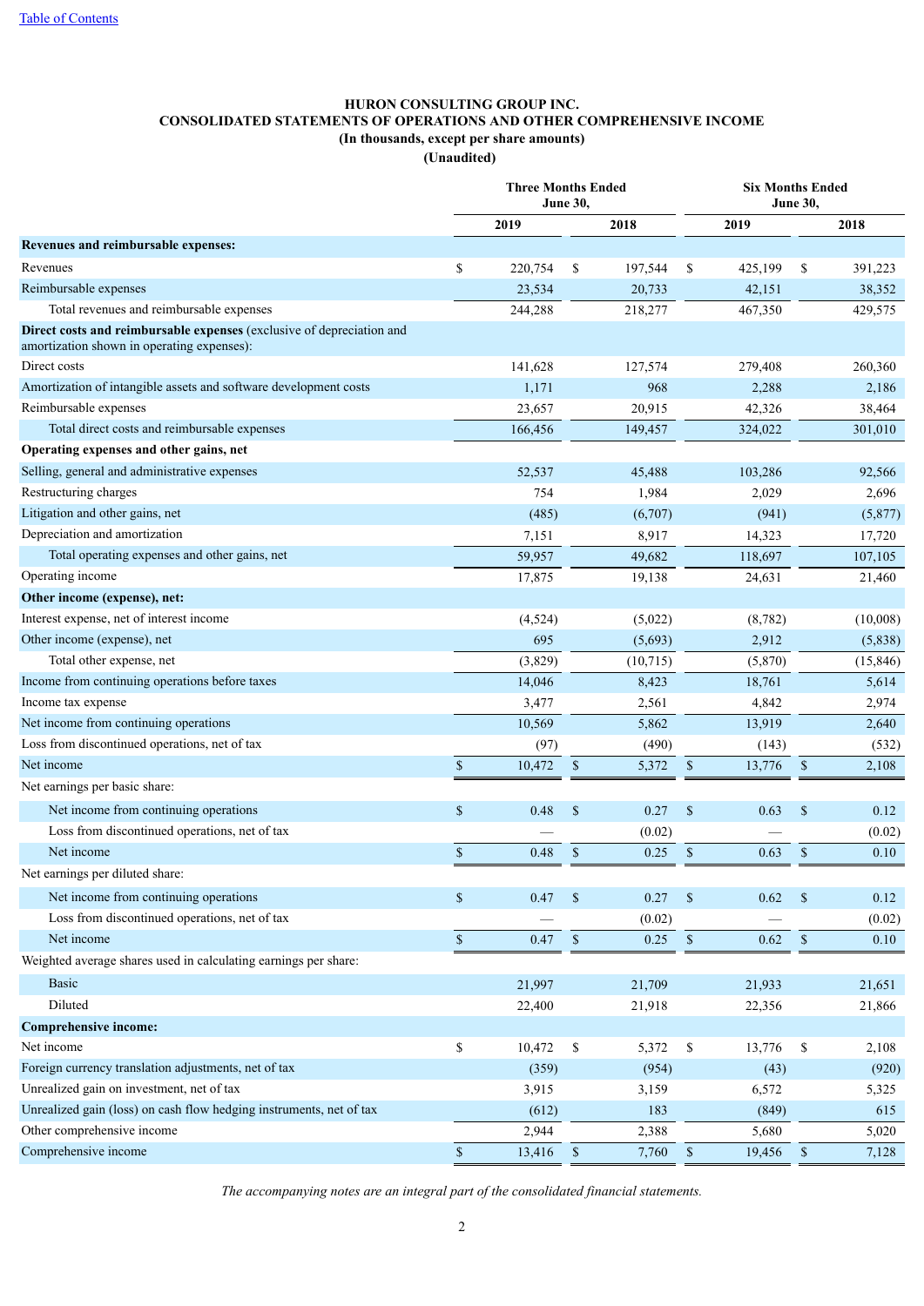[Table of Contents](#)

**HURON CONSULTING GROUP INC.**
**CONSOLIDATED STATEMENTS OF OPERATIONS AND OTHER COMPREHENSIVE INCOME**
**(In thousands, except per share amounts)**
**(Unaudited)**

| | Three Months Ended June 30, | | Six Months Ended June 30, | |
|---|---|---|---|---|
| | 2019 | 2018 | 2019 | 2018 |
| **Revenues and reimbursable expenses:** | | | | |
| Revenues | $ 220,754 | $ 197,544 | $ 425,199 | $ 391,223 |
| Reimbursable expenses | 23,534 | 20,733 | 42,151 | 38,352 |
| Total revenues and reimbursable expenses | 244,288 | 218,277 | 467,350 | 429,575 |
| **Direct costs and reimbursable expenses** (exclusive of depreciation and amortization shown in operating expenses): | | | | |
| Direct costs | 141,628 | 127,574 | 279,408 | 260,360 |
| Amortization of intangible assets and software development costs | 1,171 | 968 | 2,288 | 2,186 |
| Reimbursable expenses | 23,657 | 20,915 | 42,326 | 38,464 |
| Total direct costs and reimbursable expenses | 166,456 | 149,457 | 324,022 | 301,010 |
| **Operating expenses and other gains, net** | | | | |
| Selling, general and administrative expenses | 52,537 | 45,488 | 103,286 | 92,566 |
| Restructuring charges | 754 | 1,984 | 2,029 | 2,696 |
| Litigation and other gains, net | (485) | (6,707) | (941) | (5,877) |
| Depreciation and amortization | 7,151 | 8,917 | 14,323 | 17,720 |
| Total operating expenses and other gains, net | 59,957 | 49,682 | 118,697 | 107,105 |
| Operating income | 17,875 | 19,138 | 24,631 | 21,460 |
| **Other income (expense), net:** | | | | |
| Interest expense, net of interest income | (4,524) | (5,022) | (8,782) | (10,008) |
| Other income (expense), net | 695 | (5,693) | 2,912 | (5,838) |
| Total other expense, net | (3,829) | (10,715) | (5,870) | (15,846) |
| Income from continuing operations before taxes | 14,046 | 8,423 | 18,761 | 5,614 |
| Income tax expense | 3,477 | 2,561 | 4,842 | 2,974 |
| Net income from continuing operations | 10,569 | 5,862 | 13,919 | 2,640 |
| Loss from discontinued operations, net of tax | (97) | (490) | (143) | (532) |
| Net income | $ 10,472 | $ 5,372 | $ 13,776 | $ 2,108 |
| Net earnings per basic share: | | | | |
| Net income from continuing operations | $ 0.48 | $ 0.27 | $ 0.63 | $ 0.12 |
| Loss from discontinued operations, net of tax | — | (0.02) | — | (0.02) |
| Net income | $ 0.48 | $ 0.25 | $ 0.63 | $ 0.10 |
| Net earnings per diluted share: | | | | |
| Net income from continuing operations | $ 0.47 | $ 0.27 | $ 0.62 | $ 0.12 |
| Loss from discontinued operations, net of tax | — | (0.02) | — | (0.02) |
| Net income | $ 0.47 | $ 0.25 | $ 0.62 | $ 0.10 |
| Weighted average shares used in calculating earnings per share: | | | | |
| Basic | 21,997 | 21,709 | 21,933 | 21,651 |
| Diluted | 22,400 | 21,918 | 22,356 | 21,866 |
| **Comprehensive income:** | | | | |
| Net income | $ 10,472 | $ 5,372 | $ 13,776 | $ 2,108 |
| Foreign currency translation adjustments, net of tax | (359) | (954) | (43) | (920) |
| Unrealized gain on investment, net of tax | 3,915 | 3,159 | 6,572 | 5,325 |
| Unrealized gain (loss) on cash flow hedging instruments, net of tax | (612) | 183 | (849) | 615 |
| Other comprehensive income | 2,944 | 2,388 | 5,680 | 5,020 |
| Comprehensive income | $ 13,416 | $ 7,760 | $ 19,456 | $ 7,128 |

*The accompanying notes are an integral part of the consolidated financial statements.*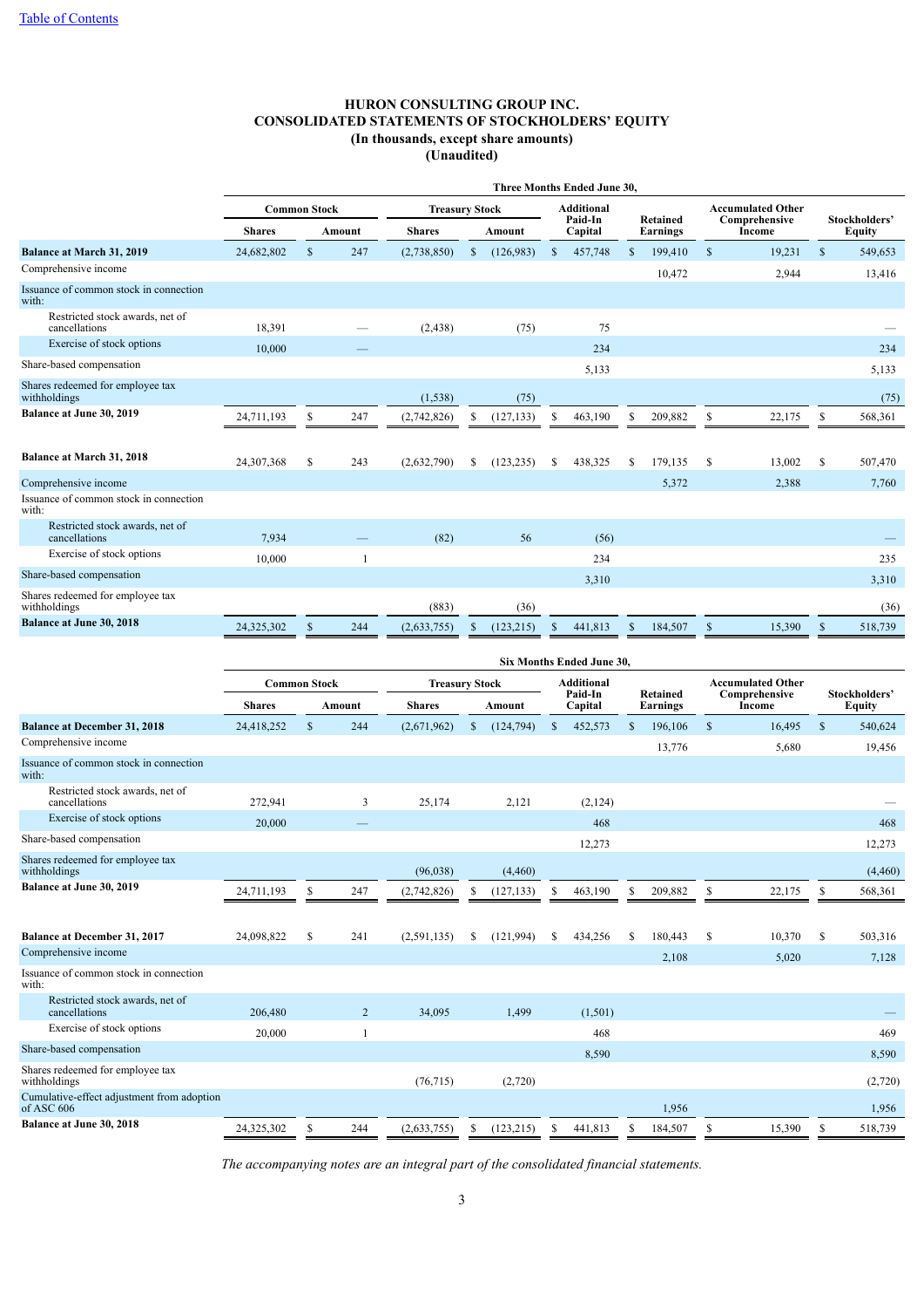[Table of Contents](#)

# HURON CONSULTING GROUP INC.
## CONSOLIDATED STATEMENTS OF STOCKHOLDERS' EQUITY
### (In thousands, except share amounts)
### (Unaudited)

| | Three Months Ended June 30, | | | | | | | |
|---|---|---|---|---|---|---|---|---|
| | Common Stock | | Treasury Stock | | Additional Paid-In Capital | Retained Earnings | Accumulated Other Comprehensive Income | Stockholders' Equity |
| | Shares | Amount | Shares | Amount | | | | |
| **Balance at March 31, 2019** | 24,682,802 | $ 247 | (2,738,850) | $ (126,983) | $ 457,748 | $ 199,410 | $ 19,231 | $ 549,653 |
| Comprehensive income | | | | | | 10,472 | 2,944 | 13,416 |
| Issuance of common stock in connection with: | | | | | | | | |
| Restricted stock awards, net of cancellations | 18,391 | — | (2,438) | (75) | 75 | | | — |
| Exercise of stock options | 10,000 | — | | | 234 | | | 234 |
| Share-based compensation | | | | | 5,133 | | | 5,133 |
| Shares redeemed for employee tax withholdings | | | (1,538) | (75) | | | | (75) |
| **Balance at June 30, 2019** | 24,711,193 | $ 247 | (2,742,826) | $ (127,133) | $ 463,190 | $ 209,882 | $ 22,175 | $ 568,361 |
| | | | | | | | | |
| **Balance at March 31, 2018** | 24,307,368 | $ 243 | (2,632,790) | $ (123,235) | $ 438,325 | $ 179,135 | $ 13,002 | $ 507,470 |
| Comprehensive income | | | | | | 5,372 | 2,388 | 7,760 |
| Issuance of common stock in connection with: | | | | | | | | |
| Restricted stock awards, net of cancellations | 7,934 | — | (82) | 56 | (56) | | | — |
| Exercise of stock options | 10,000 | 1 | | | 234 | | | 235 |
| Share-based compensation | | | | | 3,310 | | | 3,310 |
| Shares redeemed for employee tax withholdings | | | (883) | (36) | | | | (36) |
| **Balance at June 30, 2018** | 24,325,302 | $ 244 | (2,633,755) | $ (123,215) | $ 441,813 | $ 184,507 | $ 15,390 | $ 518,739 |

| | Six Months Ended June 30, | | | | | | | |
|---|---|---|---|---|---|---|---|---|
| | Common Stock | | Treasury Stock | | Additional Paid-In Capital | Retained Earnings | Accumulated Other Comprehensive Income | Stockholders' Equity |
| | Shares | Amount | Shares | Amount | | | | |
| **Balance at December 31, 2018** | 24,418,252 | $ 244 | (2,671,962) | $ (124,794) | $ 452,573 | $ 196,106 | $ 16,495 | $ 540,624 |
| Comprehensive income | | | | | | 13,776 | 5,680 | 19,456 |
| Issuance of common stock in connection with: | | | | | | | | |
| Restricted stock awards, net of cancellations | 272,941 | 3 | 25,174 | 2,121 | (2,124) | | | — |
| Exercise of stock options | 20,000 | — | | | 468 | | | 468 |
| Share-based compensation | | | | | 12,273 | | | 12,273 |
| Shares redeemed for employee tax withholdings | | | (96,038) | (4,460) | | | | (4,460) |
| **Balance at June 30, 2019** | 24,711,193 | $ 247 | (2,742,826) | $ (127,133) | $ 463,190 | $ 209,882 | $ 22,175 | $ 568,361 |
| | | | | | | | | |
| **Balance at December 31, 2017** | 24,098,822 | $ 241 | (2,591,135) | $ (121,994) | $ 434,256 | $ 180,443 | $ 10,370 | $ 503,316 |
| Comprehensive income | | | | | | 2,108 | 5,020 | 7,128 |
| Issuance of common stock in connection with: | | | | | | | | |
| Restricted stock awards, net of cancellations | 206,480 | 2 | 34,095 | 1,499 | (1,501) | | | — |
| Exercise of stock options | 20,000 | 1 | | | 468 | | | 469 |
| Share-based compensation | | | | | 8,590 | | | 8,590 |
| Shares redeemed for employee tax withholdings | | | (76,715) | (2,720) | | | | (2,720) |
| Cumulative-effect adjustment from adoption of ASC 606 | | | | | | 1,956 | | 1,956 |
| **Balance at June 30, 2018** | 24,325,302 | $ 244 | (2,633,755) | $ (123,215) | $ 441,813 | $ 184,507 | $ 15,390 | $ 518,739 |

*The accompanying notes are an integral part of the consolidated financial statements.*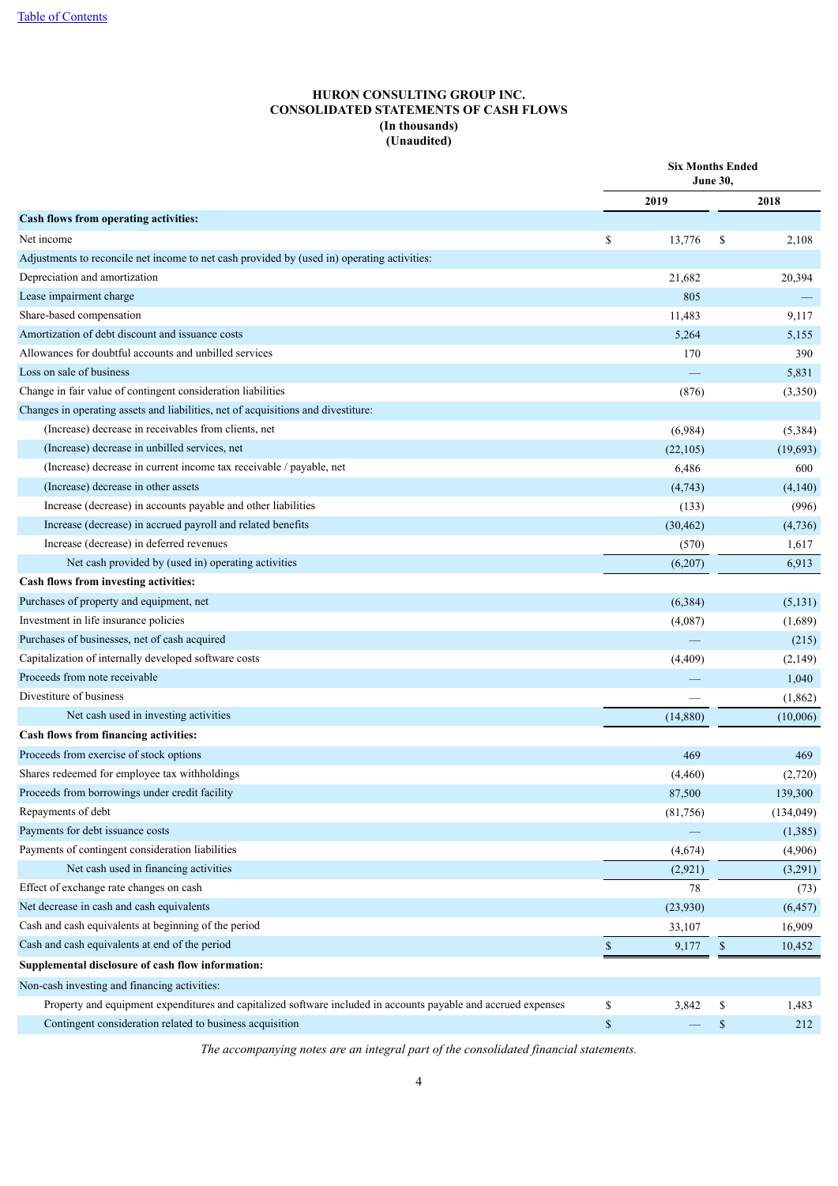**HURON CONSULTING GROUP INC.**
**CONSOLIDATED STATEMENTS OF CASH FLOWS**
**(In thousands)**
**(Unaudited)**

| | Six Months Ended June 30, | |
|---|---|---|
| | 2019 | 2018 |
| **Cash flows from operating activities:** | | |
| Net income | $ 13,776 | $ 2,108 |
| Adjustments to reconcile net income to net cash provided by (used in) operating activities: | | |
| Depreciation and amortization | 21,682 | 20,394 |
| Lease impairment charge | 805 | — |
| Share-based compensation | 11,483 | 9,117 |
| Amortization of debt discount and issuance costs | 5,264 | 5,155 |
| Allowances for doubtful accounts and unbilled services | 170 | 390 |
| Loss on sale of business | — | 5,831 |
| Change in fair value of contingent consideration liabilities | (876) | (3,350) |
| Changes in operating assets and liabilities, net of acquisitions and divestiture: | | |
| (Increase) decrease in receivables from clients, net | (6,984) | (5,384) |
| (Increase) decrease in unbilled services, net | (22,105) | (19,693) |
| (Increase) decrease in current income tax receivable / payable, net | 6,486 | 600 |
| (Increase) decrease in other assets | (4,743) | (4,140) |
| Increase (decrease) in accounts payable and other liabilities | (133) | (996) |
| Increase (decrease) in accrued payroll and related benefits | (30,462) | (4,736) |
| Increase (decrease) in deferred revenues | (570) | 1,617 |
| Net cash provided by (used in) operating activities | (6,207) | 6,913 |
| **Cash flows from investing activities:** | | |
| Purchases of property and equipment, net | (6,384) | (5,131) |
| Investment in life insurance policies | (4,087) | (1,689) |
| Purchases of businesses, net of cash acquired | — | (215) |
| Capitalization of internally developed software costs | (4,409) | (2,149) |
| Proceeds from note receivable | — | 1,040 |
| Divestiture of business | — | (1,862) |
| Net cash used in investing activities | (14,880) | (10,006) |
| **Cash flows from financing activities:** | | |
| Proceeds from exercise of stock options | 469 | 469 |
| Shares redeemed for employee tax withholdings | (4,460) | (2,720) |
| Proceeds from borrowings under credit facility | 87,500 | 139,300 |
| Repayments of debt | (81,756) | (134,049) |
| Payments for debt issuance costs | — | (1,385) |
| Payments of contingent consideration liabilities | (4,674) | (4,906) |
| Net cash used in financing activities | (2,921) | (3,291) |
| Effect of exchange rate changes on cash | 78 | (73) |
| Net decrease in cash and cash equivalents | (23,930) | (6,457) |
| Cash and cash equivalents at beginning of the period | 33,107 | 16,909 |
| Cash and cash equivalents at end of the period | $ 9,177 | $ 10,452 |
| **Supplemental disclosure of cash flow information:** | | |
| Non-cash investing and financing activities: | | |
| Property and equipment expenditures and capitalized software included in accounts payable and accrued expenses | $ 3,842 | $ 1,483 |
| Contingent consideration related to business acquisition | $ — | $ 212 |

*The accompanying notes are an integral part of the consolidated financial statements.*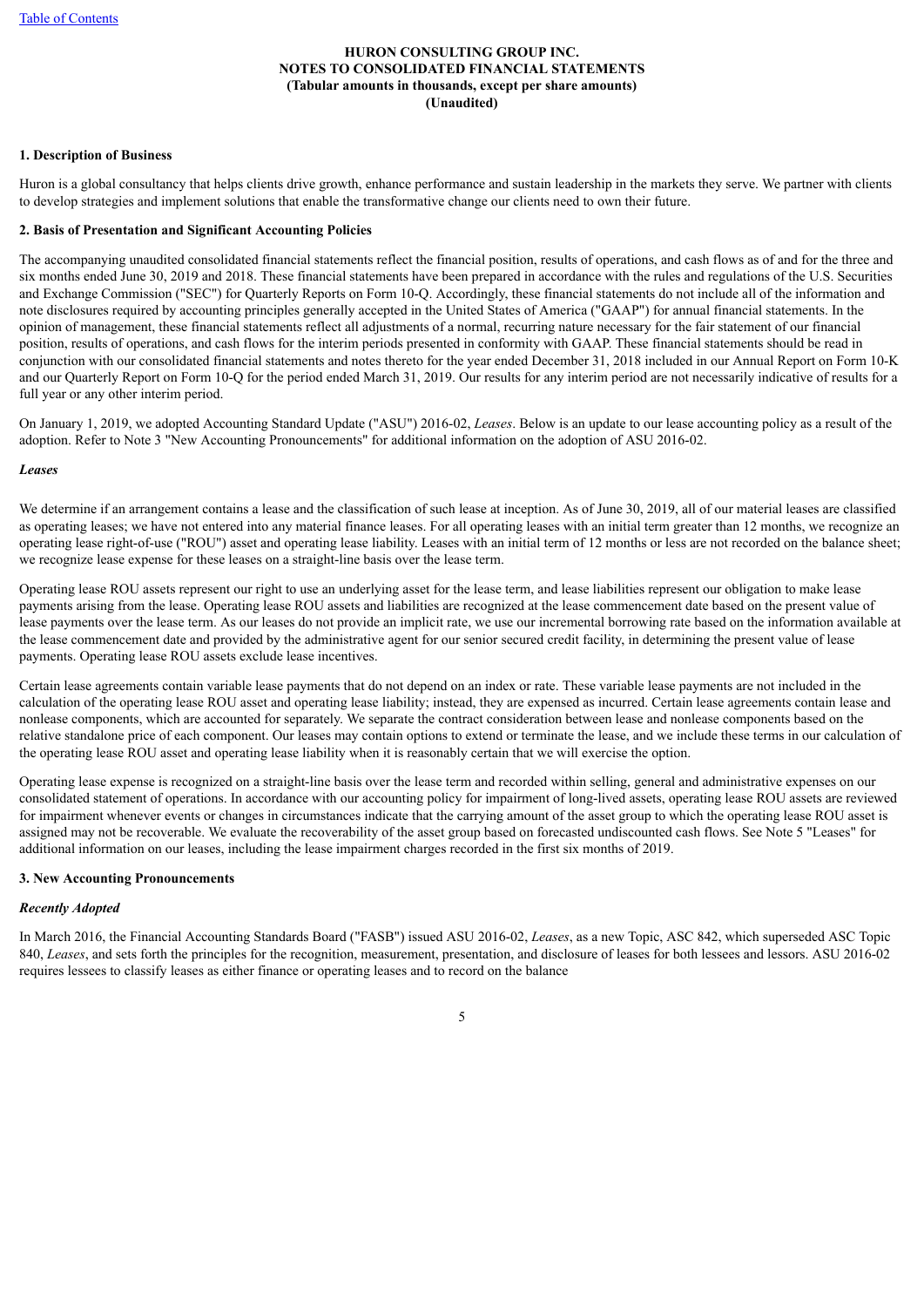**HURON CONSULTING GROUP INC.**
**NOTES TO CONSOLIDATED FINANCIAL STATEMENTS**
**(Tabular amounts in thousands, except per share amounts)**
**(Unaudited)**

## 1. Description of Business

Huron is a global consultancy that helps clients drive growth, enhance performance and sustain leadership in the markets they serve. We partner with clients to develop strategies and implement solutions that enable the transformative change our clients need to own their future.

## 2. Basis of Presentation and Significant Accounting Policies

The accompanying unaudited consolidated financial statements reflect the financial position, results of operations, and cash flows as of and for the three and six months ended June 30, 2019 and 2018. These financial statements have been prepared in accordance with the rules and regulations of the U.S. Securities and Exchange Commission ("SEC") for Quarterly Reports on Form 10-Q. Accordingly, these financial statements do not include all of the information and note disclosures required by accounting principles generally accepted in the United States of America ("GAAP") for annual financial statements. In the opinion of management, these financial statements reflect all adjustments of a normal, recurring nature necessary for the fair statement of our financial position, results of operations, and cash flows for the interim periods presented in conformity with GAAP. These financial statements should be read in conjunction with our consolidated financial statements and notes thereto for the year ended December 31, 2018 included in our Annual Report on Form 10-K and our Quarterly Report on Form 10-Q for the period ended March 31, 2019. Our results for any interim period are not necessarily indicative of results for a full year or any other interim period.

On January 1, 2019, we adopted Accounting Standard Update ("ASU") 2016-02, *Leases*. Below is an update to our lease accounting policy as a result of the adoption. Refer to Note 3 "New Accounting Pronouncements" for additional information on the adoption of ASU 2016-02.

### *Leases*

We determine if an arrangement contains a lease and the classification of such lease at inception. As of June 30, 2019, all of our material leases are classified as operating leases; we have not entered into any material finance leases. For all operating leases with an initial term greater than 12 months, we recognize an operating lease right-of-use ("ROU") asset and operating lease liability. Leases with an initial term of 12 months or less are not recorded on the balance sheet; we recognize lease expense for these leases on a straight-line basis over the lease term.

Operating lease ROU assets represent our right to use an underlying asset for the lease term, and lease liabilities represent our obligation to make lease payments arising from the lease. Operating lease ROU assets and liabilities are recognized at the lease commencement date based on the present value of lease payments over the lease term. As our leases do not provide an implicit rate, we use our incremental borrowing rate based on the information available at the lease commencement date and provided by the administrative agent for our senior secured credit facility, in determining the present value of lease payments. Operating lease ROU assets exclude lease incentives.

Certain lease agreements contain variable lease payments that do not depend on an index or rate. These variable lease payments are not included in the calculation of the operating lease ROU asset and operating lease liability; instead, they are expensed as incurred. Certain lease agreements contain lease and nonlease components, which are accounted for separately. We separate the contract consideration between lease and nonlease components based on the relative standalone price of each component. Our leases may contain options to extend or terminate the lease, and we include these terms in our calculation of the operating lease ROU asset and operating lease liability when it is reasonably certain that we will exercise the option.

Operating lease expense is recognized on a straight-line basis over the lease term and recorded within selling, general and administrative expenses on our consolidated statement of operations. In accordance with our accounting policy for impairment of long-lived assets, operating lease ROU assets are reviewed for impairment whenever events or changes in circumstances indicate that the carrying amount of the asset group to which the operating lease ROU asset is assigned may not be recoverable. We evaluate the recoverability of the asset group based on forecasted undiscounted cash flows. See Note 5 "Leases" for additional information on our leases, including the lease impairment charges recorded in the first six months of 2019.

## 3. New Accounting Pronouncements

### *Recently Adopted*

In March 2016, the Financial Accounting Standards Board ("FASB") issued ASU 2016-02, *Leases*, as a new Topic, ASC 842, which superseded ASC Topic 840, *Leases*, and sets forth the principles for the recognition, measurement, presentation, and disclosure of leases for both lessees and lessors. ASU 2016-02 requires lessees to classify leases as either finance or operating leases and to record on the balance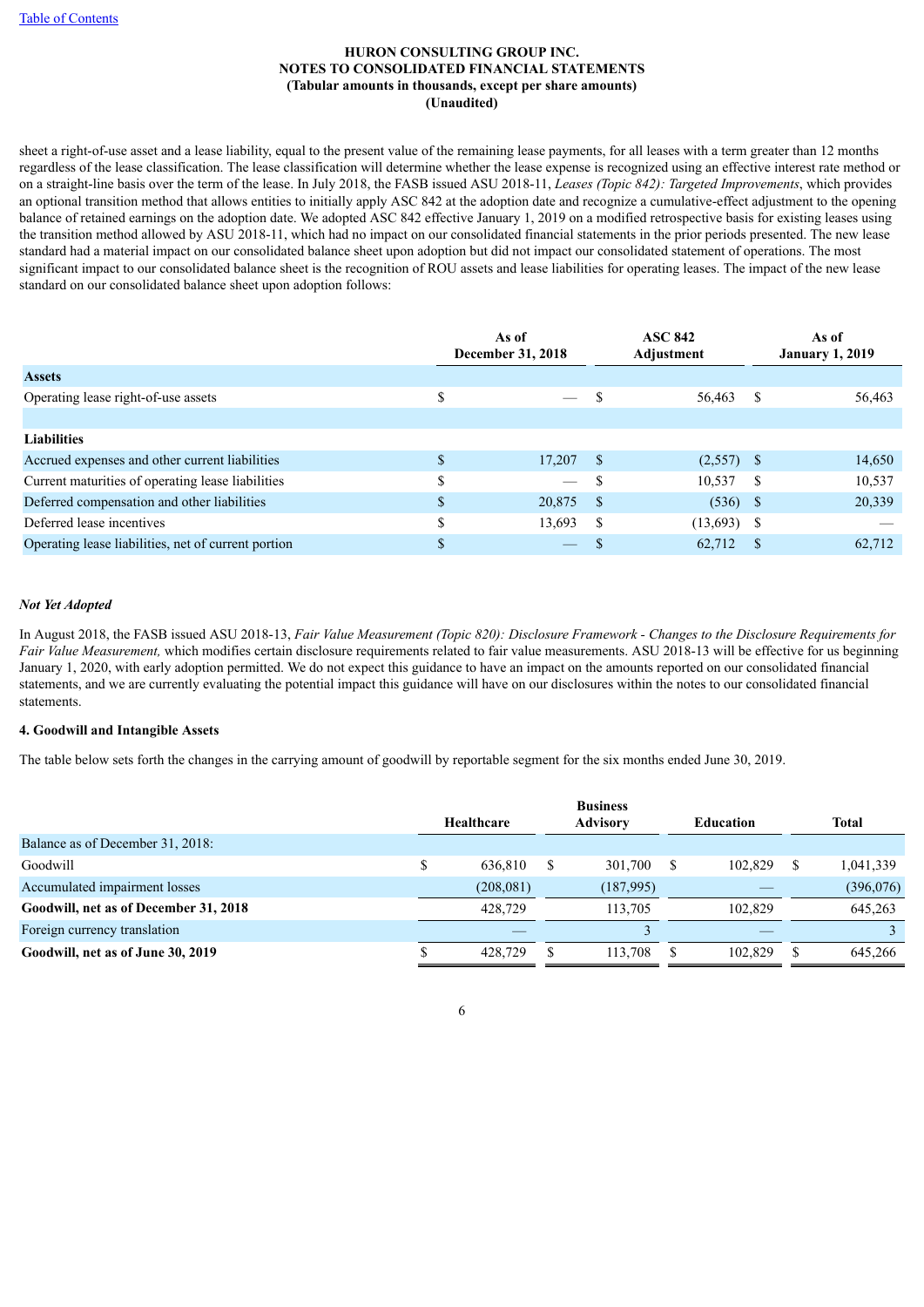sheet a right-of-use asset and a lease liability, equal to the present value of the remaining lease payments, for all leases with a term greater than 12 months regardless of the lease classification. The lease classification will determine whether the lease expense is recognized using an effective interest rate method or on a straight-line basis over the term of the lease. In July 2018, the FASB issued ASU 2018-11, *Leases (Topic 842): Targeted Improvements*, which provides an optional transition method that allows entities to initially apply ASC 842 at the adoption date and recognize a cumulative-effect adjustment to the opening balance of retained earnings on the adoption date. We adopted ASC 842 effective January 1, 2019 on a modified retrospective basis for existing leases using the transition method allowed by ASU 2018-11, which had no impact on our consolidated financial statements in the prior periods presented. The new lease standard had a material impact on our consolidated balance sheet upon adoption but did not impact our consolidated statement of operations. The most significant impact to our consolidated balance sheet is the recognition of ROU assets and lease liabilities for operating leases. The impact of the new lease standard on our consolidated balance sheet upon adoption follows:

| | As of December 31, 2018 | ASC 842 Adjustment | As of January 1, 2019 |
|---|---|---|---|
| **Assets** | | | |
| Operating lease right-of-use assets | $ — | $ 56,463 | $ 56,463 |
| | | | |
| **Liabilities** | | | |
| Accrued expenses and other current liabilities | $ 17,207 | $ (2,557) | $ 14,650 |
| Current maturities of operating lease liabilities | $ — | $ 10,537 | $ 10,537 |
| Deferred compensation and other liabilities | $ 20,875 | $ (536) | $ 20,339 |
| Deferred lease incentives | $ 13,693 | $ (13,693) | $ — |
| Operating lease liabilities, net of current portion | $ — | $ 62,712 | $ 62,712 |

***Not Yet Adopted***

In August 2018, the FASB issued ASU 2018-13, *Fair Value Measurement (Topic 820): Disclosure Framework - Changes to the Disclosure Requirements for Fair Value Measurement,* which modifies certain disclosure requirements related to fair value measurements. ASU 2018-13 will be effective for us beginning January 1, 2020, with early adoption permitted. We do not expect this guidance to have an impact on the amounts reported on our consolidated financial statements, and we are currently evaluating the potential impact this guidance will have on our disclosures within the notes to our consolidated financial statements.

**4. Goodwill and Intangible Assets**

The table below sets forth the changes in the carrying amount of goodwill by reportable segment for the six months ended June 30, 2019.

| | Healthcare | Business Advisory | Education | Total |
|---|---|---|---|---|
| Balance as of December 31, 2018: | | | | |
| Goodwill | $ 636,810 | $ 301,700 | $ 102,829 | $ 1,041,339 |
| Accumulated impairment losses | (208,081) | (187,995) | — | (396,076) |
| **Goodwill, net as of December 31, 2018** | 428,729 | 113,705 | 102,829 | 645,263 |
| Foreign currency translation | — | 3 | — | 3 |
| **Goodwill, net as of June 30, 2019** | $ 428,729 | $ 113,708 | $ 102,829 | $ 645,266 |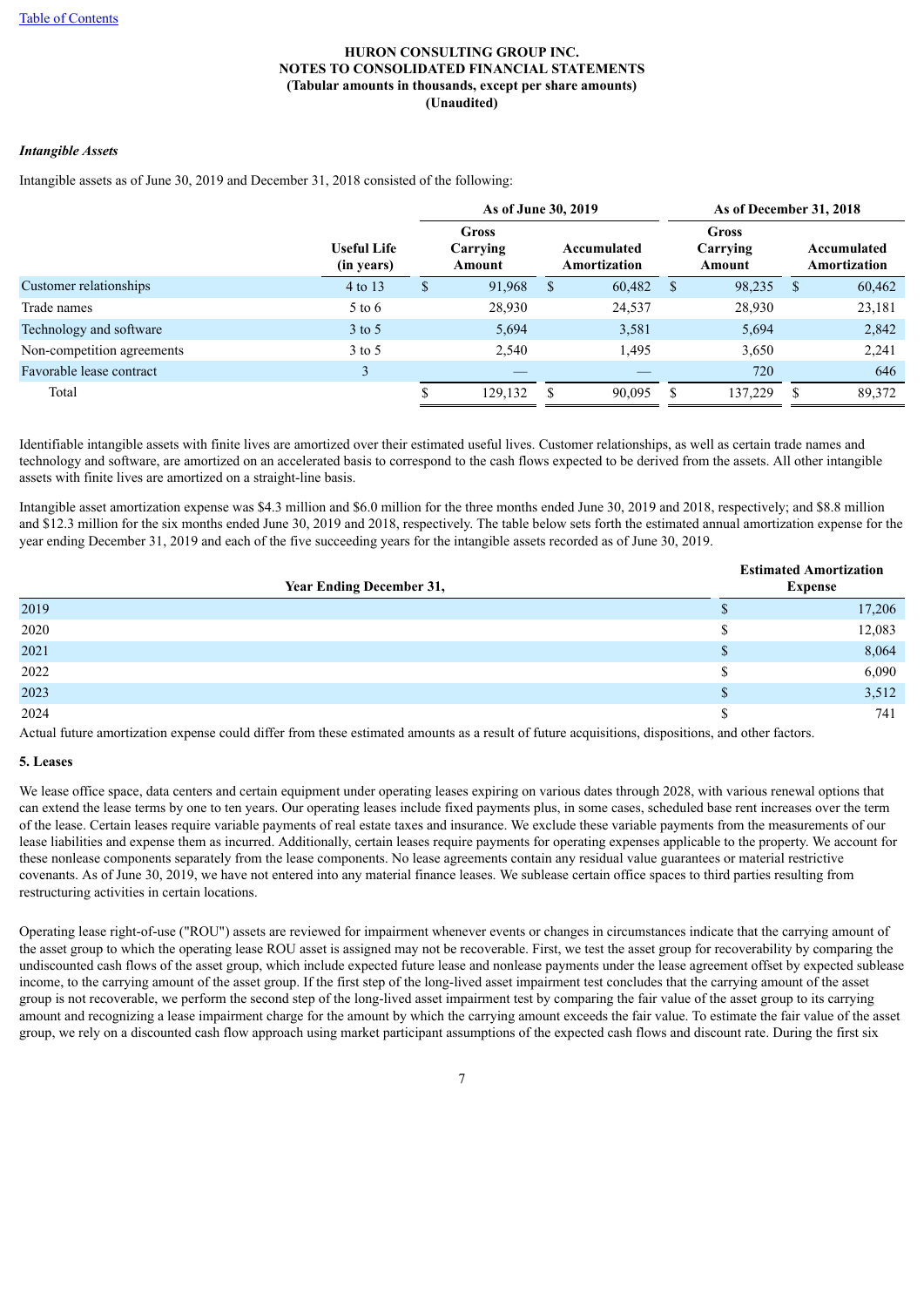HURON CONSULTING GROUP INC.
NOTES TO CONSOLIDATED FINANCIAL STATEMENTS
(Tabular amounts in thousands, except per share amounts)
(Unaudited)

***Intangible Assets***

Intangible assets as of June 30, 2019 and December 31, 2018 consisted of the following:

| | | As of June 30, 2019 | | As of December 31, 2018 | |
|---|---|---|---|---|---|
| | **Useful Life (in years)** | **Gross Carrying Amount** | **Accumulated Amortization** | **Gross Carrying Amount** | **Accumulated Amortization** |
| Customer relationships | 4 to 13 | $ 91,968 | $ 60,482 | $ 98,235 | $ 60,462 |
| Trade names | 5 to 6 | 28,930 | 24,537 | 28,930 | 23,181 |
| Technology and software | 3 to 5 | 5,694 | 3,581 | 5,694 | 2,842 |
| Non-competition agreements | 3 to 5 | 2,540 | 1,495 | 3,650 | 2,241 |
| Favorable lease contract | 3 | — | — | 720 | 646 |
| Total | | $ 129,132 | $ 90,095 | $ 137,229 | $ 89,372 |

Identifiable intangible assets with finite lives are amortized over their estimated useful lives. Customer relationships, as well as certain trade names and technology and software, are amortized on an accelerated basis to correspond to the cash flows expected to be derived from the assets. All other intangible assets with finite lives are amortized on a straight-line basis.

Intangible asset amortization expense was $4.3 million and $6.0 million for the three months ended June 30, 2019 and 2018, respectively; and $8.8 million and $12.3 million for the six months ended June 30, 2019 and 2018, respectively. The table below sets forth the estimated annual amortization expense for the year ending December 31, 2019 and each of the five succeeding years for the intangible assets recorded as of June 30, 2019.

| Year Ending December 31, | Estimated Amortization Expense |
|---|---|
| 2019 | $ 17,206 |
| 2020 | $ 12,083 |
| 2021 | $ 8,064 |
| 2022 | $ 6,090 |
| 2023 | $ 3,512 |
| 2024 | $ 741 |

Actual future amortization expense could differ from these estimated amounts as a result of future acquisitions, dispositions, and other factors.

**5. Leases**

We lease office space, data centers and certain equipment under operating leases expiring on various dates through 2028, with various renewal options that can extend the lease terms by one to ten years. Our operating leases include fixed payments plus, in some cases, scheduled base rent increases over the term of the lease. Certain leases require variable payments of real estate taxes and insurance. We exclude these variable payments from the measurements of our lease liabilities and expense them as incurred. Additionally, certain leases require payments for operating expenses applicable to the property. We account for these nonlease components separately from the lease components. No lease agreements contain any residual value guarantees or material restrictive covenants. As of June 30, 2019, we have not entered into any material finance leases. We sublease certain office spaces to third parties resulting from restructuring activities in certain locations.

Operating lease right-of-use ("ROU") assets are reviewed for impairment whenever events or changes in circumstances indicate that the carrying amount of the asset group to which the operating lease ROU asset is assigned may not be recoverable. First, we test the asset group for recoverability by comparing the undiscounted cash flows of the asset group, which include expected future lease and nonlease payments under the lease agreement offset by expected sublease income, to the carrying amount of the asset group. If the first step of the long-lived asset impairment test concludes that the carrying amount of the asset group is not recoverable, we perform the second step of the long-lived asset impairment test by comparing the fair value of the asset group to its carrying amount and recognizing a lease impairment charge for the amount by which the carrying amount exceeds the fair value. To estimate the fair value of the asset group, we rely on a discounted cash flow approach using market participant assumptions of the expected cash flows and discount rate. During the first six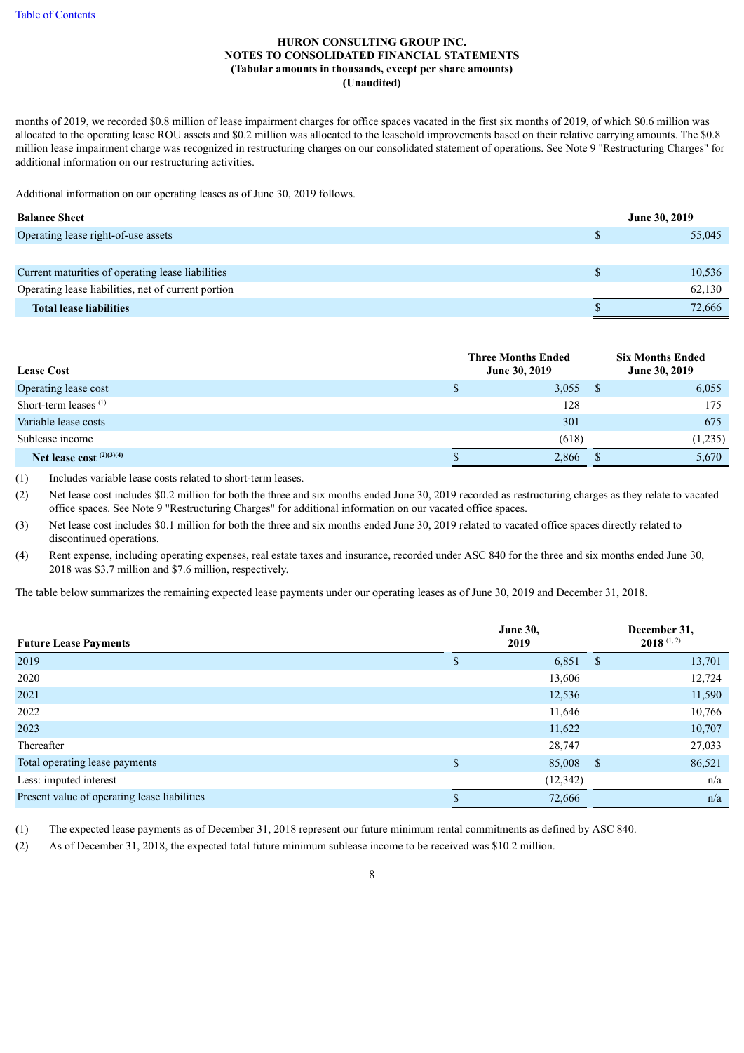**HURON CONSULTING GROUP INC.**
**NOTES TO CONSOLIDATED FINANCIAL STATEMENTS**
**(Tabular amounts in thousands, except per share amounts)**
**(Unaudited)**

months of 2019, we recorded $0.8 million of lease impairment charges for office spaces vacated in the first six months of 2019, of which $0.6 million was allocated to the operating lease ROU assets and $0.2 million was allocated to the leasehold improvements based on their relative carrying amounts. The $0.8 million lease impairment charge was recognized in restructuring charges on our consolidated statement of operations. See Note 9 "Restructuring Charges" for additional information on our restructuring activities.

Additional information on our operating leases as of June 30, 2019 follows.

| Balance Sheet | June 30, 2019 |
|---|---|
| Operating lease right-of-use assets | $ 55,045 |
| | |
| Current maturities of operating lease liabilities | $ 10,536 |
| Operating lease liabilities, net of current portion | 62,130 |
| **Total lease liabilities** | $ 72,666 |

| Lease Cost | Three Months Ended June 30, 2019 | Six Months Ended June 30, 2019 |
|---|---|---|
| Operating lease cost | $ 3,055 | $ 6,055 |
| Short-term leases [1] | 128 | 175 |
| Variable lease costs | 301 | 675 |
| Sublease income | (618) | (1,235) |
| **Net lease cost [2][3][4]** | $ 2,866 | $ 5,670 |

(1) Includes variable lease costs related to short-term leases.

(2) Net lease cost includes $0.2 million for both the three and six months ended June 30, 2019 recorded as restructuring charges as they relate to vacated office spaces. See Note 9 "Restructuring Charges" for additional information on our vacated office spaces.

(3) Net lease cost includes $0.1 million for both the three and six months ended June 30, 2019 related to vacated office spaces directly related to discontinued operations.

(4) Rent expense, including operating expenses, real estate taxes and insurance, recorded under ASC 840 for the three and six months ended June 30, 2018 was $3.7 million and $7.6 million, respectively.

The table below summarizes the remaining expected lease payments under our operating leases as of June 30, 2019 and December 31, 2018.

| Future Lease Payments | June 30, 2019 | December 31, 2018 [1, 2] |
|---|---|---|
| 2019 | $ 6,851 | $ 13,701 |
| 2020 | 13,606 | 12,724 |
| 2021 | 12,536 | 11,590 |
| 2022 | 11,646 | 10,766 |
| 2023 | 11,622 | 10,707 |
| Thereafter | 28,747 | 27,033 |
| Total operating lease payments | $ 85,008 | $ 86,521 |
| Less: imputed interest | (12,342) | n/a |
| Present value of operating lease liabilities | $ 72,666 | n/a |

(1) The expected lease payments as of December 31, 2018 represent our future minimum rental commitments as defined by ASC 840.

(2) As of December 31, 2018, the expected total future minimum sublease income to be received was $10.2 million.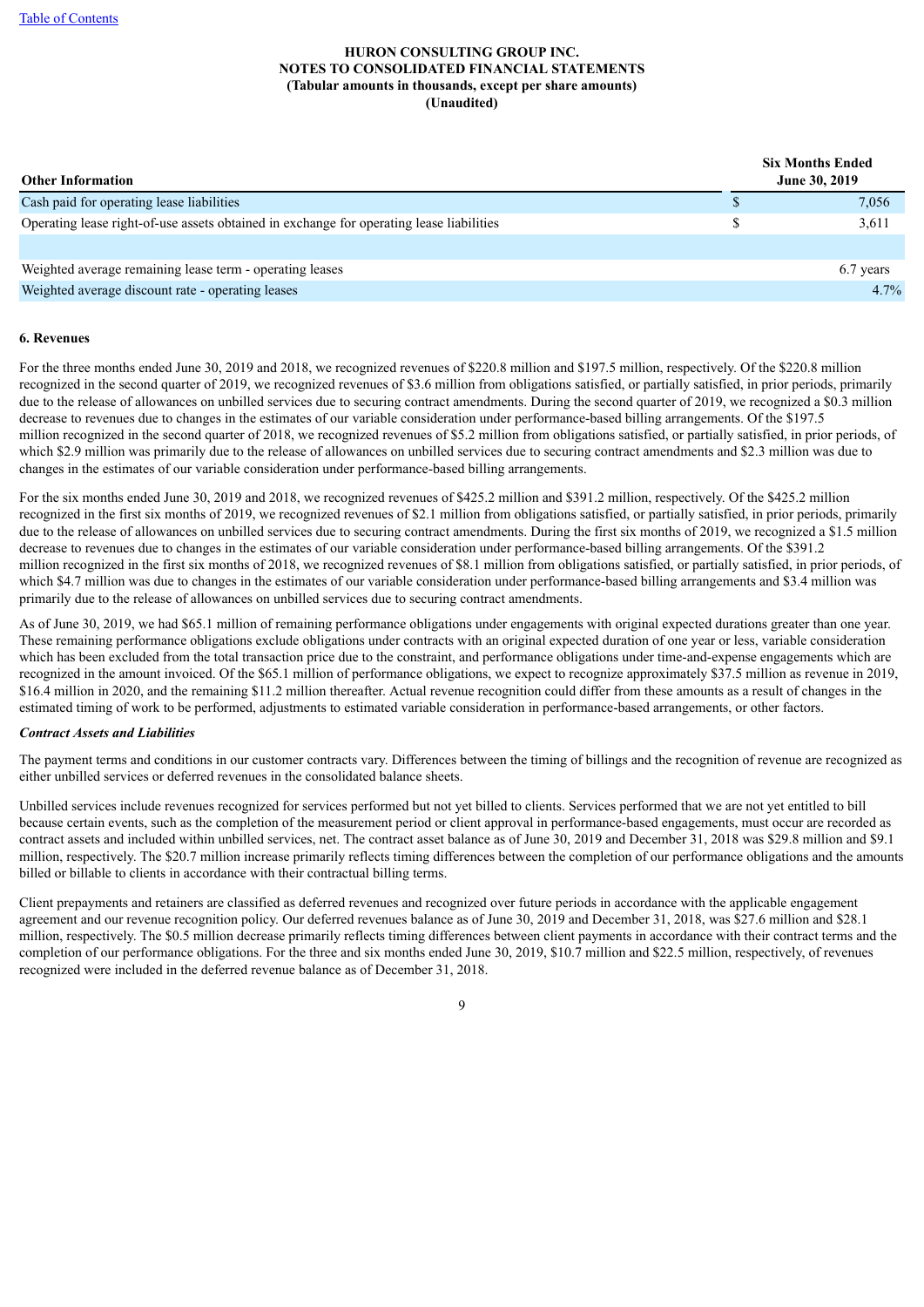HURON CONSULTING GROUP INC.
NOTES TO CONSOLIDATED FINANCIAL STATEMENTS
(Tabular amounts in thousands, except per share amounts)
(Unaudited)

| Other Information | Six Months Ended June 30, 2019 |
|---|---|
| Cash paid for operating lease liabilities | $ 7,056 |
| Operating lease right-of-use assets obtained in exchange for operating lease liabilities | $ 3,611 |
| | |
| Weighted average remaining lease term - operating leases | 6.7 years |
| Weighted average discount rate - operating leases | 4.7% |

### 6. Revenues

For the three months ended June 30, 2019 and 2018, we recognized revenues of $220.8 million and $197.5 million, respectively. Of the $220.8 million recognized in the second quarter of 2019, we recognized revenues of $3.6 million from obligations satisfied, or partially satisfied, in prior periods, primarily due to the release of allowances on unbilled services due to securing contract amendments. During the second quarter of 2019, we recognized a $0.3 million decrease to revenues due to changes in the estimates of our variable consideration under performance-based billing arrangements. Of the $197.5 million recognized in the second quarter of 2018, we recognized revenues of $5.2 million from obligations satisfied, or partially satisfied, in prior periods, of which $2.9 million was primarily due to the release of allowances on unbilled services due to securing contract amendments and $2.3 million was due to changes in the estimates of our variable consideration under performance-based billing arrangements.

For the six months ended June 30, 2019 and 2018, we recognized revenues of $425.2 million and $391.2 million, respectively. Of the $425.2 million recognized in the first six months of 2019, we recognized revenues of $2.1 million from obligations satisfied, or partially satisfied, in prior periods, primarily due to the release of allowances on unbilled services due to securing contract amendments. During the first six months of 2019, we recognized a $1.5 million decrease to revenues due to changes in the estimates of our variable consideration under performance-based billing arrangements. Of the $391.2 million recognized in the first six months of 2018, we recognized revenues of $8.1 million from obligations satisfied, or partially satisfied, in prior periods, of which $4.7 million was due to changes in the estimates of our variable consideration under performance-based billing arrangements and $3.4 million was primarily due to the release of allowances on unbilled services due to securing contract amendments.

As of June 30, 2019, we had $65.1 million of remaining performance obligations under engagements with original expected durations greater than one year. These remaining performance obligations exclude obligations under contracts with an original expected duration of one year or less, variable consideration which has been excluded from the total transaction price due to the constraint, and performance obligations under time-and-expense engagements which are recognized in the amount invoiced. Of the $65.1 million of performance obligations, we expect to recognize approximately $37.5 million as revenue in 2019, $16.4 million in 2020, and the remaining $11.2 million thereafter. Actual revenue recognition could differ from these amounts as a result of changes in the estimated timing of work to be performed, adjustments to estimated variable consideration in performance-based arrangements, or other factors.

*Contract Assets and Liabilities*

The payment terms and conditions in our customer contracts vary. Differences between the timing of billings and the recognition of revenue are recognized as either unbilled services or deferred revenues in the consolidated balance sheets.

Unbilled services include revenues recognized for services performed but not yet billed to clients. Services performed that we are not yet entitled to bill because certain events, such as the completion of the measurement period or client approval in performance-based engagements, must occur are recorded as contract assets and included within unbilled services, net. The contract asset balance as of June 30, 2019 and December 31, 2018 was $29.8 million and $9.1 million, respectively. The $20.7 million increase primarily reflects timing differences between the completion of our performance obligations and the amounts billed or billable to clients in accordance with their contractual billing terms.

Client prepayments and retainers are classified as deferred revenues and recognized over future periods in accordance with the applicable engagement agreement and our revenue recognition policy. Our deferred revenues balance as of June 30, 2019 and December 31, 2018, was $27.6 million and $28.1 million, respectively. The $0.5 million decrease primarily reflects timing differences between client payments in accordance with their contract terms and the completion of our performance obligations. For the three and six months ended June 30, 2019, $10.7 million and $22.5 million, respectively, of revenues recognized were included in the deferred revenue balance as of December 31, 2018.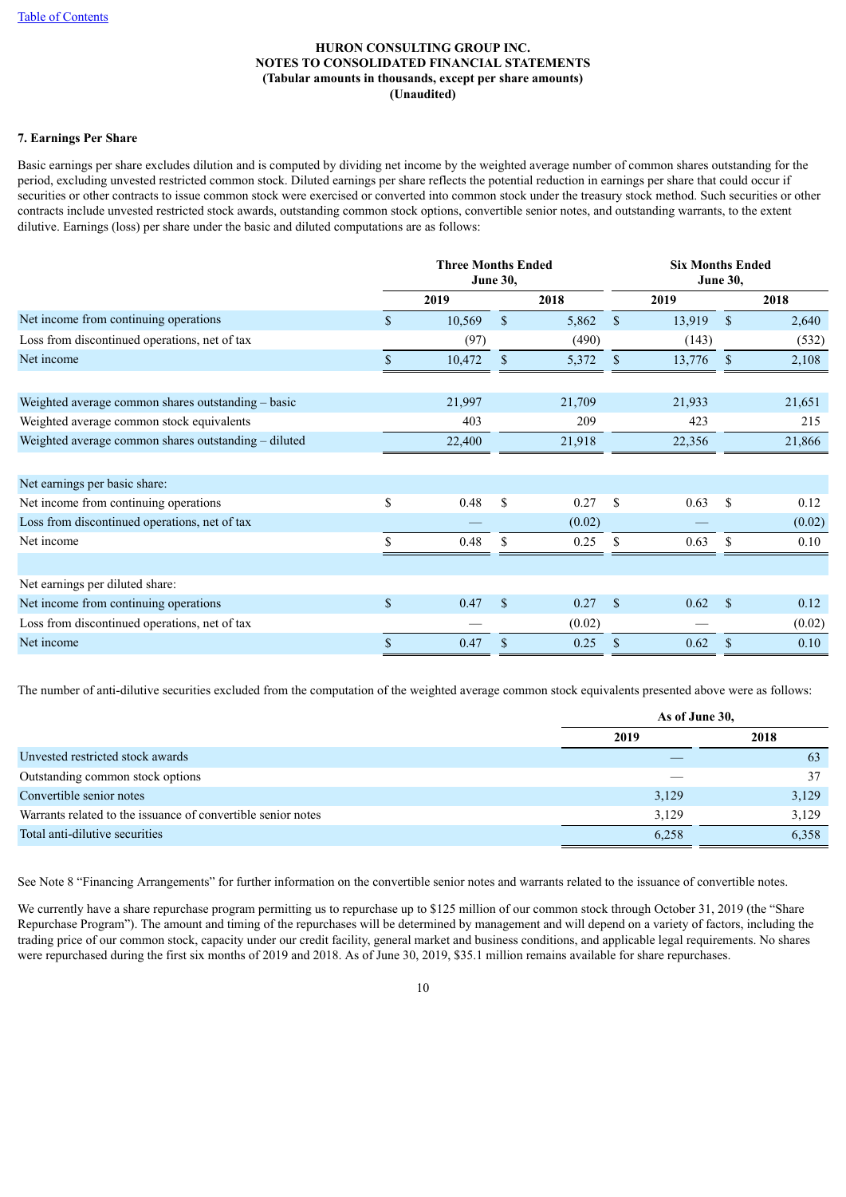HURON CONSULTING GROUP INC.
NOTES TO CONSOLIDATED FINANCIAL STATEMENTS
(Tabular amounts in thousands, except per share amounts)
(Unaudited)

**7. Earnings Per Share**

Basic earnings per share excludes dilution and is computed by dividing net income by the weighted average number of common shares outstanding for the period, excluding unvested restricted common stock. Diluted earnings per share reflects the potential reduction in earnings per share that could occur if securities or other contracts to issue common stock were exercised or converted into common stock under the treasury stock method. Such securities or other contracts include unvested restricted stock awards, outstanding common stock options, convertible senior notes, and outstanding warrants, to the extent dilutive. Earnings (loss) per share under the basic and diluted computations are as follows:

| | Three Months Ended June 30, | | Six Months Ended June 30, | |
|---|---|---|---|---|
| | 2019 | 2018 | 2019 | 2018 |
| Net income from continuing operations | $ 10,569 | $ 5,862 | $ 13,919 | $ 2,640 |
| Loss from discontinued operations, net of tax | (97) | (490) | (143) | (532) |
| Net income | $ 10,472 | $ 5,372 | $ 13,776 | $ 2,108 |
| | | | | |
| Weighted average common shares outstanding – basic | 21,997 | 21,709 | 21,933 | 21,651 |
| Weighted average common stock equivalents | 403 | 209 | 423 | 215 |
| Weighted average common shares outstanding – diluted | 22,400 | 21,918 | 22,356 | 21,866 |
| | | | | |
| Net earnings per basic share: | | | | |
| Net income from continuing operations | $ 0.48 | $ 0.27 | $ 0.63 | $ 0.12 |
| Loss from discontinued operations, net of tax | — | (0.02) | — | (0.02) |
| Net income | $ 0.48 | $ 0.25 | $ 0.63 | $ 0.10 |
| | | | | |
| Net earnings per diluted share: | | | | |
| Net income from continuing operations | $ 0.47 | $ 0.27 | $ 0.62 | $ 0.12 |
| Loss from discontinued operations, net of tax | — | (0.02) | — | (0.02) |
| Net income | $ 0.47 | $ 0.25 | $ 0.62 | $ 0.10 |

The number of anti-dilutive securities excluded from the computation of the weighted average common stock equivalents presented above were as follows:

| | As of June 30, | |
|---|---|---|
| | 2019 | 2018 |
| Unvested restricted stock awards | — | 63 |
| Outstanding common stock options | — | 37 |
| Convertible senior notes | 3,129 | 3,129 |
| Warrants related to the issuance of convertible senior notes | 3,129 | 3,129 |
| Total anti-dilutive securities | 6,258 | 6,358 |

See Note 8 "Financing Arrangements" for further information on the convertible senior notes and warrants related to the issuance of convertible notes.

We currently have a share repurchase program permitting us to repurchase up to $125 million of our common stock through October 31, 2019 (the "Share Repurchase Program"). The amount and timing of the repurchases will be determined by management and will depend on a variety of factors, including the trading price of our common stock, capacity under our credit facility, general market and business conditions, and applicable legal requirements. No shares were repurchased during the first six months of 2019 and 2018. As of June 30, 2019, $35.1 million remains available for share repurchases.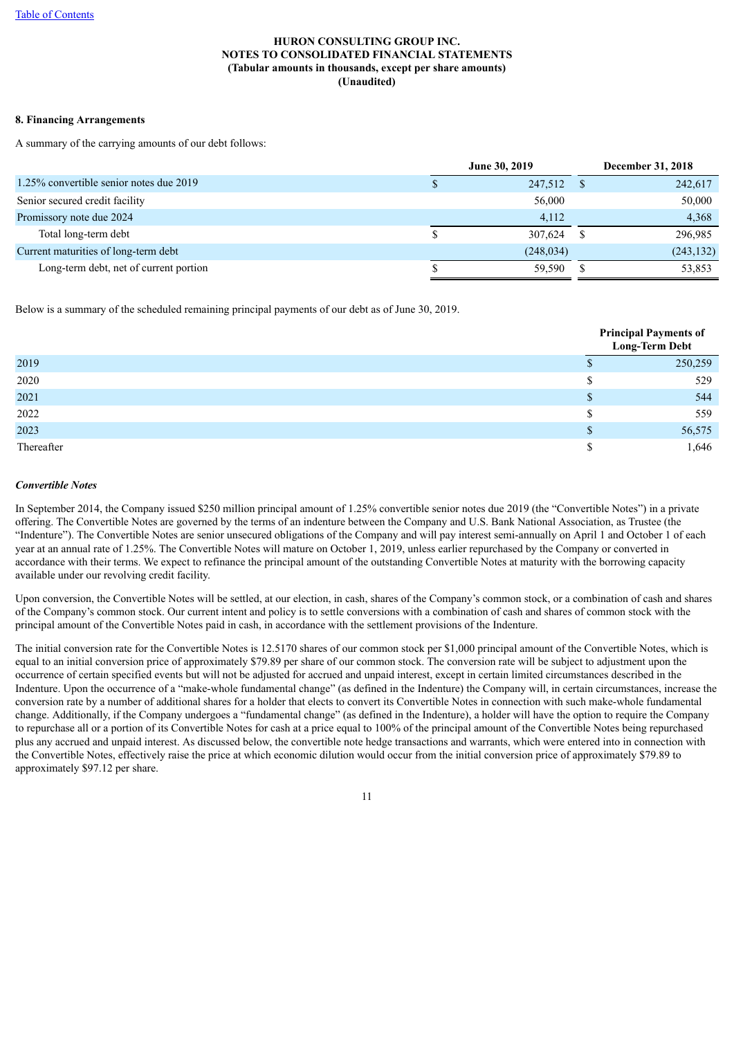**HURON CONSULTING GROUP INC.**
**NOTES TO CONSOLIDATED FINANCIAL STATEMENTS**
**(Tabular amounts in thousands, except per share amounts)**
**(Unaudited)**

**8. Financing Arrangements**

A summary of the carrying amounts of our debt follows:

| | June 30, 2019 | December 31, 2018 |
|---|---|---|
| 1.25% convertible senior notes due 2019 | $ 247,512 | $ 242,617 |
| Senior secured credit facility | 56,000 | 50,000 |
| Promissory note due 2024 | 4,112 | 4,368 |
| Total long-term debt | $ 307,624 | $ 296,985 |
| Current maturities of long-term debt | (248,034) | (243,132) |
| Long-term debt, net of current portion | $ 59,590 | $ 53,853 |

Below is a summary of the scheduled remaining principal payments of our debt as of June 30, 2019.

| | Principal Payments of Long-Term Debt |
|---|---|
| 2019 | $ 250,259 |
| 2020 | $ 529 |
| 2021 | $ 544 |
| 2022 | $ 559 |
| 2023 | $ 56,575 |
| Thereafter | $ 1,646 |

***Convertible Notes***

In September 2014, the Company issued $250 million principal amount of 1.25% convertible senior notes due 2019 (the "Convertible Notes") in a private offering. The Convertible Notes are governed by the terms of an indenture between the Company and U.S. Bank National Association, as Trustee (the "Indenture"). The Convertible Notes are senior unsecured obligations of the Company and will pay interest semi-annually on April 1 and October 1 of each year at an annual rate of 1.25%. The Convertible Notes will mature on October 1, 2019, unless earlier repurchased by the Company or converted in accordance with their terms. We expect to refinance the principal amount of the outstanding Convertible Notes at maturity with the borrowing capacity available under our revolving credit facility.

Upon conversion, the Convertible Notes will be settled, at our election, in cash, shares of the Company's common stock, or a combination of cash and shares of the Company's common stock. Our current intent and policy is to settle conversions with a combination of cash and shares of common stock with the principal amount of the Convertible Notes paid in cash, in accordance with the settlement provisions of the Indenture.

The initial conversion rate for the Convertible Notes is 12.5170 shares of our common stock per $1,000 principal amount of the Convertible Notes, which is equal to an initial conversion price of approximately $79.89 per share of our common stock. The conversion rate will be subject to adjustment upon the occurrence of certain specified events but will not be adjusted for accrued and unpaid interest, except in certain limited circumstances described in the Indenture. Upon the occurrence of a "make-whole fundamental change" (as defined in the Indenture) the Company will, in certain circumstances, increase the conversion rate by a number of additional shares for a holder that elects to convert its Convertible Notes in connection with such make-whole fundamental change. Additionally, if the Company undergoes a "fundamental change" (as defined in the Indenture), a holder will have the option to require the Company to repurchase all or a portion of its Convertible Notes for cash at a price equal to 100% of the principal amount of the Convertible Notes being repurchased plus any accrued and unpaid interest. As discussed below, the convertible note hedge transactions and warrants, which were entered into in connection with the Convertible Notes, effectively raise the price at which economic dilution would occur from the initial conversion price of approximately $79.89 to approximately $97.12 per share.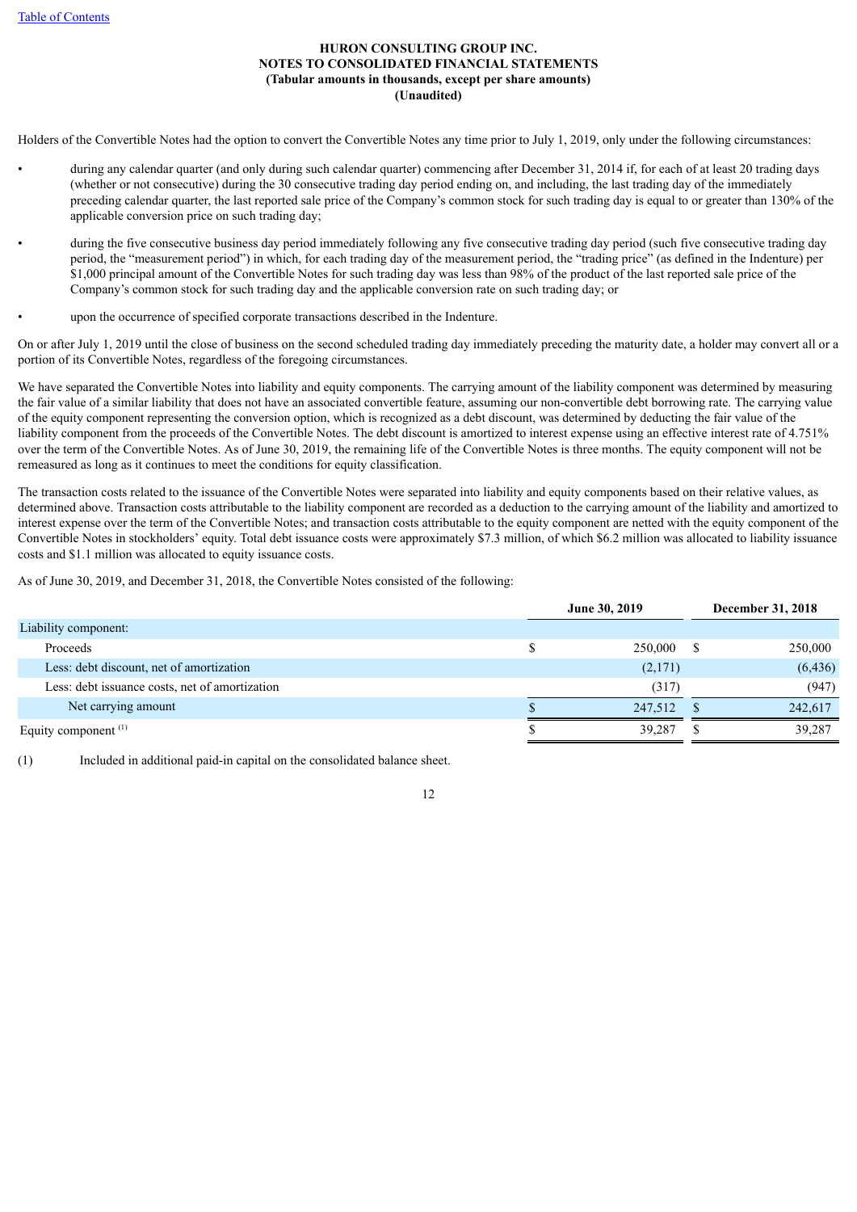Holders of the Convertible Notes had the option to convert the Convertible Notes any time prior to July 1, 2019, only under the following circumstances:

- during any calendar quarter (and only during such calendar quarter) commencing after December 31, 2014 if, for each of at least 20 trading days (whether or not consecutive) during the 30 consecutive trading day period ending on, and including, the last trading day of the immediately preceding calendar quarter, the last reported sale price of the Company's common stock for such trading day is equal to or greater than 130% of the applicable conversion price on such trading day;

- during the five consecutive business day period immediately following any five consecutive trading day period (such five consecutive trading day period, the "measurement period") in which, for each trading day of the measurement period, the "trading price" (as defined in the Indenture) per $1,000 principal amount of the Convertible Notes for such trading day was less than 98% of the product of the last reported sale price of the Company's common stock for such trading day and the applicable conversion rate on such trading day; or

- upon the occurrence of specified corporate transactions described in the Indenture.

On or after July 1, 2019 until the close of business on the second scheduled trading day immediately preceding the maturity date, a holder may convert all or a portion of its Convertible Notes, regardless of the foregoing circumstances.

We have separated the Convertible Notes into liability and equity components. The carrying amount of the liability component was determined by measuring the fair value of a similar liability that does not have an associated convertible feature, assuming our non-convertible debt borrowing rate. The carrying value of the equity component representing the conversion option, which is recognized as a debt discount, was determined by deducting the fair value of the liability component from the proceeds of the Convertible Notes. The debt discount is amortized to interest expense using an effective interest rate of 4.751% over the term of the Convertible Notes. As of June 30, 2019, the remaining life of the Convertible Notes is three months. The equity component will not be remeasured as long as it continues to meet the conditions for equity classification.

The transaction costs related to the issuance of the Convertible Notes were separated into liability and equity components based on their relative values, as determined above. Transaction costs attributable to the liability component are recorded as a deduction to the carrying amount of the liability and amortized to interest expense over the term of the Convertible Notes; and transaction costs attributable to the equity component are netted with the equity component of the Convertible Notes in stockholders' equity. Total debt issuance costs were approximately $7.3 million, of which $6.2 million was allocated to liability issuance costs and $1.1 million was allocated to equity issuance costs.

As of June 30, 2019, and December 31, 2018, the Convertible Notes consisted of the following:

| | June 30, 2019 | December 31, 2018 |
|---|---|---|
| Liability component: | | |
| Proceeds | $ 250,000 | $ 250,000 |
| Less: debt discount, net of amortization | (2,171) | (6,436) |
| Less: debt issuance costs, net of amortization | (317) | (947) |
| Net carrying amount | $ 247,512 | $ 242,617 |
| Equity component [(1)] | $ 39,287 | $ 39,287 |

(1) Included in additional paid-in capital on the consolidated balance sheet.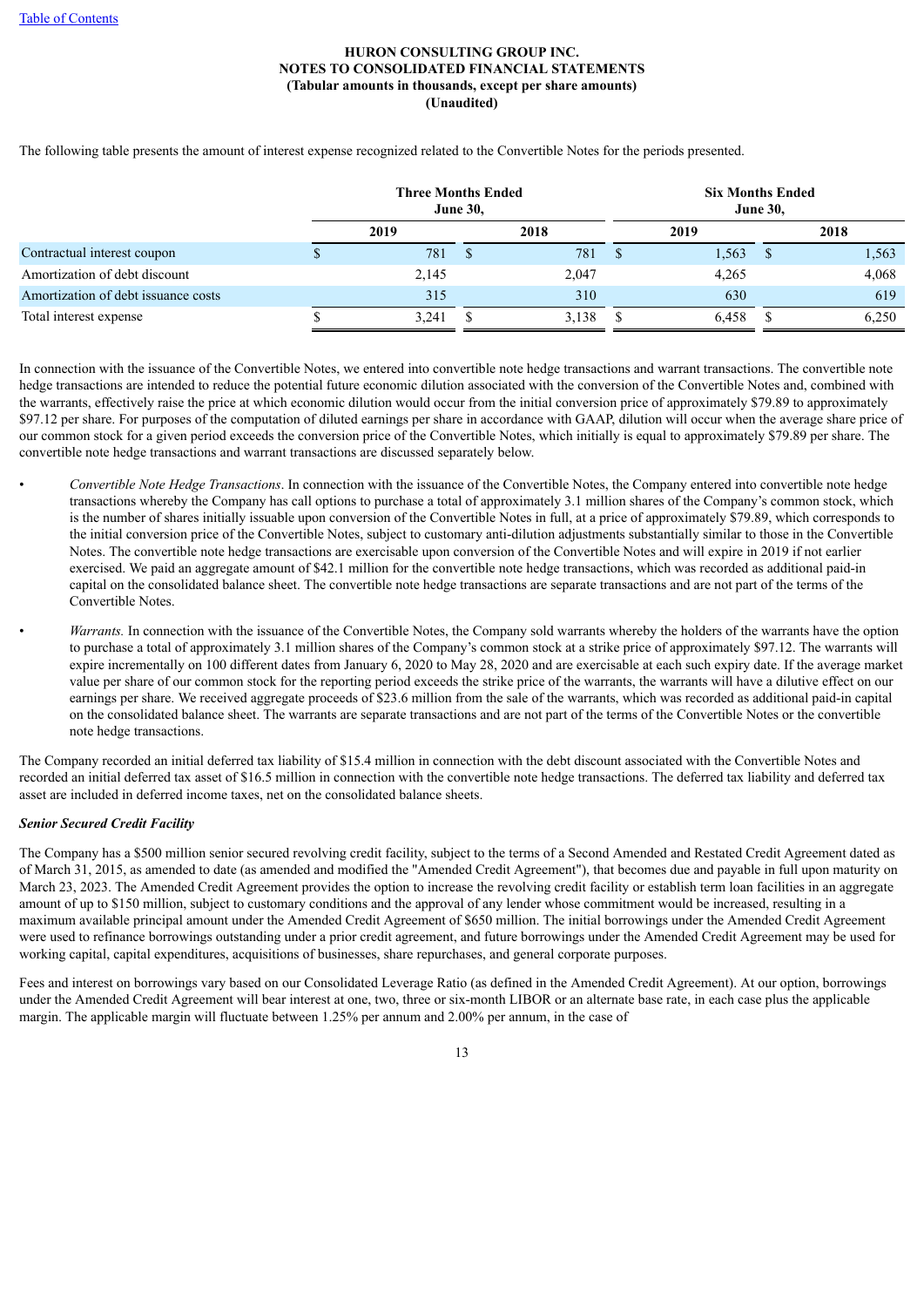**HURON CONSULTING GROUP INC.**
**NOTES TO CONSOLIDATED FINANCIAL STATEMENTS**
**(Tabular amounts in thousands, except per share amounts)**
**(Unaudited)**

The following table presents the amount of interest expense recognized related to the Convertible Notes for the periods presented.

| | Three Months Ended June 30, | | Six Months Ended June 30, | |
|---|---|---|---|---|
| | 2019 | 2018 | 2019 | 2018 |
| Contractual interest coupon | $ 781 | $ 781 | $ 1,563 | $ 1,563 |
| Amortization of debt discount | 2,145 | 2,047 | 4,265 | 4,068 |
| Amortization of debt issuance costs | 315 | 310 | 630 | 619 |
| Total interest expense | $ 3,241 | $ 3,138 | $ 6,458 | $ 6,250 |

In connection with the issuance of the Convertible Notes, we entered into convertible note hedge transactions and warrant transactions. The convertible note hedge transactions are intended to reduce the potential future economic dilution associated with the conversion of the Convertible Notes and, combined with the warrants, effectively raise the price at which economic dilution would occur from the initial conversion price of approximately $79.89 to approximately $97.12 per share. For purposes of the computation of diluted earnings per share in accordance with GAAP, dilution will occur when the average share price of our common stock for a given period exceeds the conversion price of the Convertible Notes, which initially is equal to approximately $79.89 per share. The convertible note hedge transactions and warrant transactions are discussed separately below.

- *Convertible Note Hedge Transactions*. In connection with the issuance of the Convertible Notes, the Company entered into convertible note hedge transactions whereby the Company has call options to purchase a total of approximately 3.1 million shares of the Company's common stock, which is the number of shares initially issuable upon conversion of the Convertible Notes in full, at a price of approximately $79.89, which corresponds to the initial conversion price of the Convertible Notes, subject to customary anti-dilution adjustments substantially similar to those in the Convertible Notes. The convertible note hedge transactions are exercisable upon conversion of the Convertible Notes and will expire in 2019 if not earlier exercised. We paid an aggregate amount of $42.1 million for the convertible note hedge transactions, which was recorded as additional paid-in capital on the consolidated balance sheet. The convertible note hedge transactions are separate transactions and are not part of the terms of the Convertible Notes.
- *Warrants.* In connection with the issuance of the Convertible Notes, the Company sold warrants whereby the holders of the warrants have the option to purchase a total of approximately 3.1 million shares of the Company's common stock at a strike price of approximately $97.12. The warrants will expire incrementally on 100 different dates from January 6, 2020 to May 28, 2020 and are exercisable at each such expiry date. If the average market value per share of our common stock for the reporting period exceeds the strike price of the warrants, the warrants will have a dilutive effect on our earnings per share. We received aggregate proceeds of $23.6 million from the sale of the warrants, which was recorded as additional paid-in capital on the consolidated balance sheet. The warrants are separate transactions and are not part of the terms of the Convertible Notes or the convertible note hedge transactions.

The Company recorded an initial deferred tax liability of $15.4 million in connection with the debt discount associated with the Convertible Notes and recorded an initial deferred tax asset of $16.5 million in connection with the convertible note hedge transactions. The deferred tax liability and deferred tax asset are included in deferred income taxes, net on the consolidated balance sheets.

***Senior Secured Credit Facility***

The Company has a $500 million senior secured revolving credit facility, subject to the terms of a Second Amended and Restated Credit Agreement dated as of March 31, 2015, as amended to date (as amended and modified the "Amended Credit Agreement"), that becomes due and payable in full upon maturity on March 23, 2023. The Amended Credit Agreement provides the option to increase the revolving credit facility or establish term loan facilities in an aggregate amount of up to $150 million, subject to customary conditions and the approval of any lender whose commitment would be increased, resulting in a maximum available principal amount under the Amended Credit Agreement of $650 million. The initial borrowings under the Amended Credit Agreement were used to refinance borrowings outstanding under a prior credit agreement, and future borrowings under the Amended Credit Agreement may be used for working capital, capital expenditures, acquisitions of businesses, share repurchases, and general corporate purposes.

Fees and interest on borrowings vary based on our Consolidated Leverage Ratio (as defined in the Amended Credit Agreement). At our option, borrowings under the Amended Credit Agreement will bear interest at one, two, three or six-month LIBOR or an alternate base rate, in each case plus the applicable margin. The applicable margin will fluctuate between 1.25% per annum and 2.00% per annum, in the case of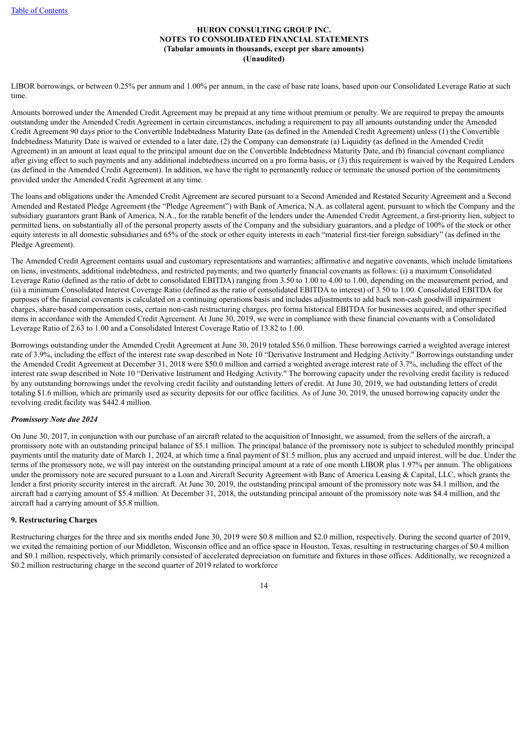LIBOR borrowings, or between 0.25% per annum and 1.00% per annum, in the case of base rate loans, based upon our Consolidated Leverage Ratio at such time.

Amounts borrowed under the Amended Credit Agreement may be prepaid at any time without premium or penalty. We are required to prepay the amounts outstanding under the Amended Credit Agreement in certain circumstances, including a requirement to pay all amounts outstanding under the Amended Credit Agreement 90 days prior to the Convertible Indebtedness Maturity Date (as defined in the Amended Credit Agreement) unless (1) the Convertible Indebtedness Maturity Date is waived or extended to a later date, (2) the Company can demonstrate (a) Liquidity (as defined in the Amended Credit Agreement) in an amount at least equal to the principal amount due on the Convertible Indebtedness Maturity Date, and (b) financial covenant compliance after giving effect to such payments and any additional indebtedness incurred on a pro forma basis, or (3) this requirement is waived by the Required Lenders (as defined in the Amended Credit Agreement). In addition, we have the right to permanently reduce or terminate the unused portion of the commitments provided under the Amended Credit Agreement at any time.

The loans and obligations under the Amended Credit Agreement are secured pursuant to a Second Amended and Restated Security Agreement and a Second Amended and Restated Pledge Agreement (the "Pledge Agreement") with Bank of America, N.A. as collateral agent, pursuant to which the Company and the subsidiary guarantors grant Bank of America, N.A., for the ratable benefit of the lenders under the Amended Credit Agreement, a first-priority lien, subject to permitted liens, on substantially all of the personal property assets of the Company and the subsidiary guarantors, and a pledge of 100% of the stock or other equity interests in all domestic subsidiaries and 65% of the stock or other equity interests in each "material first-tier foreign subsidiary" (as defined in the Pledge Agreement).

The Amended Credit Agreement contains usual and customary representations and warranties; affirmative and negative covenants, which include limitations on liens, investments, additional indebtedness, and restricted payments; and two quarterly financial covenants as follows: (i) a maximum Consolidated Leverage Ratio (defined as the ratio of debt to consolidated EBITDA) ranging from 3.50 to 1.00 to 4.00 to 1.00, depending on the measurement period, and (ii) a minimum Consolidated Interest Coverage Ratio (defined as the ratio of consolidated EBITDA to interest) of 3.50 to 1.00. Consolidated EBITDA for purposes of the financial covenants is calculated on a continuing operations basis and includes adjustments to add back non-cash goodwill impairment charges, share-based compensation costs, certain non-cash restructuring charges, pro forma historical EBITDA for businesses acquired, and other specified items in accordance with the Amended Credit Agreement. At June 30, 2019, we were in compliance with these financial covenants with a Consolidated Leverage Ratio of 2.63 to 1.00 and a Consolidated Interest Coverage Ratio of 13.82 to 1.00.

Borrowings outstanding under the Amended Credit Agreement at June 30, 2019 totaled $56.0 million. These borrowings carried a weighted average interest rate of 3.9%, including the effect of the interest rate swap described in Note 10 "Derivative Instrument and Hedging Activity." Borrowings outstanding under the Amended Credit Agreement at December 31, 2018 were $50.0 million and carried a weighted average interest rate of 3.7%, including the effect of the interest rate swap described in Note 10 "Derivative Instrument and Hedging Activity." The borrowing capacity under the revolving credit facility is reduced by any outstanding borrowings under the revolving credit facility and outstanding letters of credit. At June 30, 2019, we had outstanding letters of credit totaling $1.6 million, which are primarily used as security deposits for our office facilities. As of June 30, 2019, the unused borrowing capacity under the revolving credit facility was $442.4 million.

***Promissory Note due 2024***

On June 30, 2017, in conjunction with our purchase of an aircraft related to the acquisition of Innosight, we assumed, from the sellers of the aircraft, a promissory note with an outstanding principal balance of $5.1 million. The principal balance of the promissory note is subject to scheduled monthly principal payments until the maturity date of March 1, 2024, at which time a final payment of $1.5 million, plus any accrued and unpaid interest, will be due. Under the terms of the promissory note, we will pay interest on the outstanding principal amount at a rate of one month LIBOR plus 1.97% per annum. The obligations under the promissory note are secured pursuant to a Loan and Aircraft Security Agreement with Banc of America Leasing & Capital, LLC, which grants the lender a first priority security interest in the aircraft. At June 30, 2019, the outstanding principal amount of the promissory note was $4.1 million, and the aircraft had a carrying amount of $5.4 million. At December 31, 2018, the outstanding principal amount of the promissory note was $4.4 million, and the aircraft had a carrying amount of $5.8 million.

**9. Restructuring Charges**

Restructuring charges for the three and six months ended June 30, 2019 were $0.8 million and $2.0 million, respectively. During the second quarter of 2019, we exited the remaining portion of our Middleton, Wisconsin office and an office space in Houston, Texas, resulting in restructuring charges of $0.4 million and $0.1 million, respectively, which primarily consisted of accelerated depreciation on furniture and fixtures in those offices. Additionally, we recognized a $0.2 million restructuring charge in the second quarter of 2019 related to workforce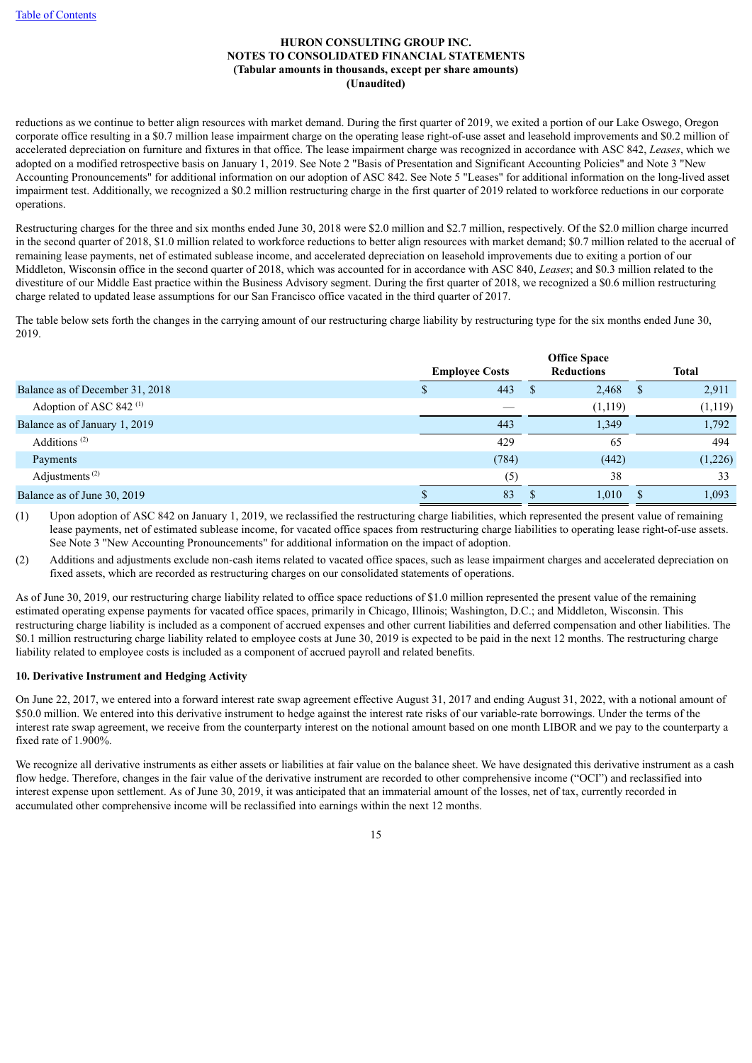reductions as we continue to better align resources with market demand. During the first quarter of 2019, we exited a portion of our Lake Oswego, Oregon corporate office resulting in a $0.7 million lease impairment charge on the operating lease right-of-use asset and leasehold improvements and $0.2 million of accelerated depreciation on furniture and fixtures in that office. The lease impairment charge was recognized in accordance with ASC 842, *Leases*, which we adopted on a modified retrospective basis on January 1, 2019. See Note 2 "Basis of Presentation and Significant Accounting Policies" and Note 3 "New Accounting Pronouncements" for additional information on our adoption of ASC 842. See Note 5 "Leases" for additional information on the long-lived asset impairment test. Additionally, we recognized a $0.2 million restructuring charge in the first quarter of 2019 related to workforce reductions in our corporate operations.

Restructuring charges for the three and six months ended June 30, 2018 were $2.0 million and $2.7 million, respectively. Of the $2.0 million charge incurred in the second quarter of 2018, $1.0 million related to workforce reductions to better align resources with market demand; $0.7 million related to the accrual of remaining lease payments, net of estimated sublease income, and accelerated depreciation on leasehold improvements due to exiting a portion of our Middleton, Wisconsin office in the second quarter of 2018, which was accounted for in accordance with ASC 840, *Leases*; and $0.3 million related to the divestiture of our Middle East practice within the Business Advisory segment. During the first quarter of 2018, we recognized a $0.6 million restructuring charge related to updated lease assumptions for our San Francisco office vacated in the third quarter of 2017.

The table below sets forth the changes in the carrying amount of our restructuring charge liability by restructuring type for the six months ended June 30, 2019.

| | Employee Costs | Office Space Reductions | Total |
|---|---|---|---|
| Balance as of December 31, 2018 | $ 443 | $ 2,468 | $ 2,911 |
| Adoption of ASC 842 (1) | — | (1,119) | (1,119) |
| Balance as of January 1, 2019 | 443 | 1,349 | 1,792 |
| Additions (2) | 429 | 65 | 494 |
| Payments | (784) | (442) | (1,226) |
| Adjustments (2) | (5) | 38 | 33 |
| Balance as of June 30, 2019 | $ 83 | $ 1,010 | $ 1,093 |

(1) Upon adoption of ASC 842 on January 1, 2019, we reclassified the restructuring charge liabilities, which represented the present value of remaining lease payments, net of estimated sublease income, for vacated office spaces from restructuring charge liabilities to operating lease right-of-use assets. See Note 3 "New Accounting Pronouncements" for additional information on the impact of adoption.

(2) Additions and adjustments exclude non-cash items related to vacated office spaces, such as lease impairment charges and accelerated depreciation on fixed assets, which are recorded as restructuring charges on our consolidated statements of operations.

As of June 30, 2019, our restructuring charge liability related to office space reductions of $1.0 million represented the present value of the remaining estimated operating expense payments for vacated office spaces, primarily in Chicago, Illinois; Washington, D.C.; and Middleton, Wisconsin. This restructuring charge liability is included as a component of accrued expenses and other current liabilities and deferred compensation and other liabilities. The $0.1 million restructuring charge liability related to employee costs at June 30, 2019 is expected to be paid in the next 12 months. The restructuring charge liability related to employee costs is included as a component of accrued payroll and related benefits.

## 10. Derivative Instrument and Hedging Activity

On June 22, 2017, we entered into a forward interest rate swap agreement effective August 31, 2017 and ending August 31, 2022, with a notional amount of $50.0 million. We entered into this derivative instrument to hedge against the interest rate risks of our variable-rate borrowings. Under the terms of the interest rate swap agreement, we receive from the counterparty interest on the notional amount based on one month LIBOR and we pay to the counterparty a fixed rate of 1.900%.

We recognize all derivative instruments as either assets or liabilities at fair value on the balance sheet. We have designated this derivative instrument as a cash flow hedge. Therefore, changes in the fair value of the derivative instrument are recorded to other comprehensive income ("OCI") and reclassified into interest expense upon settlement. As of June 30, 2019, it was anticipated that an immaterial amount of the losses, net of tax, currently recorded in accumulated other comprehensive income will be reclassified into earnings within the next 12 months.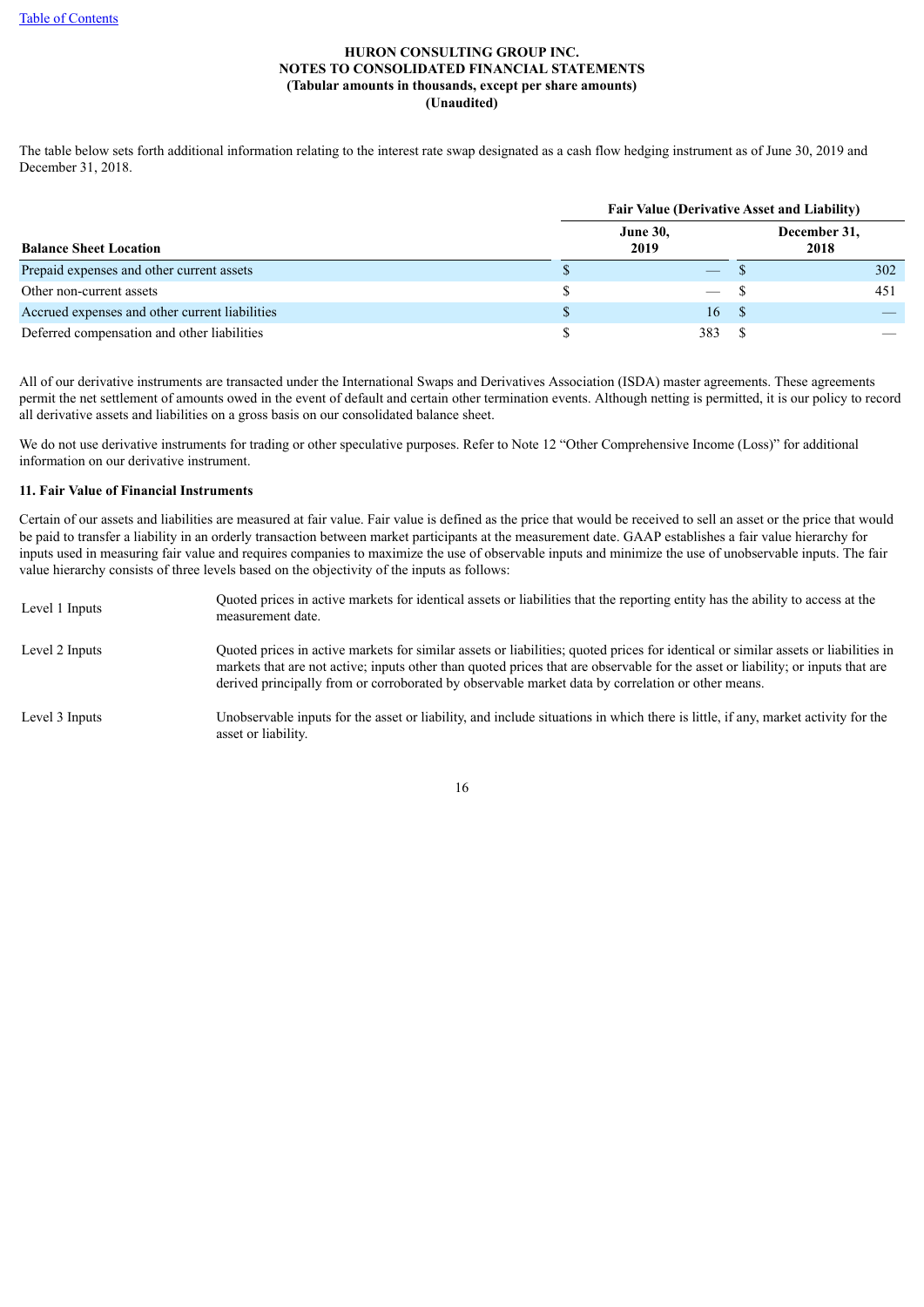**HURON CONSULTING GROUP INC.**
**NOTES TO CONSOLIDATED FINANCIAL STATEMENTS**
**(Tabular amounts in thousands, except per share amounts)**
**(Unaudited)**

The table below sets forth additional information relating to the interest rate swap designated as a cash flow hedging instrument as of June 30, 2019 and December 31, 2018.

| | Fair Value (Derivative Asset and Liability) | |
|---|---|---|
| **Balance Sheet Location** | **June 30, 2019** | **December 31, 2018** |
| Prepaid expenses and other current assets | $ — | $ 302 |
| Other non-current assets | $ — | $ 451 |
| Accrued expenses and other current liabilities | $ 16 | $ — |
| Deferred compensation and other liabilities | $ 383 | $ — |

All of our derivative instruments are transacted under the International Swaps and Derivatives Association (ISDA) master agreements. These agreements permit the net settlement of amounts owed in the event of default and certain other termination events. Although netting is permitted, it is our policy to record all derivative assets and liabilities on a gross basis on our consolidated balance sheet.

We do not use derivative instruments for trading or other speculative purposes. Refer to Note 12 "Other Comprehensive Income (Loss)" for additional information on our derivative instrument.

## 11. Fair Value of Financial Instruments

Certain of our assets and liabilities are measured at fair value. Fair value is defined as the price that would be received to sell an asset or the price that would be paid to transfer a liability in an orderly transaction between market participants at the measurement date. GAAP establishes a fair value hierarchy for inputs used in measuring fair value and requires companies to maximize the use of observable inputs and minimize the use of unobservable inputs. The fair value hierarchy consists of three levels based on the objectivity of the inputs as follows:

| | |
|---|---|
| Level 1 Inputs | Quoted prices in active markets for identical assets or liabilities that the reporting entity has the ability to access at the measurement date. |
| Level 2 Inputs | Quoted prices in active markets for similar assets or liabilities; quoted prices for identical or similar assets or liabilities in markets that are not active; inputs other than quoted prices that are observable for the asset or liability; or inputs that are derived principally from or corroborated by observable market data by correlation or other means. |
| Level 3 Inputs | Unobservable inputs for the asset or liability, and include situations in which there is little, if any, market activity for the asset or liability. |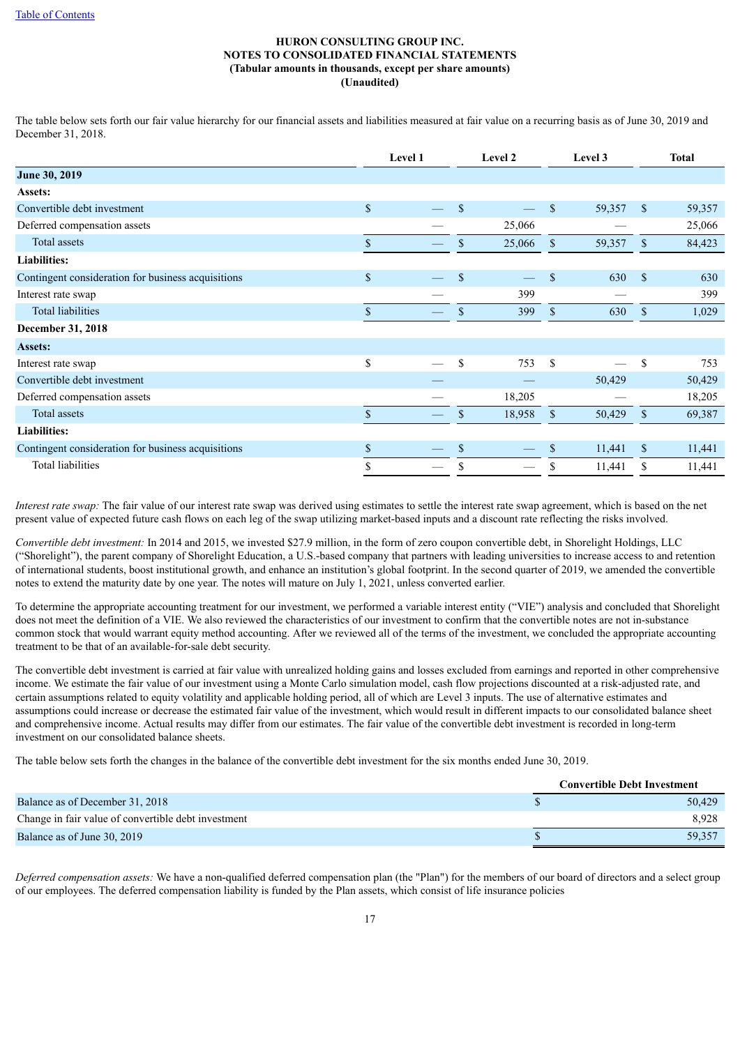**HURON CONSULTING GROUP INC.**
**NOTES TO CONSOLIDATED FINANCIAL STATEMENTS**
**(Tabular amounts in thousands, except per share amounts)**
**(Unaudited)**

The table below sets forth our fair value hierarchy for our financial assets and liabilities measured at fair value on a recurring basis as of June 30, 2019 and December 31, 2018.

| | Level 1 | Level 2 | Level 3 | Total |
|---|---|---|---|---|
| **June 30, 2019** | | | | |
| **Assets:** | | | | |
| Convertible debt investment | $ — | $ — | $ 59,357 | $ 59,357 |
| Deferred compensation assets | — | 25,066 | — | 25,066 |
| Total assets | $ — | $ 25,066 | $ 59,357 | $ 84,423 |
| **Liabilities:** | | | | |
| Contingent consideration for business acquisitions | $ — | $ — | $ 630 | $ 630 |
| Interest rate swap | — | 399 | — | 399 |
| Total liabilities | $ — | $ 399 | $ 630 | $ 1,029 |
| **December 31, 2018** | | | | |
| **Assets:** | | | | |
| Interest rate swap | $ — | $ 753 | $ — | $ 753 |
| Convertible debt investment | — | — | 50,429 | 50,429 |
| Deferred compensation assets | — | 18,205 | — | 18,205 |
| Total assets | $ — | $ 18,958 | $ 50,429 | $ 69,387 |
| **Liabilities:** | | | | |
| Contingent consideration for business acquisitions | $ — | $ — | $ 11,441 | $ 11,441 |
| Total liabilities | $ — | $ — | $ 11,441 | $ 11,441 |

*Interest rate swap:* The fair value of our interest rate swap was derived using estimates to settle the interest rate swap agreement, which is based on the net present value of expected future cash flows on each leg of the swap utilizing market-based inputs and a discount rate reflecting the risks involved.

*Convertible debt investment:* In 2014 and 2015, we invested $27.9 million, in the form of zero coupon convertible debt, in Shorelight Holdings, LLC ("Shorelight"), the parent company of Shorelight Education, a U.S.-based company that partners with leading universities to increase access to and retention of international students, boost institutional growth, and enhance an institution's global footprint. In the second quarter of 2019, we amended the convertible notes to extend the maturity date by one year. The notes will mature on July 1, 2021, unless converted earlier.

To determine the appropriate accounting treatment for our investment, we performed a variable interest entity ("VIE") analysis and concluded that Shorelight does not meet the definition of a VIE. We also reviewed the characteristics of our investment to confirm that the convertible notes are not in-substance common stock that would warrant equity method accounting. After we reviewed all of the terms of the investment, we concluded the appropriate accounting treatment to be that of an available-for-sale debt security.

The convertible debt investment is carried at fair value with unrealized holding gains and losses excluded from earnings and reported in other comprehensive income. We estimate the fair value of our investment using a Monte Carlo simulation model, cash flow projections discounted at a risk-adjusted rate, and certain assumptions related to equity volatility and applicable holding period, all of which are Level 3 inputs. The use of alternative estimates and assumptions could increase or decrease the estimated fair value of the investment, which would result in different impacts to our consolidated balance sheet and comprehensive income. Actual results may differ from our estimates. The fair value of the convertible debt investment is recorded in long-term investment on our consolidated balance sheets.

The table below sets forth the changes in the balance of the convertible debt investment for the six months ended June 30, 2019.

| | Convertible Debt Investment |
|---|---|
| Balance as of December 31, 2018 | $ 50,429 |
| Change in fair value of convertible debt investment | 8,928 |
| Balance as of June 30, 2019 | $ 59,357 |

*Deferred compensation assets:* We have a non-qualified deferred compensation plan (the "Plan") for the members of our board of directors and a select group of our employees. The deferred compensation liability is funded by the Plan assets, which consist of life insurance policies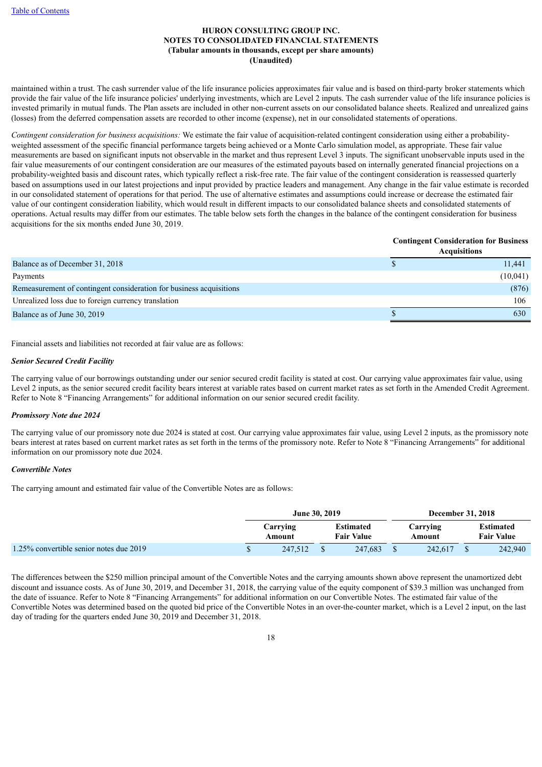maintained within a trust. The cash surrender value of the life insurance policies approximates fair value and is based on third-party broker statements which provide the fair value of the life insurance policies' underlying investments, which are Level 2 inputs. The cash surrender value of the life insurance policies is invested primarily in mutual funds. The Plan assets are included in other non-current assets on our consolidated balance sheets. Realized and unrealized gains (losses) from the deferred compensation assets are recorded to other income (expense), net in our consolidated statements of operations.

*Contingent consideration for business acquisitions:* We estimate the fair value of acquisition-related contingent consideration using either a probability-weighted assessment of the specific financial performance targets being achieved or a Monte Carlo simulation model, as appropriate. These fair value measurements are based on significant inputs not observable in the market and thus represent Level 3 inputs. The significant unobservable inputs used in the fair value measurements of our contingent consideration are our measures of the estimated payouts based on internally generated financial projections on a probability-weighted basis and discount rates, which typically reflect a risk-free rate. The fair value of the contingent consideration is reassessed quarterly based on assumptions used in our latest projections and input provided by practice leaders and management. Any change in the fair value estimate is recorded in our consolidated statement of operations for that period. The use of alternative estimates and assumptions could increase or decrease the estimated fair value of our contingent consideration liability, which would result in different impacts to our consolidated balance sheets and consolidated statements of operations. Actual results may differ from our estimates. The table below sets forth the changes in the balance of the contingent consideration for business acquisitions for the six months ended June 30, 2019.

| | Contingent Consideration for Business Acquisitions |
|---|---|
| Balance as of December 31, 2018 | $ 11,441 |
| Payments | (10,041) |
| Remeasurement of contingent consideration for business acquisitions | (876) |
| Unrealized loss due to foreign currency translation | 106 |
| Balance as of June 30, 2019 | $ 630 |

Financial assets and liabilities not recorded at fair value are as follows:

***Senior Secured Credit Facility***

The carrying value of our borrowings outstanding under our senior secured credit facility is stated at cost. Our carrying value approximates fair value, using Level 2 inputs, as the senior secured credit facility bears interest at variable rates based on current market rates as set forth in the Amended Credit Agreement. Refer to Note 8 "Financing Arrangements" for additional information on our senior secured credit facility.

***Promissory Note due 2024***

The carrying value of our promissory note due 2024 is stated at cost. Our carrying value approximates fair value, using Level 2 inputs, as the promissory note bears interest at rates based on current market rates as set forth in the terms of the promissory note. Refer to Note 8 "Financing Arrangements" for additional information on our promissory note due 2024.

***Convertible Notes***

The carrying amount and estimated fair value of the Convertible Notes are as follows:

| | June 30, 2019 | | December 31, 2018 | |
|---|---|---|---|---|
| | Carrying Amount | Estimated Fair Value | Carrying Amount | Estimated Fair Value |
| 1.25% convertible senior notes due 2019 | $ 247,512 | $ 247,683 | $ 242,617 | $ 242,940 |

The differences between the $250 million principal amount of the Convertible Notes and the carrying amounts shown above represent the unamortized debt discount and issuance costs. As of June 30, 2019, and December 31, 2018, the carrying value of the equity component of $39.3 million was unchanged from the date of issuance. Refer to Note 8 "Financing Arrangements" for additional information on our Convertible Notes. The estimated fair value of the Convertible Notes was determined based on the quoted bid price of the Convertible Notes in an over-the-counter market, which is a Level 2 input, on the last day of trading for the quarters ended June 30, 2019 and December 31, 2018.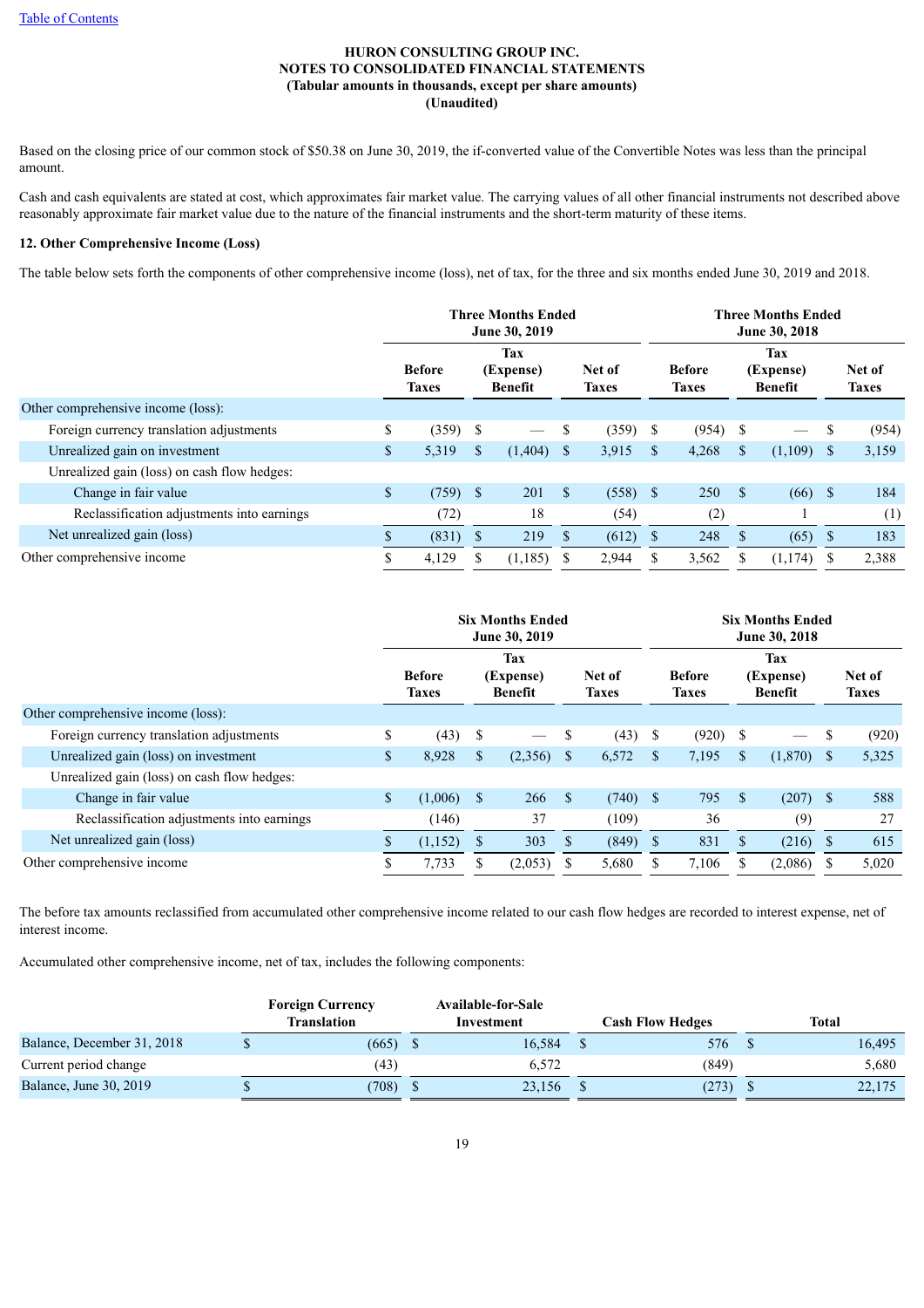Based on the closing price of our common stock of $50.38 on June 30, 2019, the if-converted value of the Convertible Notes was less than the principal amount.

Cash and cash equivalents are stated at cost, which approximates fair market value. The carrying values of all other financial instruments not described above reasonably approximate fair market value due to the nature of the financial instruments and the short-term maturity of these items.

**12. Other Comprehensive Income (Loss)**

The table below sets forth the components of other comprehensive income (loss), net of tax, for the three and six months ended June 30, 2019 and 2018.

| | Three Months Ended June 30, 2019 | | | Three Months Ended June 30, 2018 | | |
|---|---|---|---|---|---|---|
| | Before Taxes | Tax (Expense) Benefit | Net of Taxes | Before Taxes | Tax (Expense) Benefit | Net of Taxes |
| Other comprehensive income (loss): | | | | | | |
| Foreign currency translation adjustments | $ (359) | $ — | $ (359) | $ (954) | $ — | $ (954) |
| Unrealized gain on investment | $ 5,319 | $ (1,404) | $ 3,915 | $ 4,268 | $ (1,109) | $ 3,159 |
| Unrealized gain (loss) on cash flow hedges: | | | | | | |
| Change in fair value | $ (759) | $ 201 | $ (558) | $ 250 | $ (66) | $ 184 |
| Reclassification adjustments into earnings | (72) | 18 | (54) | (2) | 1 | (1) |
| Net unrealized gain (loss) | $ (831) | $ 219 | $ (612) | $ 248 | $ (65) | $ 183 |
| Other comprehensive income | $ 4,129 | $ (1,185) | $ 2,944 | $ 3,562 | $ (1,174) | $ 2,388 |

| | Six Months Ended June 30, 2019 | | | Six Months Ended June 30, 2018 | | |
|---|---|---|---|---|---|---|
| | Before Taxes | Tax (Expense) Benefit | Net of Taxes | Before Taxes | Tax (Expense) Benefit | Net of Taxes |
| Other comprehensive income (loss): | | | | | | |
| Foreign currency translation adjustments | $ (43) | $ — | $ (43) | $ (920) | $ — | $ (920) |
| Unrealized gain (loss) on investment | $ 8,928 | $ (2,356) | $ 6,572 | $ 7,195 | $ (1,870) | $ 5,325 |
| Unrealized gain (loss) on cash flow hedges: | | | | | | |
| Change in fair value | $ (1,006) | $ 266 | $ (740) | $ 795 | $ (207) | $ 588 |
| Reclassification adjustments into earnings | (146) | 37 | (109) | 36 | (9) | 27 |
| Net unrealized gain (loss) | $ (1,152) | $ 303 | $ (849) | $ 831 | $ (216) | $ 615 |
| Other comprehensive income | $ 7,733 | $ (2,053) | $ 5,680 | $ 7,106 | $ (2,086) | $ 5,020 |

The before tax amounts reclassified from accumulated other comprehensive income related to our cash flow hedges are recorded to interest expense, net of interest income.

Accumulated other comprehensive income, net of tax, includes the following components:

| | Foreign Currency Translation | Available-for-Sale Investment | Cash Flow Hedges | Total |
|---|---|---|---|---|
| Balance, December 31, 2018 | $ (665) | $ 16,584 | $ 576 | $ 16,495 |
| Current period change | (43) | 6,572 | (849) | 5,680 |
| Balance, June 30, 2019 | $ (708) | $ 23,156 | $ (273) | $ 22,175 |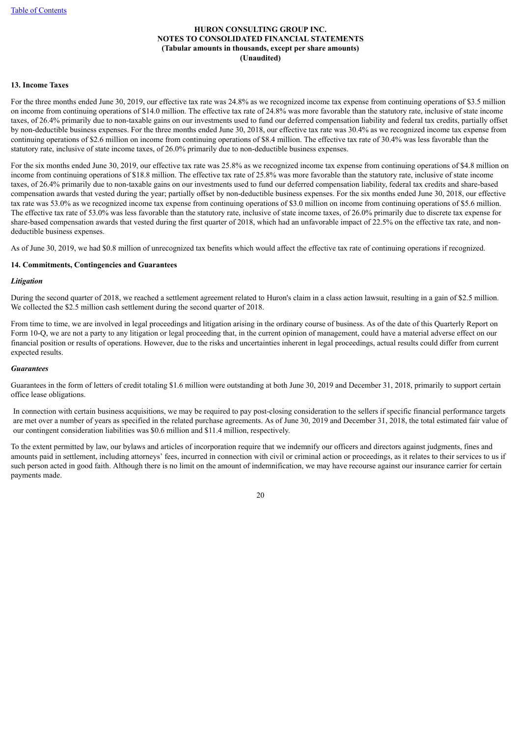**HURON CONSULTING GROUP INC.**
**NOTES TO CONSOLIDATED FINANCIAL STATEMENTS**
**(Tabular amounts in thousands, except per share amounts)**
**(Unaudited)**

## 13. Income Taxes

For the three months ended June 30, 2019, our effective tax rate was 24.8% as we recognized income tax expense from continuing operations of $3.5 million on income from continuing operations of $14.0 million. The effective tax rate of 24.8% was more favorable than the statutory rate, inclusive of state income taxes, of 26.4% primarily due to non-taxable gains on our investments used to fund our deferred compensation liability and federal tax credits, partially offset by non-deductible business expenses. For the three months ended June 30, 2018, our effective tax rate was 30.4% as we recognized income tax expense from continuing operations of $2.6 million on income from continuing operations of $8.4 million. The effective tax rate of 30.4% was less favorable than the statutory rate, inclusive of state income taxes, of 26.0% primarily due to non-deductible business expenses.

For the six months ended June 30, 2019, our effective tax rate was 25.8% as we recognized income tax expense from continuing operations of $4.8 million on income from continuing operations of $18.8 million. The effective tax rate of 25.8% was more favorable than the statutory rate, inclusive of state income taxes, of 26.4% primarily due to non-taxable gains on our investments used to fund our deferred compensation liability, federal tax credits and share-based compensation awards that vested during the year; partially offset by non-deductible business expenses. For the six months ended June 30, 2018, our effective tax rate was 53.0% as we recognized income tax expense from continuing operations of $3.0 million on income from continuing operations of $5.6 million. The effective tax rate of 53.0% was less favorable than the statutory rate, inclusive of state income taxes, of 26.0% primarily due to discrete tax expense for share-based compensation awards that vested during the first quarter of 2018, which had an unfavorable impact of 22.5% on the effective tax rate, and non-deductible business expenses.

As of June 30, 2019, we had $0.8 million of unrecognized tax benefits which would affect the effective tax rate of continuing operations if recognized.

## 14. Commitments, Contingencies and Guarantees

### *Litigation*

During the second quarter of 2018, we reached a settlement agreement related to Huron's claim in a class action lawsuit, resulting in a gain of $2.5 million. We collected the $2.5 million cash settlement during the second quarter of 2018.

From time to time, we are involved in legal proceedings and litigation arising in the ordinary course of business. As of the date of this Quarterly Report on Form 10-Q, we are not a party to any litigation or legal proceeding that, in the current opinion of management, could have a material adverse effect on our financial position or results of operations. However, due to the risks and uncertainties inherent in legal proceedings, actual results could differ from current expected results.

### *Guarantees*

Guarantees in the form of letters of credit totaling $1.6 million were outstanding at both June 30, 2019 and December 31, 2018, primarily to support certain office lease obligations.

In connection with certain business acquisitions, we may be required to pay post-closing consideration to the sellers if specific financial performance targets are met over a number of years as specified in the related purchase agreements. As of June 30, 2019 and December 31, 2018, the total estimated fair value of our contingent consideration liabilities was $0.6 million and $11.4 million, respectively.

To the extent permitted by law, our bylaws and articles of incorporation require that we indemnify our officers and directors against judgments, fines and amounts paid in settlement, including attorneys' fees, incurred in connection with civil or criminal action or proceedings, as it relates to their services to us if such person acted in good faith. Although there is no limit on the amount of indemnification, we may have recourse against our insurance carrier for certain payments made.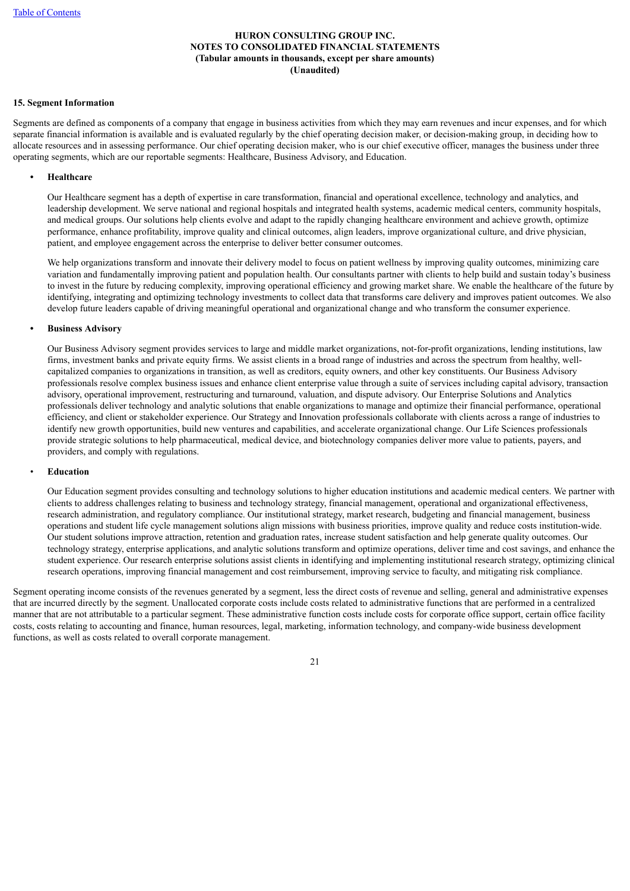## 15. Segment Information

Segments are defined as components of a company that engage in business activities from which they may earn revenues and incur expenses, and for which separate financial information is available and is evaluated regularly by the chief operating decision maker, or decision-making group, in deciding how to allocate resources and in assessing performance. Our chief operating decision maker, who is our chief executive officer, manages the business under three operating segments, which are our reportable segments: Healthcare, Business Advisory, and Education.

- **Healthcare**

  Our Healthcare segment has a depth of expertise in care transformation, financial and operational excellence, technology and analytics, and leadership development. We serve national and regional hospitals and integrated health systems, academic medical centers, community hospitals, and medical groups. Our solutions help clients evolve and adapt to the rapidly changing healthcare environment and achieve growth, optimize performance, enhance profitability, improve quality and clinical outcomes, align leaders, improve organizational culture, and drive physician, patient, and employee engagement across the enterprise to deliver better consumer outcomes.

  We help organizations transform and innovate their delivery model to focus on patient wellness by improving quality outcomes, minimizing care variation and fundamentally improving patient and population health. Our consultants partner with clients to help build and sustain today's business to invest in the future by reducing complexity, improving operational efficiency and growing market share. We enable the healthcare of the future by identifying, integrating and optimizing technology investments to collect data that transforms care delivery and improves patient outcomes. We also develop future leaders capable of driving meaningful operational and organizational change and who transform the consumer experience.

- **Business Advisory**

  Our Business Advisory segment provides services to large and middle market organizations, not-for-profit organizations, lending institutions, law firms, investment banks and private equity firms. We assist clients in a broad range of industries and across the spectrum from healthy, well-capitalized companies to organizations in transition, as well as creditors, equity owners, and other key constituents. Our Business Advisory professionals resolve complex business issues and enhance client enterprise value through a suite of services including capital advisory, transaction advisory, operational improvement, restructuring and turnaround, valuation, and dispute advisory. Our Enterprise Solutions and Analytics professionals deliver technology and analytic solutions that enable organizations to manage and optimize their financial performance, operational efficiency, and client or stakeholder experience. Our Strategy and Innovation professionals collaborate with clients across a range of industries to identify new growth opportunities, build new ventures and capabilities, and accelerate organizational change. Our Life Sciences professionals provide strategic solutions to help pharmaceutical, medical device, and biotechnology companies deliver more value to patients, payers, and providers, and comply with regulations.

- **Education**

  Our Education segment provides consulting and technology solutions to higher education institutions and academic medical centers. We partner with clients to address challenges relating to business and technology strategy, financial management, operational and organizational effectiveness, research administration, and regulatory compliance. Our institutional strategy, market research, budgeting and financial management, business operations and student life cycle management solutions align missions with business priorities, improve quality and reduce costs institution-wide. Our student solutions improve attraction, retention and graduation rates, increase student satisfaction and help generate quality outcomes. Our technology strategy, enterprise applications, and analytic solutions transform and optimize operations, deliver time and cost savings, and enhance the student experience. Our research enterprise solutions assist clients in identifying and implementing institutional research strategy, optimizing clinical research operations, improving financial management and cost reimbursement, improving service to faculty, and mitigating risk compliance.

Segment operating income consists of the revenues generated by a segment, less the direct costs of revenue and selling, general and administrative expenses that are incurred directly by the segment. Unallocated corporate costs include costs related to administrative functions that are performed in a centralized manner that are not attributable to a particular segment. These administrative function costs include costs for corporate office support, certain office facility costs, costs relating to accounting and finance, human resources, legal, marketing, information technology, and company-wide business development functions, as well as costs related to overall corporate management.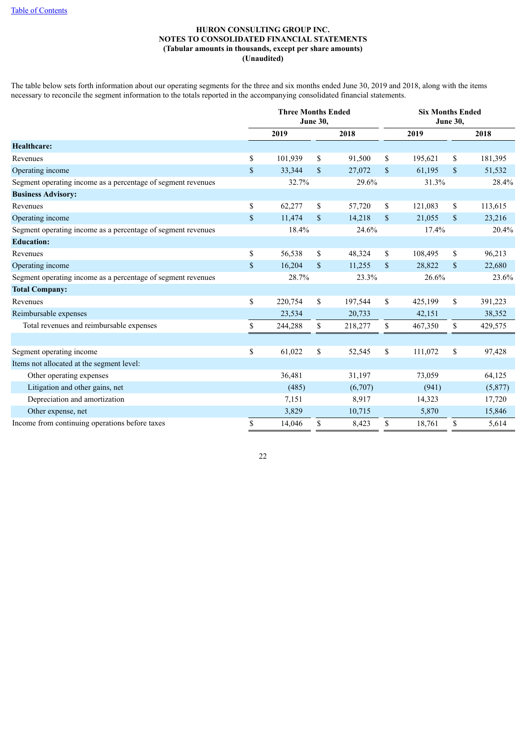**HURON CONSULTING GROUP INC.**
**NOTES TO CONSOLIDATED FINANCIAL STATEMENTS**
**(Tabular amounts in thousands, except per share amounts)**
**(Unaudited)**

The table below sets forth information about our operating segments for the three and six months ended June 30, 2019 and 2018, along with the items necessary to reconcile the segment information to the totals reported in the accompanying consolidated financial statements.

| | Three Months Ended June 30, | | Six Months Ended June 30, | |
|---|---|---|---|---|
| | 2019 | 2018 | 2019 | 2018 |
| **Healthcare:** | | | | |
| Revenues | $ 101,939 | $ 91,500 | $ 195,621 | $ 181,395 |
| Operating income | $ 33,344 | $ 27,072 | $ 61,195 | $ 51,532 |
| Segment operating income as a percentage of segment revenues | 32.7% | 29.6% | 31.3% | 28.4% |
| **Business Advisory:** | | | | |
| Revenues | $ 62,277 | $ 57,720 | $ 121,083 | $ 113,615 |
| Operating income | $ 11,474 | $ 14,218 | $ 21,055 | $ 23,216 |
| Segment operating income as a percentage of segment revenues | 18.4% | 24.6% | 17.4% | 20.4% |
| **Education:** | | | | |
| Revenues | $ 56,538 | $ 48,324 | $ 108,495 | $ 96,213 |
| Operating income | $ 16,204 | $ 11,255 | $ 28,822 | $ 22,680 |
| Segment operating income as a percentage of segment revenues | 28.7% | 23.3% | 26.6% | 23.6% |
| **Total Company:** | | | | |
| Revenues | $ 220,754 | $ 197,544 | $ 425,199 | $ 391,223 |
| Reimbursable expenses | 23,534 | 20,733 | 42,151 | 38,352 |
| Total revenues and reimbursable expenses | $ 244,288 | $ 218,277 | $ 467,350 | $ 429,575 |
| | | | | |
| Segment operating income | $ 61,022 | $ 52,545 | $ 111,072 | $ 97,428 |
| Items not allocated at the segment level: | | | | |
| Other operating expenses | 36,481 | 31,197 | 73,059 | 64,125 |
| Litigation and other gains, net | (485) | (6,707) | (941) | (5,877) |
| Depreciation and amortization | 7,151 | 8,917 | 14,323 | 17,720 |
| Other expense, net | 3,829 | 10,715 | 5,870 | 15,846 |
| Income from continuing operations before taxes | $ 14,046 | $ 8,423 | $ 18,761 | $ 5,614 |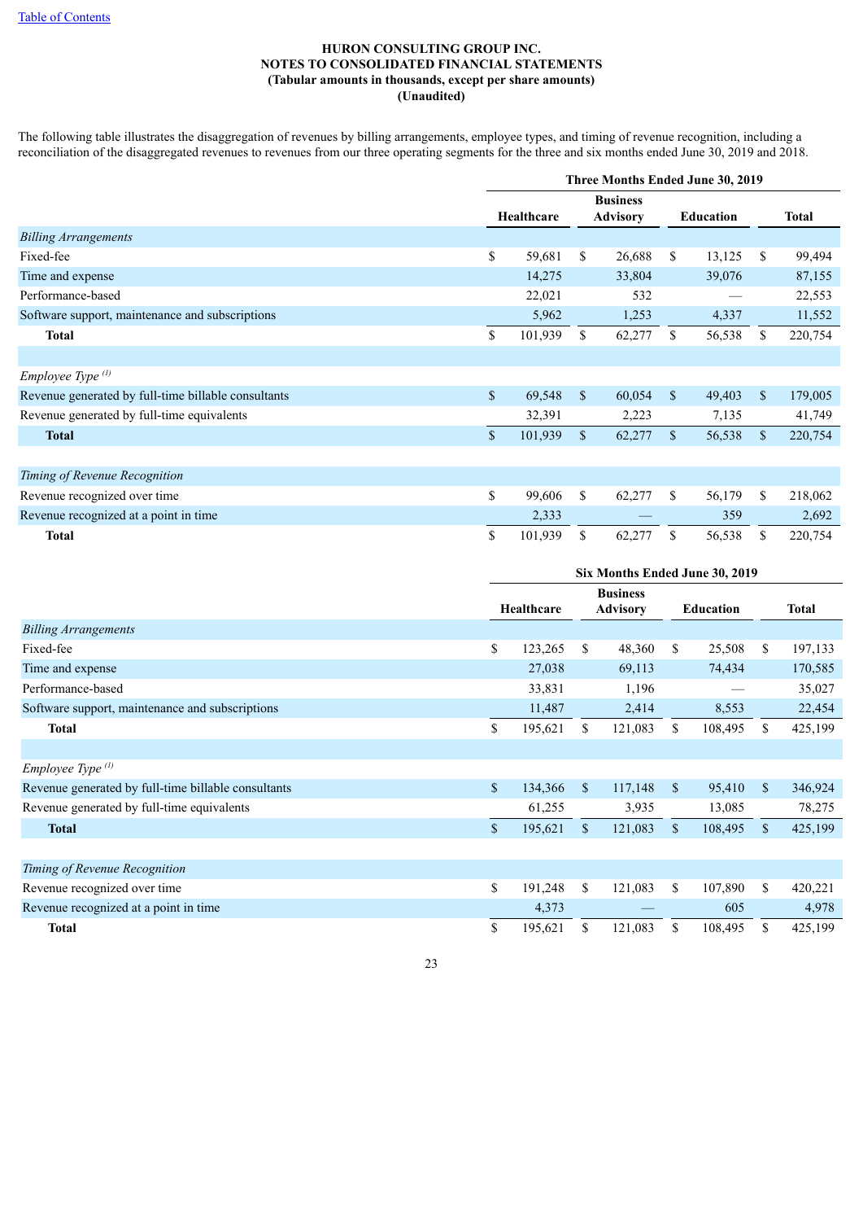**HURON CONSULTING GROUP INC.**
**NOTES TO CONSOLIDATED FINANCIAL STATEMENTS**
**(Tabular amounts in thousands, except per share amounts)**
**(Unaudited)**

The following table illustrates the disaggregation of revenues by billing arrangements, employee types, and timing of revenue recognition, including a reconciliation of the disaggregated revenues to revenues from our three operating segments for the three and six months ended June 30, 2019 and 2018.

| | Three Months Ended June 30, 2019 | | | |
|---|---|---|---|---|
| | Healthcare | Business Advisory | Education | Total |
| *Billing Arrangements* | | | | |
| Fixed-fee | $ 59,681 | $ 26,688 | $ 13,125 | $ 99,494 |
| Time and expense | 14,275 | 33,804 | 39,076 | 87,155 |
| Performance-based | 22,021 | 532 | — | 22,553 |
| Software support, maintenance and subscriptions | 5,962 | 1,253 | 4,337 | 11,552 |
| **Total** | $ 101,939 | $ 62,277 | $ 56,538 | $ 220,754 |
| | | | | |
| *Employee Type* [(1)] | | | | |
| Revenue generated by full-time billable consultants | $ 69,548 | $ 60,054 | $ 49,403 | $ 179,005 |
| Revenue generated by full-time equivalents | 32,391 | 2,223 | 7,135 | 41,749 |
| **Total** | $ 101,939 | $ 62,277 | $ 56,538 | $ 220,754 |
| | | | | |
| *Timing of Revenue Recognition* | | | | |
| Revenue recognized over time | $ 99,606 | $ 62,277 | $ 56,179 | $ 218,062 |
| Revenue recognized at a point in time | 2,333 | — | 359 | 2,692 |
| **Total** | $ 101,939 | $ 62,277 | $ 56,538 | $ 220,754 |

| | Six Months Ended June 30, 2019 | | | |
|---|---|---|---|---|
| | Healthcare | Business Advisory | Education | Total |
| *Billing Arrangements* | | | | |
| Fixed-fee | $ 123,265 | $ 48,360 | $ 25,508 | $ 197,133 |
| Time and expense | 27,038 | 69,113 | 74,434 | 170,585 |
| Performance-based | 33,831 | 1,196 | — | 35,027 |
| Software support, maintenance and subscriptions | 11,487 | 2,414 | 8,553 | 22,454 |
| **Total** | $ 195,621 | $ 121,083 | $ 108,495 | $ 425,199 |
| | | | | |
| *Employee Type* [(1)] | | | | |
| Revenue generated by full-time billable consultants | $ 134,366 | $ 117,148 | $ 95,410 | $ 346,924 |
| Revenue generated by full-time equivalents | 61,255 | 3,935 | 13,085 | 78,275 |
| **Total** | $ 195,621 | $ 121,083 | $ 108,495 | $ 425,199 |
| | | | | |
| *Timing of Revenue Recognition* | | | | |
| Revenue recognized over time | $ 191,248 | $ 121,083 | $ 107,890 | $ 420,221 |
| Revenue recognized at a point in time | 4,373 | — | 605 | 4,978 |
| **Total** | $ 195,621 | $ 121,083 | $ 108,495 | $ 425,199 |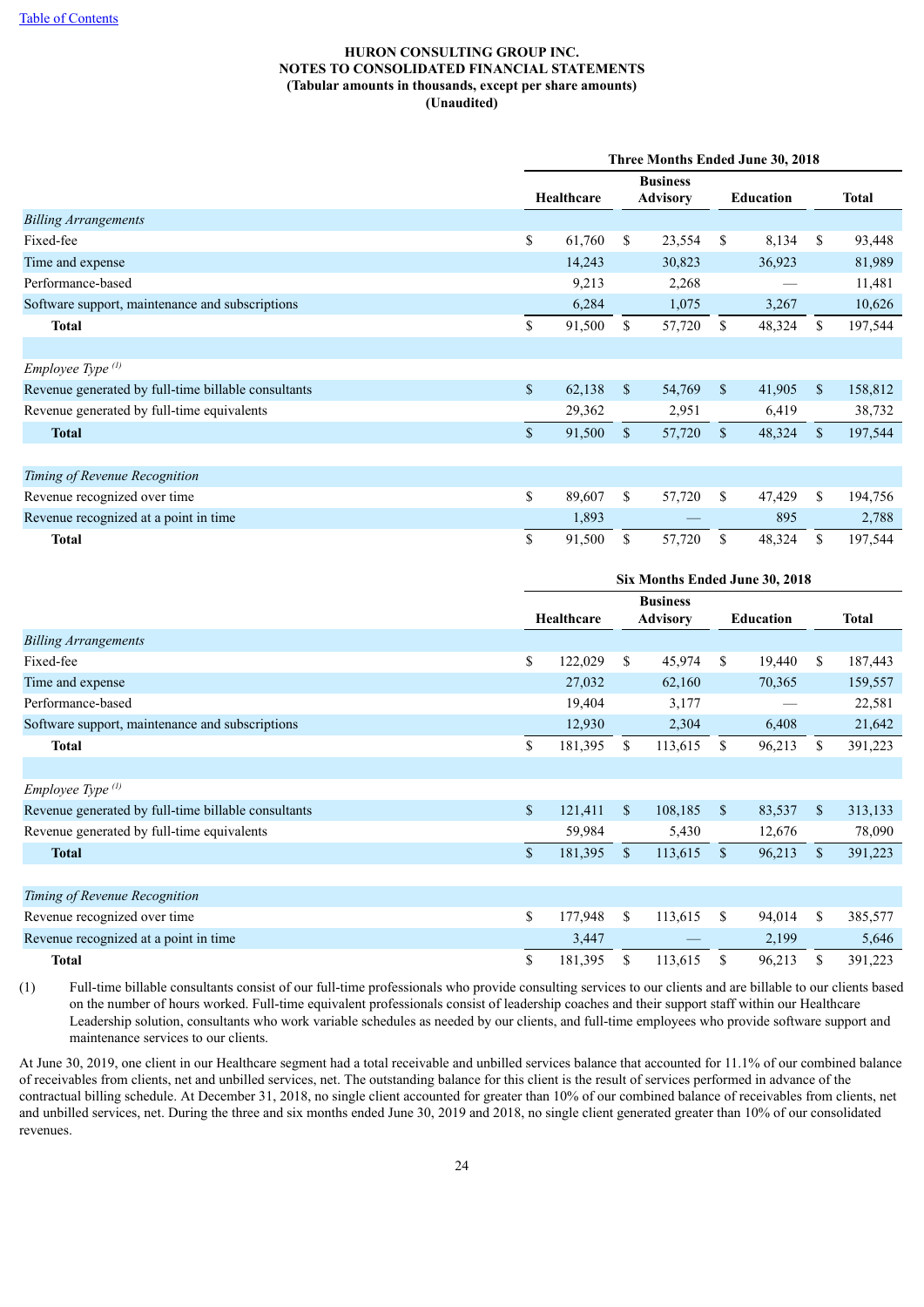**HURON CONSULTING GROUP INC.**
**NOTES TO CONSOLIDATED FINANCIAL STATEMENTS**
**(Tabular amounts in thousands, except per share amounts)**
**(Unaudited)**

| | Three Months Ended June 30, 2018 | | | |
|---|---|---|---|---|
| | **Healthcare** | **Business Advisory** | **Education** | **Total** |
| *Billing Arrangements* | | | | |
| Fixed-fee | $ 61,760 | $ 23,554 | $ 8,134 | $ 93,448 |
| Time and expense | 14,243 | 30,823 | 36,923 | 81,989 |
| Performance-based | 9,213 | 2,268 | — | 11,481 |
| Software support, maintenance and subscriptions | 6,284 | 1,075 | 3,267 | 10,626 |
| **Total** | $ 91,500 | $ 57,720 | $ 48,324 | $ 197,544 |
| | | | | |
| *Employee Type* [(1)] | | | | |
| Revenue generated by full-time billable consultants | $ 62,138 | $ 54,769 | $ 41,905 | $ 158,812 |
| Revenue generated by full-time equivalents | 29,362 | 2,951 | 6,419 | 38,732 |
| **Total** | $ 91,500 | $ 57,720 | $ 48,324 | $ 197,544 |
| | | | | |
| *Timing of Revenue Recognition* | | | | |
| Revenue recognized over time | $ 89,607 | $ 57,720 | $ 47,429 | $ 194,756 |
| Revenue recognized at a point in time | 1,893 | — | 895 | 2,788 |
| **Total** | $ 91,500 | $ 57,720 | $ 48,324 | $ 197,544 |

| | Six Months Ended June 30, 2018 | | | |
|---|---|---|---|---|
| | **Healthcare** | **Business Advisory** | **Education** | **Total** |
| *Billing Arrangements* | | | | |
| Fixed-fee | $ 122,029 | $ 45,974 | $ 19,440 | $ 187,443 |
| Time and expense | 27,032 | 62,160 | 70,365 | 159,557 |
| Performance-based | 19,404 | 3,177 | — | 22,581 |
| Software support, maintenance and subscriptions | 12,930 | 2,304 | 6,408 | 21,642 |
| **Total** | $ 181,395 | $ 113,615 | $ 96,213 | $ 391,223 |
| | | | | |
| *Employee Type* [(1)] | | | | |
| Revenue generated by full-time billable consultants | $ 121,411 | $ 108,185 | $ 83,537 | $ 313,133 |
| Revenue generated by full-time equivalents | 59,984 | 5,430 | 12,676 | 78,090 |
| **Total** | $ 181,395 | $ 113,615 | $ 96,213 | $ 391,223 |
| | | | | |
| *Timing of Revenue Recognition* | | | | |
| Revenue recognized over time | $ 177,948 | $ 113,615 | $ 94,014 | $ 385,577 |
| Revenue recognized at a point in time | 3,447 | — | 2,199 | 5,646 |
| **Total** | $ 181,395 | $ 113,615 | $ 96,213 | $ 391,223 |

(1) Full-time billable consultants consist of our full-time professionals who provide consulting services to our clients and are billable to our clients based on the number of hours worked. Full-time equivalent professionals consist of leadership coaches and their support staff within our Healthcare Leadership solution, consultants who work variable schedules as needed by our clients, and full-time employees who provide software support and maintenance services to our clients.

At June 30, 2019, one client in our Healthcare segment had a total receivable and unbilled services balance that accounted for 11.1% of our combined balance of receivables from clients, net and unbilled services, net. The outstanding balance for this client is the result of services performed in advance of the contractual billing schedule. At December 31, 2018, no single client accounted for greater than 10% of our combined balance of receivables from clients, net and unbilled services, net. During the three and six months ended June 30, 2019 and 2018, no single client generated greater than 10% of our consolidated revenues.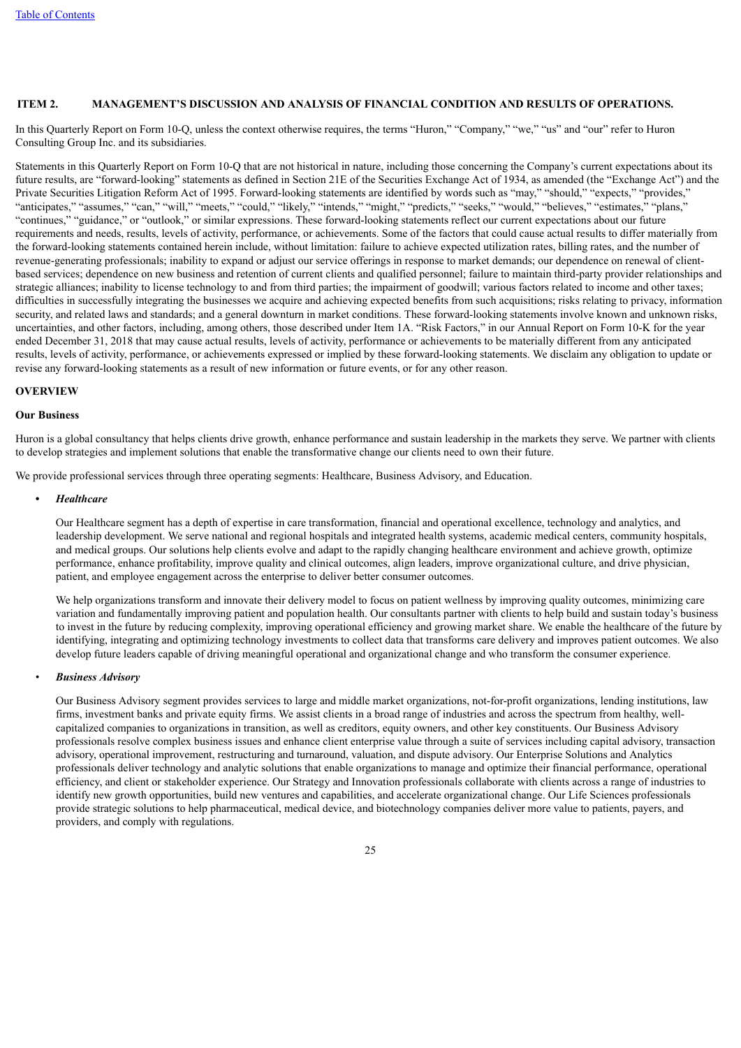## ITEM 2. MANAGEMENT'S DISCUSSION AND ANALYSIS OF FINANCIAL CONDITION AND RESULTS OF OPERATIONS.

In this Quarterly Report on Form 10-Q, unless the context otherwise requires, the terms "Huron," "Company," "we," "us" and "our" refer to Huron Consulting Group Inc. and its subsidiaries.

Statements in this Quarterly Report on Form 10-Q that are not historical in nature, including those concerning the Company's current expectations about its future results, are "forward-looking" statements as defined in Section 21E of the Securities Exchange Act of 1934, as amended (the "Exchange Act") and the Private Securities Litigation Reform Act of 1995. Forward-looking statements are identified by words such as "may," "should," "expects," "provides," "anticipates," "assumes," "can," "will," "meets," "could," "likely," "intends," "might," "predicts," "seeks," "would," "believes," "estimates," "plans," "continues," "guidance," or "outlook," or similar expressions. These forward-looking statements reflect our current expectations about our future requirements and needs, results, levels of activity, performance, or achievements. Some of the factors that could cause actual results to differ materially from the forward-looking statements contained herein include, without limitation: failure to achieve expected utilization rates, billing rates, and the number of revenue-generating professionals; inability to expand or adjust our service offerings in response to market demands; our dependence on renewal of client-based services; dependence on new business and retention of current clients and qualified personnel; failure to maintain third-party provider relationships and strategic alliances; inability to license technology to and from third parties; the impairment of goodwill; various factors related to income and other taxes; difficulties in successfully integrating the businesses we acquire and achieving expected benefits from such acquisitions; risks relating to privacy, information security, and related laws and standards; and a general downturn in market conditions. These forward-looking statements involve known and unknown risks, uncertainties, and other factors, including, among others, those described under Item 1A. "Risk Factors," in our Annual Report on Form 10-K for the year ended December 31, 2018 that may cause actual results, levels of activity, performance or achievements to be materially different from any anticipated results, levels of activity, performance, or achievements expressed or implied by these forward-looking statements. We disclaim any obligation to update or revise any forward-looking statements as a result of new information or future events, or for any other reason.

### OVERVIEW

#### Our Business

Huron is a global consultancy that helps clients drive growth, enhance performance and sustain leadership in the markets they serve. We partner with clients to develop strategies and implement solutions that enable the transformative change our clients need to own their future.

We provide professional services through three operating segments: Healthcare, Business Advisory, and Education.

- ***Healthcare***

  Our Healthcare segment has a depth of expertise in care transformation, financial and operational excellence, technology and analytics, and leadership development. We serve national and regional hospitals and integrated health systems, academic medical centers, community hospitals, and medical groups. Our solutions help clients evolve and adapt to the rapidly changing healthcare environment and achieve growth, optimize performance, enhance profitability, improve quality and clinical outcomes, align leaders, improve organizational culture, and drive physician, patient, and employee engagement across the enterprise to deliver better consumer outcomes.

  We help organizations transform and innovate their delivery model to focus on patient wellness by improving quality outcomes, minimizing care variation and fundamentally improving patient and population health. Our consultants partner with clients to help build and sustain today's business to invest in the future by reducing complexity, improving operational efficiency and growing market share. We enable the healthcare of the future by identifying, integrating and optimizing technology investments to collect data that transforms care delivery and improves patient outcomes. We also develop future leaders capable of driving meaningful operational and organizational change and who transform the consumer experience.

- ***Business Advisory***

  Our Business Advisory segment provides services to large and middle market organizations, not-for-profit organizations, lending institutions, law firms, investment banks and private equity firms. We assist clients in a broad range of industries and across the spectrum from healthy, well-capitalized companies to organizations in transition, as well as creditors, equity owners, and other key constituents. Our Business Advisory professionals resolve complex business issues and enhance client enterprise value through a suite of services including capital advisory, transaction advisory, operational improvement, restructuring and turnaround, valuation, and dispute advisory. Our Enterprise Solutions and Analytics professionals deliver technology and analytic solutions that enable organizations to manage and optimize their financial performance, operational efficiency, and client or stakeholder experience. Our Strategy and Innovation professionals collaborate with clients across a range of industries to identify new growth opportunities, build new ventures and capabilities, and accelerate organizational change. Our Life Sciences professionals provide strategic solutions to help pharmaceutical, medical device, and biotechnology companies deliver more value to patients, payers, and providers, and comply with regulations.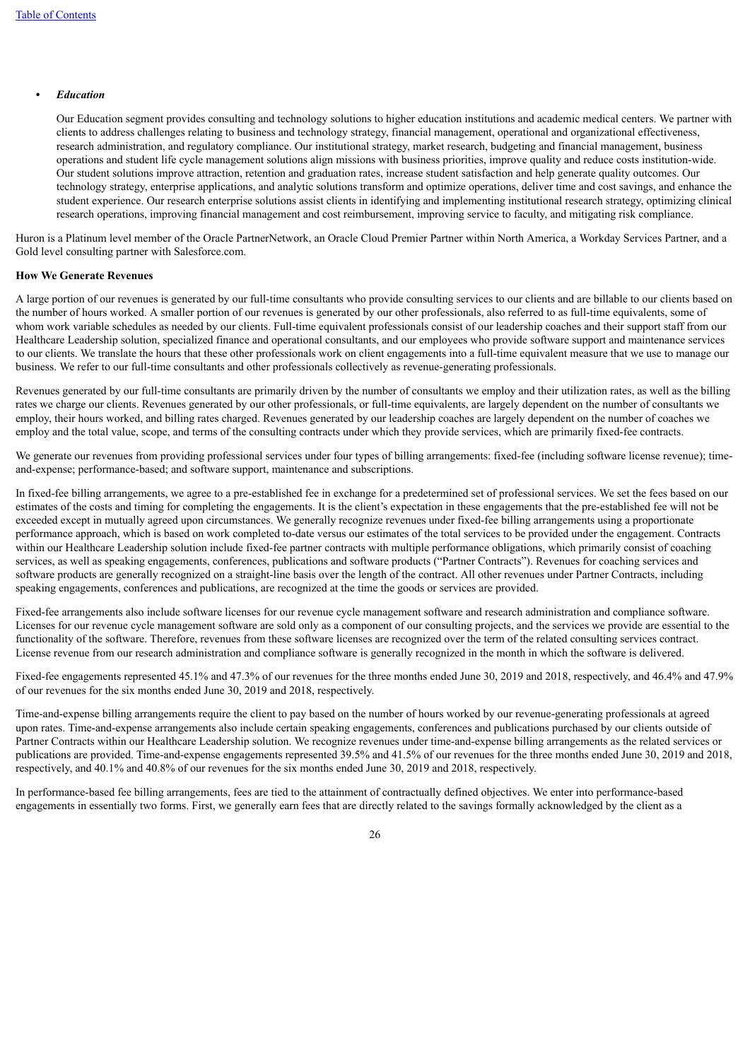- ***Education***

  Our Education segment provides consulting and technology solutions to higher education institutions and academic medical centers. We partner with clients to address challenges relating to business and technology strategy, financial management, operational and organizational effectiveness, research administration, and regulatory compliance. Our institutional strategy, market research, budgeting and financial management, business operations and student life cycle management solutions align missions with business priorities, improve quality and reduce costs institution-wide. Our student solutions improve attraction, retention and graduation rates, increase student satisfaction and help generate quality outcomes. Our technology strategy, enterprise applications, and analytic solutions transform and optimize operations, deliver time and cost savings, and enhance the student experience. Our research enterprise solutions assist clients in identifying and implementing institutional research strategy, optimizing clinical research operations, improving financial management and cost reimbursement, improving service to faculty, and mitigating risk compliance.

Huron is a Platinum level member of the Oracle PartnerNetwork, an Oracle Cloud Premier Partner within North America, a Workday Services Partner, and a Gold level consulting partner with Salesforce.com.

**How We Generate Revenues**

A large portion of our revenues is generated by our full-time consultants who provide consulting services to our clients and are billable to our clients based on the number of hours worked. A smaller portion of our revenues is generated by our other professionals, also referred to as full-time equivalents, some of whom work variable schedules as needed by our clients. Full-time equivalent professionals consist of our leadership coaches and their support staff from our Healthcare Leadership solution, specialized finance and operational consultants, and our employees who provide software support and maintenance services to our clients. We translate the hours that these other professionals work on client engagements into a full-time equivalent measure that we use to manage our business. We refer to our full-time consultants and other professionals collectively as revenue-generating professionals.

Revenues generated by our full-time consultants are primarily driven by the number of consultants we employ and their utilization rates, as well as the billing rates we charge our clients. Revenues generated by our other professionals, or full-time equivalents, are largely dependent on the number of consultants we employ, their hours worked, and billing rates charged. Revenues generated by our leadership coaches are largely dependent on the number of coaches we employ and the total value, scope, and terms of the consulting contracts under which they provide services, which are primarily fixed-fee contracts.

We generate our revenues from providing professional services under four types of billing arrangements: fixed-fee (including software license revenue); time-and-expense; performance-based; and software support, maintenance and subscriptions.

In fixed-fee billing arrangements, we agree to a pre-established fee in exchange for a predetermined set of professional services. We set the fees based on our estimates of the costs and timing for completing the engagements. It is the client's expectation in these engagements that the pre-established fee will not be exceeded except in mutually agreed upon circumstances. We generally recognize revenues under fixed-fee billing arrangements using a proportionate performance approach, which is based on work completed to-date versus our estimates of the total services to be provided under the engagement. Contracts within our Healthcare Leadership solution include fixed-fee partner contracts with multiple performance obligations, which primarily consist of coaching services, as well as speaking engagements, conferences, publications and software products ("Partner Contracts"). Revenues for coaching services and software products are generally recognized on a straight-line basis over the length of the contract. All other revenues under Partner Contracts, including speaking engagements, conferences and publications, are recognized at the time the goods or services are provided.

Fixed-fee arrangements also include software licenses for our revenue cycle management software and research administration and compliance software. Licenses for our revenue cycle management software are sold only as a component of our consulting projects, and the services we provide are essential to the functionality of the software. Therefore, revenues from these software licenses are recognized over the term of the related consulting services contract. License revenue from our research administration and compliance software is generally recognized in the month in which the software is delivered.

Fixed-fee engagements represented 45.1% and 47.3% of our revenues for the three months ended June 30, 2019 and 2018, respectively, and 46.4% and 47.9% of our revenues for the six months ended June 30, 2019 and 2018, respectively.

Time-and-expense billing arrangements require the client to pay based on the number of hours worked by our revenue-generating professionals at agreed upon rates. Time-and-expense arrangements also include certain speaking engagements, conferences and publications purchased by our clients outside of Partner Contracts within our Healthcare Leadership solution. We recognize revenues under time-and-expense billing arrangements as the related services or publications are provided. Time-and-expense engagements represented 39.5% and 41.5% of our revenues for the three months ended June 30, 2019 and 2018, respectively, and 40.1% and 40.8% of our revenues for the six months ended June 30, 2019 and 2018, respectively.

In performance-based fee billing arrangements, fees are tied to the attainment of contractually defined objectives. We enter into performance-based engagements in essentially two forms. First, we generally earn fees that are directly related to the savings formally acknowledged by the client as a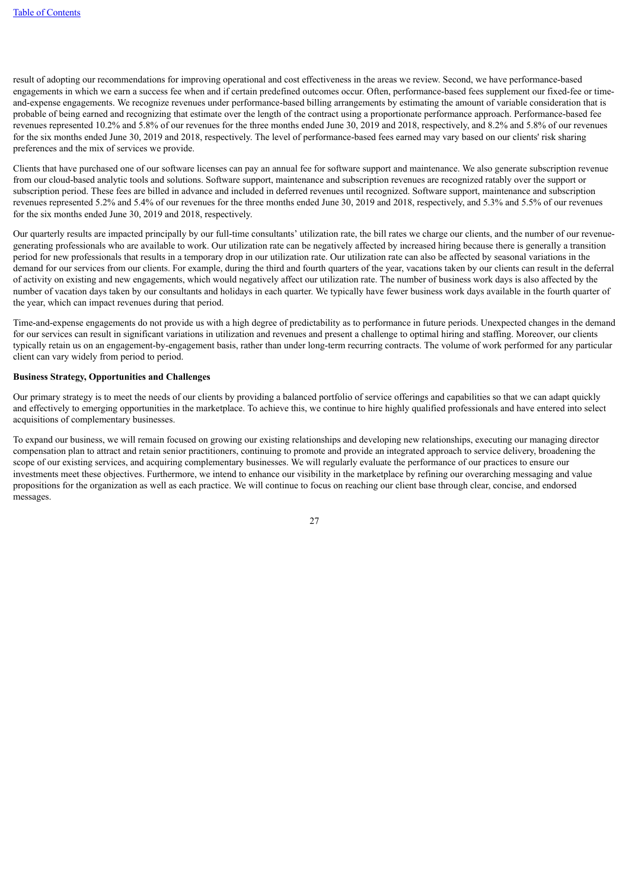result of adopting our recommendations for improving operational and cost effectiveness in the areas we review. Second, we have performance-based engagements in which we earn a success fee when and if certain predefined outcomes occur. Often, performance-based fees supplement our fixed-fee or time-and-expense engagements. We recognize revenues under performance-based billing arrangements by estimating the amount of variable consideration that is probable of being earned and recognizing that estimate over the length of the contract using a proportionate performance approach. Performance-based fee revenues represented 10.2% and 5.8% of our revenues for the three months ended June 30, 2019 and 2018, respectively, and 8.2% and 5.8% of our revenues for the six months ended June 30, 2019 and 2018, respectively. The level of performance-based fees earned may vary based on our clients' risk sharing preferences and the mix of services we provide.

Clients that have purchased one of our software licenses can pay an annual fee for software support and maintenance. We also generate subscription revenue from our cloud-based analytic tools and solutions. Software support, maintenance and subscription revenues are recognized ratably over the support or subscription period. These fees are billed in advance and included in deferred revenues until recognized. Software support, maintenance and subscription revenues represented 5.2% and 5.4% of our revenues for the three months ended June 30, 2019 and 2018, respectively, and 5.3% and 5.5% of our revenues for the six months ended June 30, 2019 and 2018, respectively.

Our quarterly results are impacted principally by our full-time consultants' utilization rate, the bill rates we charge our clients, and the number of our revenue-generating professionals who are available to work. Our utilization rate can be negatively affected by increased hiring because there is generally a transition period for new professionals that results in a temporary drop in our utilization rate. Our utilization rate can also be affected by seasonal variations in the demand for our services from our clients. For example, during the third and fourth quarters of the year, vacations taken by our clients can result in the deferral of activity on existing and new engagements, which would negatively affect our utilization rate. The number of business work days is also affected by the number of vacation days taken by our consultants and holidays in each quarter. We typically have fewer business work days available in the fourth quarter of the year, which can impact revenues during that period.

Time-and-expense engagements do not provide us with a high degree of predictability as to performance in future periods. Unexpected changes in the demand for our services can result in significant variations in utilization and revenues and present a challenge to optimal hiring and staffing. Moreover, our clients typically retain us on an engagement-by-engagement basis, rather than under long-term recurring contracts. The volume of work performed for any particular client can vary widely from period to period.

**Business Strategy, Opportunities and Challenges**

Our primary strategy is to meet the needs of our clients by providing a balanced portfolio of service offerings and capabilities so that we can adapt quickly and effectively to emerging opportunities in the marketplace. To achieve this, we continue to hire highly qualified professionals and have entered into select acquisitions of complementary businesses.

To expand our business, we will remain focused on growing our existing relationships and developing new relationships, executing our managing director compensation plan to attract and retain senior practitioners, continuing to promote and provide an integrated approach to service delivery, broadening the scope of our existing services, and acquiring complementary businesses. We will regularly evaluate the performance of our practices to ensure our investments meet these objectives. Furthermore, we intend to enhance our visibility in the marketplace by refining our overarching messaging and value propositions for the organization as well as each practice. We will continue to focus on reaching our client base through clear, concise, and endorsed messages.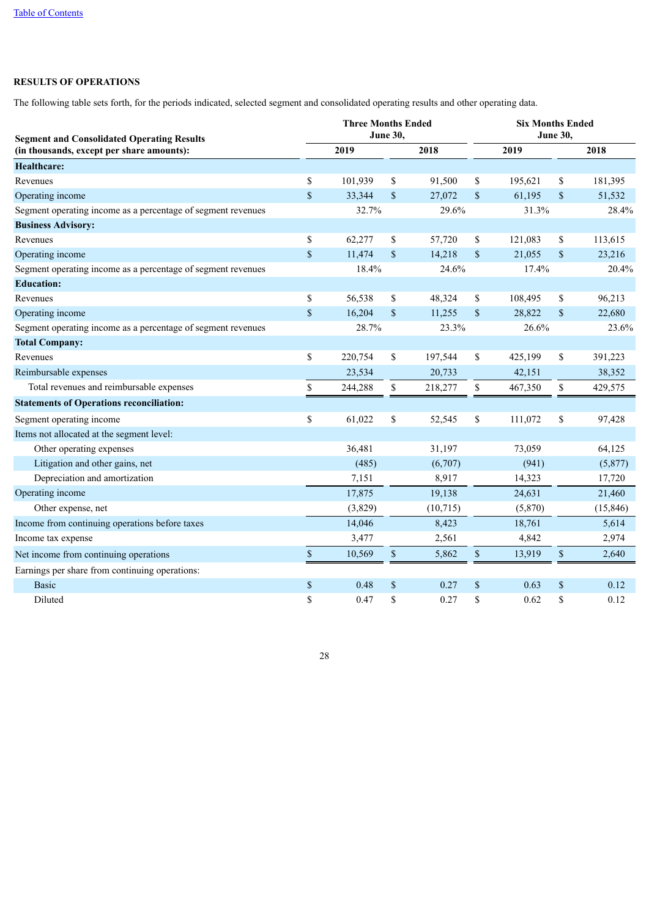## RESULTS OF OPERATIONS

The following table sets forth, for the periods indicated, selected segment and consolidated operating results and other operating data.

| Segment and Consolidated Operating Results (in thousands, except per share amounts): | Three Months Ended June 30, | | Six Months Ended June 30, | |
|---|---|---|---|---|
| | 2019 | 2018 | 2019 | 2018 |
| **Healthcare:** | | | | |
| Revenues | $ 101,939 | $ 91,500 | $ 195,621 | $ 181,395 |
| Operating income | $ 33,344 | $ 27,072 | $ 61,195 | $ 51,532 |
| Segment operating income as a percentage of segment revenues | 32.7% | 29.6% | 31.3% | 28.4% |
| **Business Advisory:** | | | | |
| Revenues | $ 62,277 | $ 57,720 | $ 121,083 | $ 113,615 |
| Operating income | $ 11,474 | $ 14,218 | $ 21,055 | $ 23,216 |
| Segment operating income as a percentage of segment revenues | 18.4% | 24.6% | 17.4% | 20.4% |
| **Education:** | | | | |
| Revenues | $ 56,538 | $ 48,324 | $ 108,495 | $ 96,213 |
| Operating income | $ 16,204 | $ 11,255 | $ 28,822 | $ 22,680 |
| Segment operating income as a percentage of segment revenues | 28.7% | 23.3% | 26.6% | 23.6% |
| **Total Company:** | | | | |
| Revenues | $ 220,754 | $ 197,544 | $ 425,199 | $ 391,223 |
| Reimbursable expenses | 23,534 | 20,733 | 42,151 | 38,352 |
| Total revenues and reimbursable expenses | $ 244,288 | $ 218,277 | $ 467,350 | $ 429,575 |
| **Statements of Operations reconciliation:** | | | | |
| Segment operating income | $ 61,022 | $ 52,545 | $ 111,072 | $ 97,428 |
| Items not allocated at the segment level: | | | | |
| Other operating expenses | 36,481 | 31,197 | 73,059 | 64,125 |
| Litigation and other gains, net | (485) | (6,707) | (941) | (5,877) |
| Depreciation and amortization | 7,151 | 8,917 | 14,323 | 17,720 |
| Operating income | 17,875 | 19,138 | 24,631 | 21,460 |
| Other expense, net | (3,829) | (10,715) | (5,870) | (15,846) |
| Income from continuing operations before taxes | 14,046 | 8,423 | 18,761 | 5,614 |
| Income tax expense | 3,477 | 2,561 | 4,842 | 2,974 |
| Net income from continuing operations | $ 10,569 | $ 5,862 | $ 13,919 | $ 2,640 |
| Earnings per share from continuing operations: | | | | |
| Basic | $ 0.48 | $ 0.27 | $ 0.63 | $ 0.12 |
| Diluted | $ 0.47 | $ 0.27 | $ 0.62 | $ 0.12 |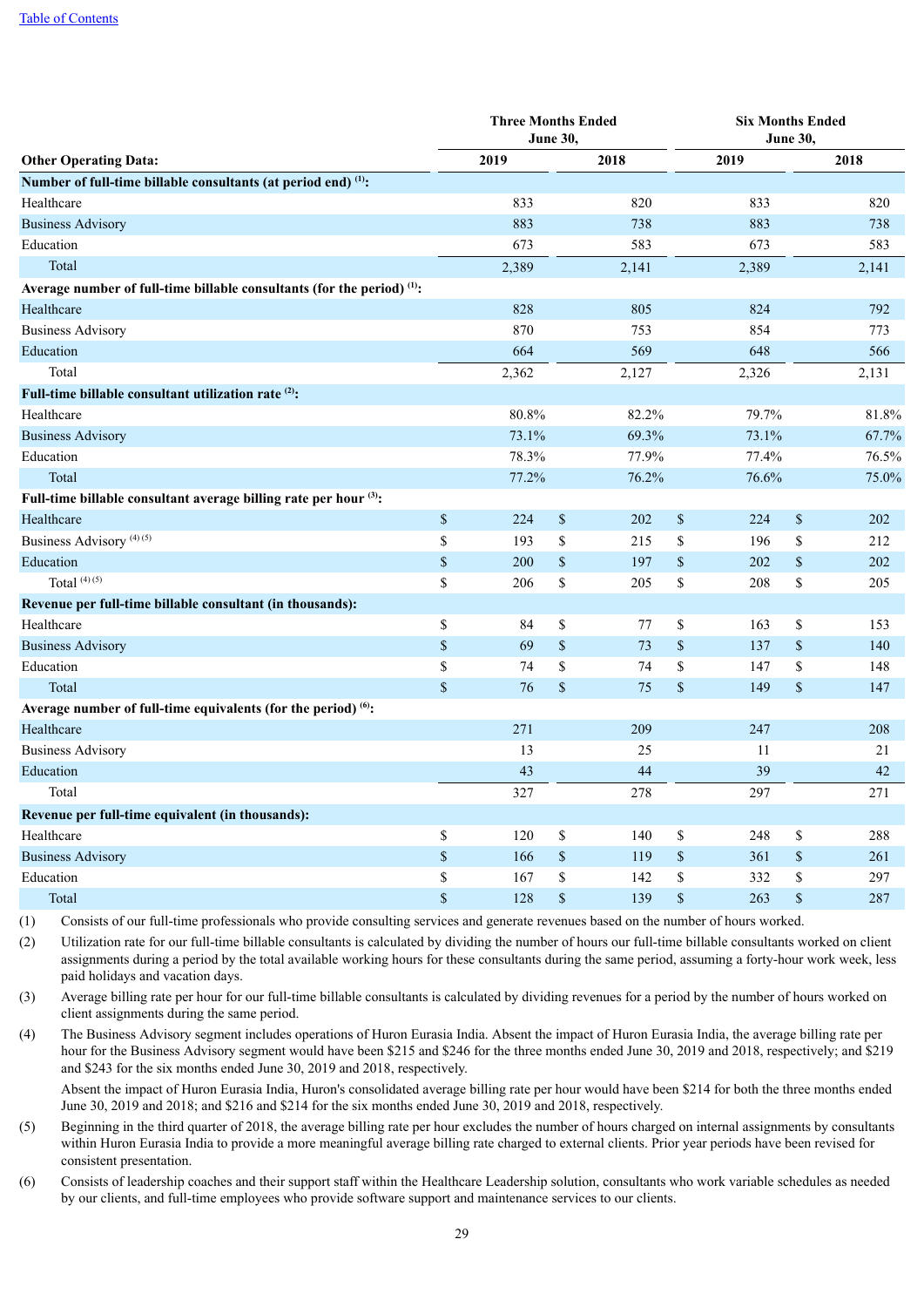[Table of Contents]

| Other Operating Data: | Three Months Ended June 30, 2019 | Three Months Ended June 30, 2018 | Six Months Ended June 30, 2019 | Six Months Ended June 30, 2018 |
|---|---|---|---|---|
| **Number of full-time billable consultants (at period end) [(1)]:** | | | | |
| Healthcare | 833 | 820 | 833 | 820 |
| Business Advisory | 883 | 738 | 883 | 738 |
| Education | 673 | 583 | 673 | 583 |
| Total | 2,389 | 2,141 | 2,389 | 2,141 |
| **Average number of full-time billable consultants (for the period) [(1)]:** | | | | |
| Healthcare | 828 | 805 | 824 | 792 |
| Business Advisory | 870 | 753 | 854 | 773 |
| Education | 664 | 569 | 648 | 566 |
| Total | 2,362 | 2,127 | 2,326 | 2,131 |
| **Full-time billable consultant utilization rate [(2)]:** | | | | |
| Healthcare | 80.8% | 82.2% | 79.7% | 81.8% |
| Business Advisory | 73.1% | 69.3% | 73.1% | 67.7% |
| Education | 78.3% | 77.9% | 77.4% | 76.5% |
| Total | 77.2% | 76.2% | 76.6% | 75.0% |
| **Full-time billable consultant average billing rate per hour [(3)]:** | | | | |
| Healthcare | $ 224 | $ 202 | $ 224 | $ 202 |
| Business Advisory [(4) (5)] | $ 193 | $ 215 | $ 196 | $ 212 |
| Education | $ 200 | $ 197 | $ 202 | $ 202 |
| Total [(4) (5)] | $ 206 | $ 205 | $ 208 | $ 205 |
| **Revenue per full-time billable consultant (in thousands):** | | | | |
| Healthcare | $ 84 | $ 77 | $ 163 | $ 153 |
| Business Advisory | $ 69 | $ 73 | $ 137 | $ 140 |
| Education | $ 74 | $ 74 | $ 147 | $ 148 |
| Total | $ 76 | $ 75 | $ 149 | $ 147 |
| **Average number of full-time equivalents (for the period) [(6)]:** | | | | |
| Healthcare | 271 | 209 | 247 | 208 |
| Business Advisory | 13 | 25 | 11 | 21 |
| Education | 43 | 44 | 39 | 42 |
| Total | 327 | 278 | 297 | 271 |
| **Revenue per full-time equivalent (in thousands):** | | | | |
| Healthcare | $ 120 | $ 140 | $ 248 | $ 288 |
| Business Advisory | $ 166 | $ 119 | $ 361 | $ 261 |
| Education | $ 167 | $ 142 | $ 332 | $ 297 |
| Total | $ 128 | $ 139 | $ 263 | $ 287 |

(1) Consists of our full-time professionals who provide consulting services and generate revenues based on the number of hours worked.

(2) Utilization rate for our full-time billable consultants is calculated by dividing the number of hours our full-time billable consultants worked on client assignments during a period by the total available working hours for these consultants during the same period, assuming a forty-hour work week, less paid holidays and vacation days.

(3) Average billing rate per hour for our full-time billable consultants is calculated by dividing revenues for a period by the number of hours worked on client assignments during the same period.

(4) The Business Advisory segment includes operations of Huron Eurasia India. Absent the impact of Huron Eurasia India, the average billing rate per hour for the Business Advisory segment would have been $215 and $246 for the three months ended June 30, 2019 and 2018, respectively; and $219 and $243 for the six months ended June 30, 2019 and 2018, respectively.

Absent the impact of Huron Eurasia India, Huron's consolidated average billing rate per hour would have been $214 for both the three months ended June 30, 2019 and 2018; and $216 and $214 for the six months ended June 30, 2019 and 2018, respectively.

(5) Beginning in the third quarter of 2018, the average billing rate per hour excludes the number of hours charged on internal assignments by consultants within Huron Eurasia India to provide a more meaningful average billing rate charged to external clients. Prior year periods have been revised for consistent presentation.

(6) Consists of leadership coaches and their support staff within the Healthcare Leadership solution, consultants who work variable schedules as needed by our clients, and full-time employees who provide software support and maintenance services to our clients.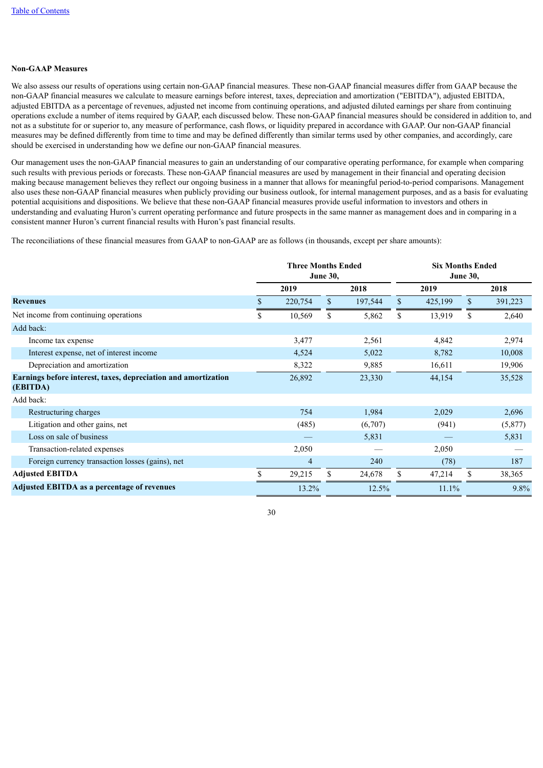**Non-GAAP Measures**

We also assess our results of operations using certain non-GAAP financial measures. These non-GAAP financial measures differ from GAAP because the non-GAAP financial measures we calculate to measure earnings before interest, taxes, depreciation and amortization ("EBITDA"), adjusted EBITDA, adjusted EBITDA as a percentage of revenues, adjusted net income from continuing operations, and adjusted diluted earnings per share from continuing operations exclude a number of items required by GAAP, each discussed below. These non-GAAP financial measures should be considered in addition to, and not as a substitute for or superior to, any measure of performance, cash flows, or liquidity prepared in accordance with GAAP. Our non-GAAP financial measures may be defined differently from time to time and may be defined differently than similar terms used by other companies, and accordingly, care should be exercised in understanding how we define our non-GAAP financial measures.

Our management uses the non-GAAP financial measures to gain an understanding of our comparative operating performance, for example when comparing such results with previous periods or forecasts. These non-GAAP financial measures are used by management in their financial and operating decision making because management believes they reflect our ongoing business in a manner that allows for meaningful period-to-period comparisons. Management also uses these non-GAAP financial measures when publicly providing our business outlook, for internal management purposes, and as a basis for evaluating potential acquisitions and dispositions. We believe that these non-GAAP financial measures provide useful information to investors and others in understanding and evaluating Huron's current operating performance and future prospects in the same manner as management does and in comparing in a consistent manner Huron's current financial results with Huron's past financial results.

The reconciliations of these financial measures from GAAP to non-GAAP are as follows (in thousands, except per share amounts):

| | Three Months Ended June 30, | | Six Months Ended June 30, | |
|---|---|---|---|---|
| | 2019 | 2018 | 2019 | 2018 |
| **Revenues** | $ 220,754 | $ 197,544 | $ 425,199 | $ 391,223 |
| Net income from continuing operations | $ 10,569 | $ 5,862 | $ 13,919 | $ 2,640 |
| Add back: | | | | |
| Income tax expense | 3,477 | 2,561 | 4,842 | 2,974 |
| Interest expense, net of interest income | 4,524 | 5,022 | 8,782 | 10,008 |
| Depreciation and amortization | 8,322 | 9,885 | 16,611 | 19,906 |
| **Earnings before interest, taxes, depreciation and amortization (EBITDA)** | 26,892 | 23,330 | 44,154 | 35,528 |
| Add back: | | | | |
| Restructuring charges | 754 | 1,984 | 2,029 | 2,696 |
| Litigation and other gains, net | (485) | (6,707) | (941) | (5,877) |
| Loss on sale of business | — | 5,831 | — | 5,831 |
| Transaction-related expenses | 2,050 | — | 2,050 | — |
| Foreign currency transaction losses (gains), net | 4 | 240 | (78) | 187 |
| **Adjusted EBITDA** | $ 29,215 | $ 24,678 | $ 47,214 | $ 38,365 |
| **Adjusted EBITDA as a percentage of revenues** | 13.2% | 12.5% | 11.1% | 9.8% |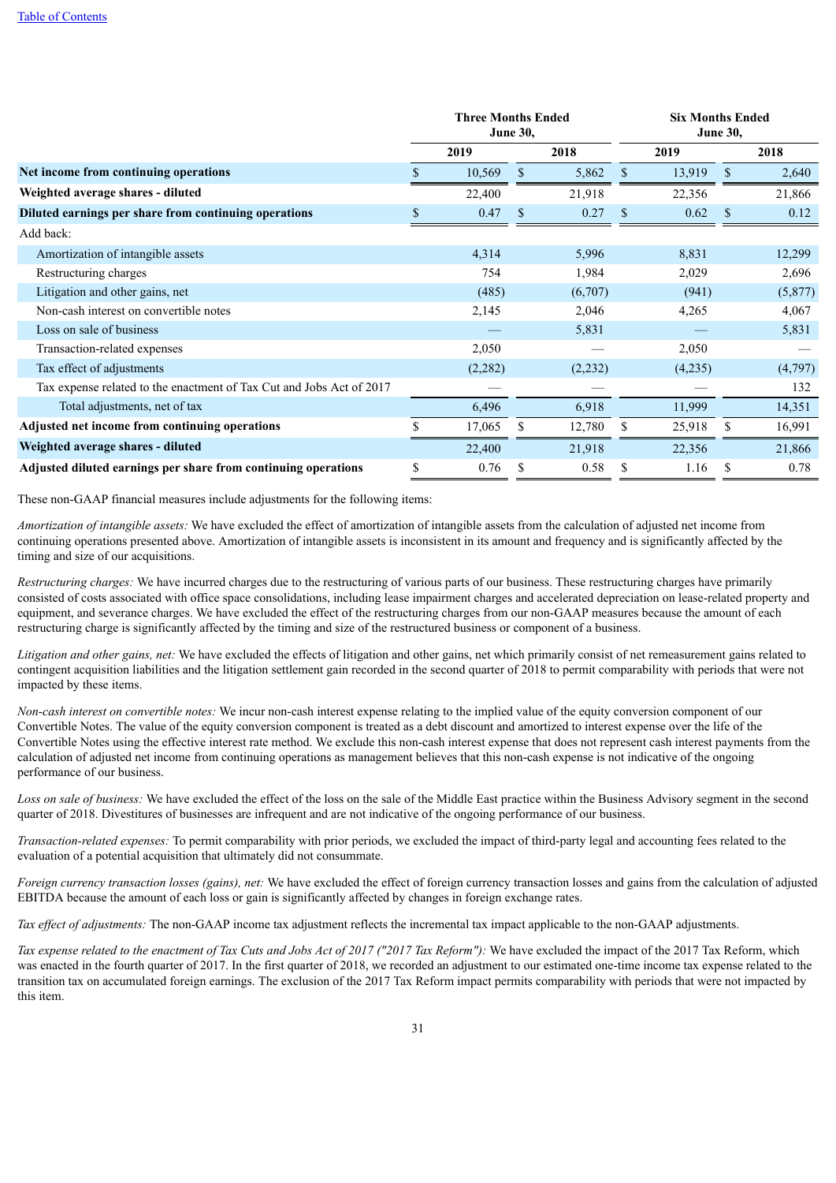| | Three Months Ended June 30, | | Six Months Ended June 30, | |
|---|---|---|---|---|
| | 2019 | 2018 | 2019 | 2018 |
| **Net income from continuing operations** | $ 10,569 | $ 5,862 | $ 13,919 | $ 2,640 |
| **Weighted average shares - diluted** | 22,400 | 21,918 | 22,356 | 21,866 |
| **Diluted earnings per share from continuing operations** | $ 0.47 | $ 0.27 | $ 0.62 | $ 0.12 |
| Add back: | | | | |
| Amortization of intangible assets | 4,314 | 5,996 | 8,831 | 12,299 |
| Restructuring charges | 754 | 1,984 | 2,029 | 2,696 |
| Litigation and other gains, net | (485) | (6,707) | (941) | (5,877) |
| Non-cash interest on convertible notes | 2,145 | 2,046 | 4,265 | 4,067 |
| Loss on sale of business | — | 5,831 | — | 5,831 |
| Transaction-related expenses | 2,050 | — | 2,050 | — |
| Tax effect of adjustments | (2,282) | (2,232) | (4,235) | (4,797) |
| Tax expense related to the enactment of Tax Cut and Jobs Act of 2017 | — | — | — | 132 |
| Total adjustments, net of tax | 6,496 | 6,918 | 11,999 | 14,351 |
| **Adjusted net income from continuing operations** | $ 17,065 | $ 12,780 | $ 25,918 | $ 16,991 |
| **Weighted average shares - diluted** | 22,400 | 21,918 | 22,356 | 21,866 |
| **Adjusted diluted earnings per share from continuing operations** | $ 0.76 | $ 0.58 | $ 1.16 | $ 0.78 |

These non-GAAP financial measures include adjustments for the following items:

*Amortization of intangible assets:* We have excluded the effect of amortization of intangible assets from the calculation of adjusted net income from continuing operations presented above. Amortization of intangible assets is inconsistent in its amount and frequency and is significantly affected by the timing and size of our acquisitions.

*Restructuring charges:* We have incurred charges due to the restructuring of various parts of our business. These restructuring charges have primarily consisted of costs associated with office space consolidations, including lease impairment charges and accelerated depreciation on lease-related property and equipment, and severance charges. We have excluded the effect of the restructuring charges from our non-GAAP measures because the amount of each restructuring charge is significantly affected by the timing and size of the restructured business or component of a business.

*Litigation and other gains, net:* We have excluded the effects of litigation and other gains, net which primarily consist of net remeasurement gains related to contingent acquisition liabilities and the litigation settlement gain recorded in the second quarter of 2018 to permit comparability with periods that were not impacted by these items.

*Non-cash interest on convertible notes:* We incur non-cash interest expense relating to the implied value of the equity conversion component of our Convertible Notes. The value of the equity conversion component is treated as a debt discount and amortized to interest expense over the life of the Convertible Notes using the effective interest rate method. We exclude this non-cash interest expense that does not represent cash interest payments from the calculation of adjusted net income from continuing operations as management believes that this non-cash expense is not indicative of the ongoing performance of our business.

*Loss on sale of business:* We have excluded the effect of the loss on the sale of the Middle East practice within the Business Advisory segment in the second quarter of 2018. Divestitures of businesses are infrequent and are not indicative of the ongoing performance of our business.

*Transaction-related expenses:* To permit comparability with prior periods, we excluded the impact of third-party legal and accounting fees related to the evaluation of a potential acquisition that ultimately did not consummate.

*Foreign currency transaction losses (gains), net:* We have excluded the effect of foreign currency transaction losses and gains from the calculation of adjusted EBITDA because the amount of each loss or gain is significantly affected by changes in foreign exchange rates.

*Tax effect of adjustments:* The non-GAAP income tax adjustment reflects the incremental tax impact applicable to the non-GAAP adjustments.

*Tax expense related to the enactment of Tax Cuts and Jobs Act of 2017 ("2017 Tax Reform"):* We have excluded the impact of the 2017 Tax Reform, which was enacted in the fourth quarter of 2017. In the first quarter of 2018, we recorded an adjustment to our estimated one-time income tax expense related to the transition tax on accumulated foreign earnings. The exclusion of the 2017 Tax Reform impact permits comparability with periods that were not impacted by this item.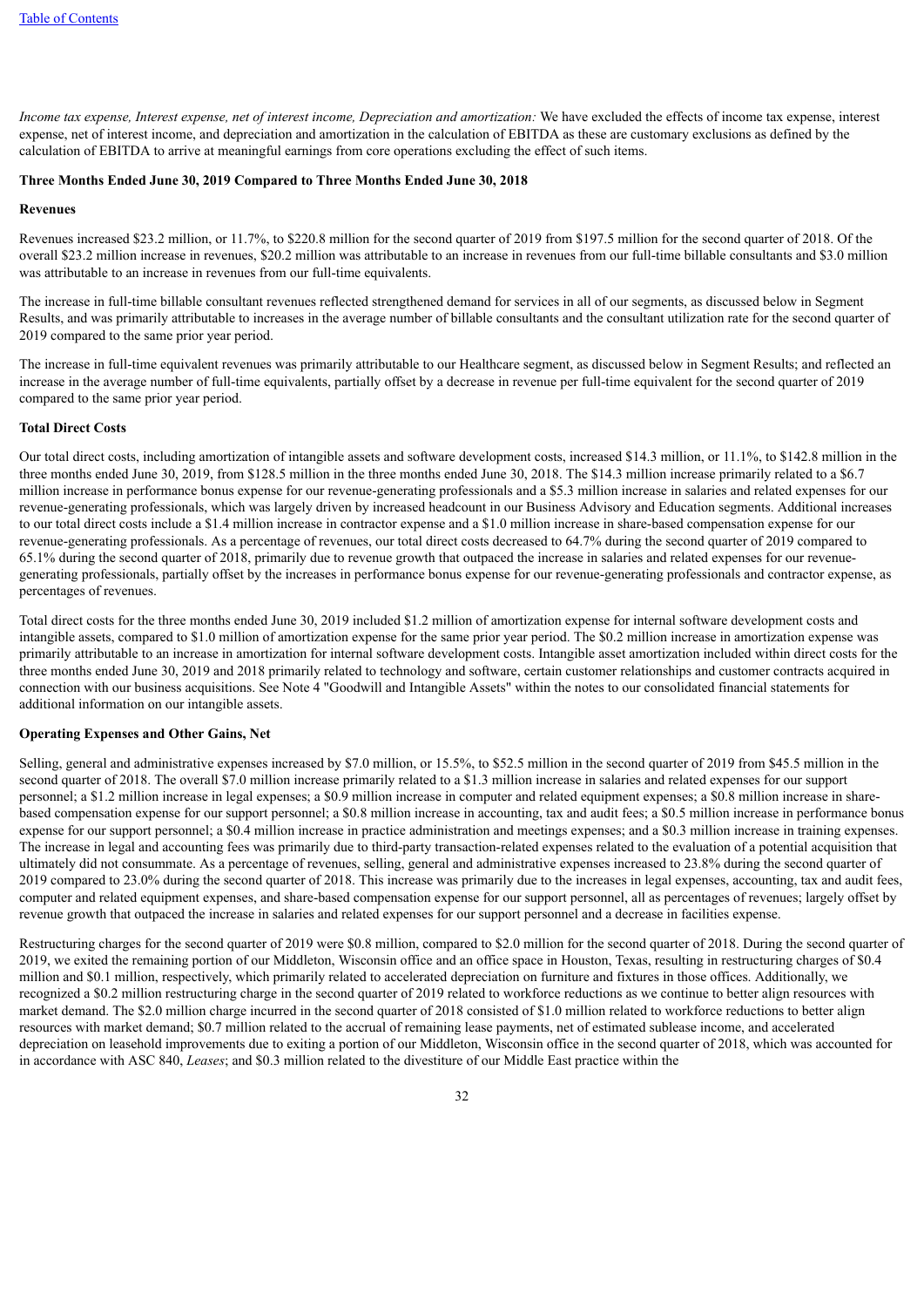*Income tax expense, Interest expense, net of interest income, Depreciation and amortization:* We have excluded the effects of income tax expense, interest expense, net of interest income, and depreciation and amortization in the calculation of EBITDA as these are customary exclusions as defined by the calculation of EBITDA to arrive at meaningful earnings from core operations excluding the effect of such items.

**Three Months Ended June 30, 2019 Compared to Three Months Ended June 30, 2018**

**Revenues**

Revenues increased $23.2 million, or 11.7%, to $220.8 million for the second quarter of 2019 from $197.5 million for the second quarter of 2018. Of the overall $23.2 million increase in revenues, $20.2 million was attributable to an increase in revenues from our full-time billable consultants and $3.0 million was attributable to an increase in revenues from our full-time equivalents.

The increase in full-time billable consultant revenues reflected strengthened demand for services in all of our segments, as discussed below in Segment Results, and was primarily attributable to increases in the average number of billable consultants and the consultant utilization rate for the second quarter of 2019 compared to the same prior year period.

The increase in full-time equivalent revenues was primarily attributable to our Healthcare segment, as discussed below in Segment Results; and reflected an increase in the average number of full-time equivalents, partially offset by a decrease in revenue per full-time equivalent for the second quarter of 2019 compared to the same prior year period.

**Total Direct Costs**

Our total direct costs, including amortization of intangible assets and software development costs, increased $14.3 million, or 11.1%, to $142.8 million in the three months ended June 30, 2019, from $128.5 million in the three months ended June 30, 2018. The $14.3 million increase primarily related to a $6.7 million increase in performance bonus expense for our revenue-generating professionals and a $5.3 million increase in salaries and related expenses for our revenue-generating professionals, which was largely driven by increased headcount in our Business Advisory and Education segments. Additional increases to our total direct costs include a $1.4 million increase in contractor expense and a $1.0 million increase in share-based compensation expense for our revenue-generating professionals. As a percentage of revenues, our total direct costs decreased to 64.7% during the second quarter of 2019 compared to 65.1% during the second quarter of 2018, primarily due to revenue growth that outpaced the increase in salaries and related expenses for our revenue-generating professionals, partially offset by the increases in performance bonus expense for our revenue-generating professionals and contractor expense, as percentages of revenues.

Total direct costs for the three months ended June 30, 2019 included $1.2 million of amortization expense for internal software development costs and intangible assets, compared to $1.0 million of amortization expense for the same prior year period. The $0.2 million increase in amortization expense was primarily attributable to an increase in amortization for internal software development costs. Intangible asset amortization included within direct costs for the three months ended June 30, 2019 and 2018 primarily related to technology and software, certain customer relationships and customer contracts acquired in connection with our business acquisitions. See Note 4 "Goodwill and Intangible Assets" within the notes to our consolidated financial statements for additional information on our intangible assets.

**Operating Expenses and Other Gains, Net**

Selling, general and administrative expenses increased by $7.0 million, or 15.5%, to $52.5 million in the second quarter of 2019 from $45.5 million in the second quarter of 2018. The overall $7.0 million increase primarily related to a $1.3 million increase in salaries and related expenses for our support personnel; a $1.2 million increase in legal expenses; a $0.9 million increase in computer and related equipment expenses; a $0.8 million increase in share-based compensation expense for our support personnel; a $0.8 million increase in accounting, tax and audit fees; a $0.5 million increase in performance bonus expense for our support personnel; a $0.4 million increase in practice administration and meetings expenses; and a $0.3 million increase in training expenses. The increase in legal and accounting fees was primarily due to third-party transaction-related expenses related to the evaluation of a potential acquisition that ultimately did not consummate. As a percentage of revenues, selling, general and administrative expenses increased to 23.8% during the second quarter of 2019 compared to 23.0% during the second quarter of 2018. This increase was primarily due to the increases in legal expenses, accounting, tax and audit fees, computer and related equipment expenses, and share-based compensation expense for our support personnel, all as percentages of revenues; largely offset by revenue growth that outpaced the increase in salaries and related expenses for our support personnel and a decrease in facilities expense.

Restructuring charges for the second quarter of 2019 were $0.8 million, compared to $2.0 million for the second quarter of 2018. During the second quarter of 2019, we exited the remaining portion of our Middleton, Wisconsin office and an office space in Houston, Texas, resulting in restructuring charges of $0.4 million and $0.1 million, respectively, which primarily related to accelerated depreciation on furniture and fixtures in those offices. Additionally, we recognized a $0.2 million restructuring charge in the second quarter of 2019 related to workforce reductions as we continue to better align resources with market demand. The $2.0 million charge incurred in the second quarter of 2018 consisted of $1.0 million related to workforce reductions to better align resources with market demand; $0.7 million related to the accrual of remaining lease payments, net of estimated sublease income, and accelerated depreciation on leasehold improvements due to exiting a portion of our Middleton, Wisconsin office in the second quarter of 2018, which was accounted for in accordance with ASC 840, *Leases*; and $0.3 million related to the divestiture of our Middle East practice within the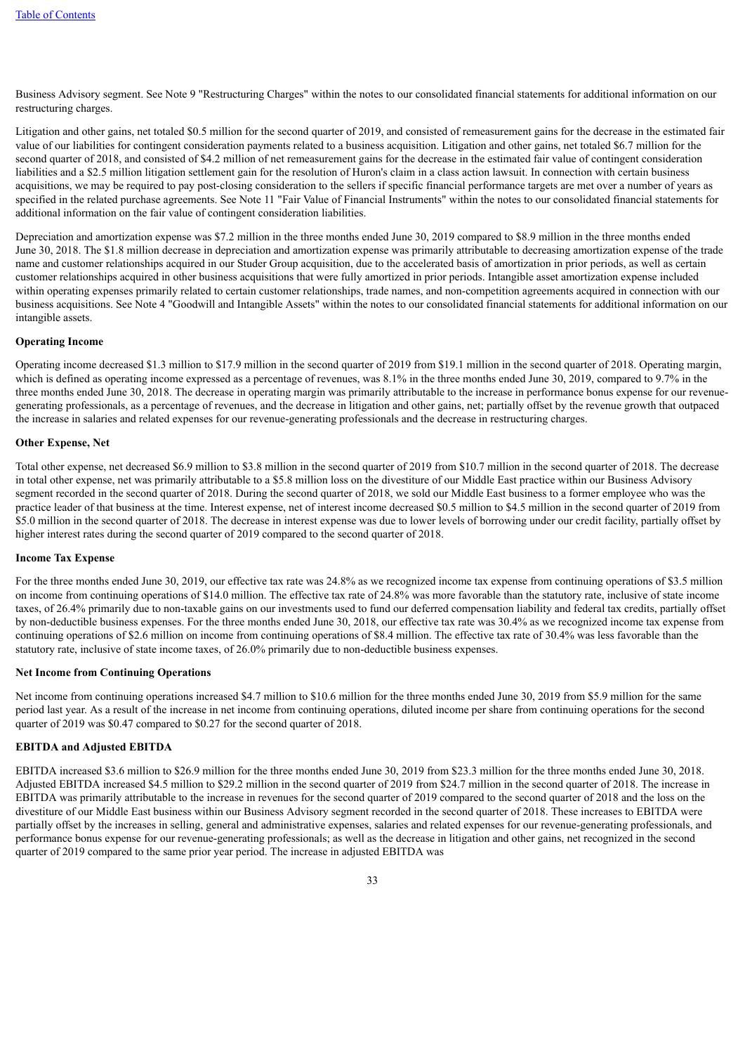Business Advisory segment. See Note 9 "Restructuring Charges" within the notes to our consolidated financial statements for additional information on our restructuring charges.

Litigation and other gains, net totaled $0.5 million for the second quarter of 2019, and consisted of remeasurement gains for the decrease in the estimated fair value of our liabilities for contingent consideration payments related to a business acquisition. Litigation and other gains, net totaled $6.7 million for the second quarter of 2018, and consisted of $4.2 million of net remeasurement gains for the decrease in the estimated fair value of contingent consideration liabilities and a $2.5 million litigation settlement gain for the resolution of Huron's claim in a class action lawsuit. In connection with certain business acquisitions, we may be required to pay post-closing consideration to the sellers if specific financial performance targets are met over a number of years as specified in the related purchase agreements. See Note 11 "Fair Value of Financial Instruments" within the notes to our consolidated financial statements for additional information on the fair value of contingent consideration liabilities.

Depreciation and amortization expense was $7.2 million in the three months ended June 30, 2019 compared to $8.9 million in the three months ended June 30, 2018. The $1.8 million decrease in depreciation and amortization expense was primarily attributable to decreasing amortization expense of the trade name and customer relationships acquired in our Studer Group acquisition, due to the accelerated basis of amortization in prior periods, as well as certain customer relationships acquired in other business acquisitions that were fully amortized in prior periods. Intangible asset amortization expense included within operating expenses primarily related to certain customer relationships, trade names, and non-competition agreements acquired in connection with our business acquisitions. See Note 4 "Goodwill and Intangible Assets" within the notes to our consolidated financial statements for additional information on our intangible assets.

**Operating Income**

Operating income decreased $1.3 million to $17.9 million in the second quarter of 2019 from $19.1 million in the second quarter of 2018. Operating margin, which is defined as operating income expressed as a percentage of revenues, was 8.1% in the three months ended June 30, 2019, compared to 9.7% in the three months ended June 30, 2018. The decrease in operating margin was primarily attributable to the increase in performance bonus expense for our revenue-generating professionals, as a percentage of revenues, and the decrease in litigation and other gains, net; partially offset by the revenue growth that outpaced the increase in salaries and related expenses for our revenue-generating professionals and the decrease in restructuring charges.

**Other Expense, Net**

Total other expense, net decreased $6.9 million to $3.8 million in the second quarter of 2019 from $10.7 million in the second quarter of 2018. The decrease in total other expense, net was primarily attributable to a $5.8 million loss on the divestiture of our Middle East practice within our Business Advisory segment recorded in the second quarter of 2018. During the second quarter of 2018, we sold our Middle East business to a former employee who was the practice leader of that business at the time. Interest expense, net of interest income decreased $0.5 million to $4.5 million in the second quarter of 2019 from $5.0 million in the second quarter of 2018. The decrease in interest expense was due to lower levels of borrowing under our credit facility, partially offset by higher interest rates during the second quarter of 2019 compared to the second quarter of 2018.

**Income Tax Expense**

For the three months ended June 30, 2019, our effective tax rate was 24.8% as we recognized income tax expense from continuing operations of $3.5 million on income from continuing operations of $14.0 million. The effective tax rate of 24.8% was more favorable than the statutory rate, inclusive of state income taxes, of 26.4% primarily due to non-taxable gains on our investments used to fund our deferred compensation liability and federal tax credits, partially offset by non-deductible business expenses. For the three months ended June 30, 2018, our effective tax rate was 30.4% as we recognized income tax expense from continuing operations of $2.6 million on income from continuing operations of $8.4 million. The effective tax rate of 30.4% was less favorable than the statutory rate, inclusive of state income taxes, of 26.0% primarily due to non-deductible business expenses.

**Net Income from Continuing Operations**

Net income from continuing operations increased $4.7 million to $10.6 million for the three months ended June 30, 2019 from $5.9 million for the same period last year. As a result of the increase in net income from continuing operations, diluted income per share from continuing operations for the second quarter of 2019 was $0.47 compared to $0.27 for the second quarter of 2018.

**EBITDA and Adjusted EBITDA**

EBITDA increased $3.6 million to $26.9 million for the three months ended June 30, 2019 from $23.3 million for the three months ended June 30, 2018. Adjusted EBITDA increased $4.5 million to $29.2 million in the second quarter of 2019 from $24.7 million in the second quarter of 2018. The increase in EBITDA was primarily attributable to the increase in revenues for the second quarter of 2019 compared to the second quarter of 2018 and the loss on the divestiture of our Middle East business within our Business Advisory segment recorded in the second quarter of 2018. These increases to EBITDA were partially offset by the increases in selling, general and administrative expenses, salaries and related expenses for our revenue-generating professionals, and performance bonus expense for our revenue-generating professionals; as well as the decrease in litigation and other gains, net recognized in the second quarter of 2019 compared to the same prior year period. The increase in adjusted EBITDA was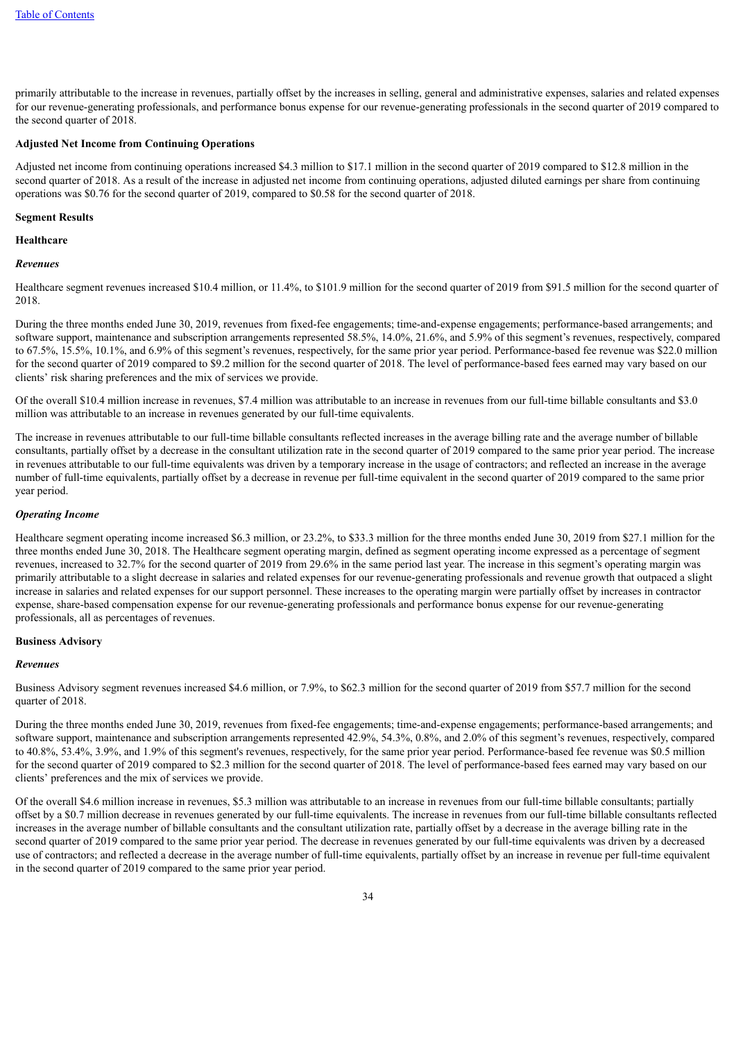primarily attributable to the increase in revenues, partially offset by the increases in selling, general and administrative expenses, salaries and related expenses for our revenue-generating professionals, and performance bonus expense for our revenue-generating professionals in the second quarter of 2019 compared to the second quarter of 2018.

**Adjusted Net Income from Continuing Operations**

Adjusted net income from continuing operations increased $4.3 million to $17.1 million in the second quarter of 2019 compared to $12.8 million in the second quarter of 2018. As a result of the increase in adjusted net income from continuing operations, adjusted diluted earnings per share from continuing operations was $0.76 for the second quarter of 2019, compared to $0.58 for the second quarter of 2018.

**Segment Results**

**Healthcare**

***Revenues***

Healthcare segment revenues increased $10.4 million, or 11.4%, to $101.9 million for the second quarter of 2019 from $91.5 million for the second quarter of 2018.

During the three months ended June 30, 2019, revenues from fixed-fee engagements; time-and-expense engagements; performance-based arrangements; and software support, maintenance and subscription arrangements represented 58.5%, 14.0%, 21.6%, and 5.9% of this segment's revenues, respectively, compared to 67.5%, 15.5%, 10.1%, and 6.9% of this segment's revenues, respectively, for the same prior year period. Performance-based fee revenue was $22.0 million for the second quarter of 2019 compared to $9.2 million for the second quarter of 2018. The level of performance-based fees earned may vary based on our clients' risk sharing preferences and the mix of services we provide.

Of the overall $10.4 million increase in revenues, $7.4 million was attributable to an increase in revenues from our full-time billable consultants and $3.0 million was attributable to an increase in revenues generated by our full-time equivalents.

The increase in revenues attributable to our full-time billable consultants reflected increases in the average billing rate and the average number of billable consultants, partially offset by a decrease in the consultant utilization rate in the second quarter of 2019 compared to the same prior year period. The increase in revenues attributable to our full-time equivalents was driven by a temporary increase in the usage of contractors; and reflected an increase in the average number of full-time equivalents, partially offset by a decrease in revenue per full-time equivalent in the second quarter of 2019 compared to the same prior year period.

***Operating Income***

Healthcare segment operating income increased $6.3 million, or 23.2%, to $33.3 million for the three months ended June 30, 2019 from $27.1 million for the three months ended June 30, 2018. The Healthcare segment operating margin, defined as segment operating income expressed as a percentage of segment revenues, increased to 32.7% for the second quarter of 2019 from 29.6% in the same period last year. The increase in this segment's operating margin was primarily attributable to a slight decrease in salaries and related expenses for our revenue-generating professionals and revenue growth that outpaced a slight increase in salaries and related expenses for our support personnel. These increases to the operating margin were partially offset by increases in contractor expense, share-based compensation expense for our revenue-generating professionals and performance bonus expense for our revenue-generating professionals, all as percentages of revenues.

**Business Advisory**

***Revenues***

Business Advisory segment revenues increased $4.6 million, or 7.9%, to $62.3 million for the second quarter of 2019 from $57.7 million for the second quarter of 2018.

During the three months ended June 30, 2019, revenues from fixed-fee engagements; time-and-expense engagements; performance-based arrangements; and software support, maintenance and subscription arrangements represented 42.9%, 54.3%, 0.8%, and 2.0% of this segment's revenues, respectively, compared to 40.8%, 53.4%, 3.9%, and 1.9% of this segment's revenues, respectively, for the same prior year period. Performance-based fee revenue was $0.5 million for the second quarter of 2019 compared to $2.3 million for the second quarter of 2018. The level of performance-based fees earned may vary based on our clients' preferences and the mix of services we provide.

Of the overall $4.6 million increase in revenues, $5.3 million was attributable to an increase in revenues from our full-time billable consultants; partially offset by a $0.7 million decrease in revenues generated by our full-time equivalents. The increase in revenues from our full-time billable consultants reflected increases in the average number of billable consultants and the consultant utilization rate, partially offset by a decrease in the average billing rate in the second quarter of 2019 compared to the same prior year period. The decrease in revenues generated by our full-time equivalents was driven by a decreased use of contractors; and reflected a decrease in the average number of full-time equivalents, partially offset by an increase in revenue per full-time equivalent in the second quarter of 2019 compared to the same prior year period.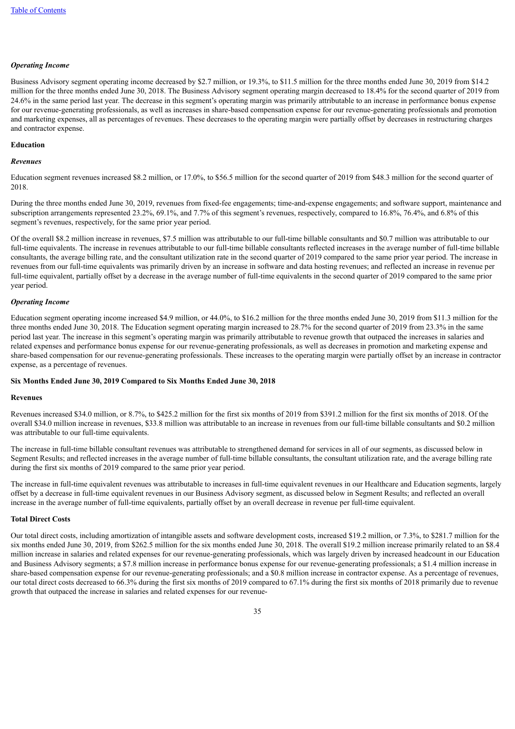*Operating Income*

Business Advisory segment operating income decreased by $2.7 million, or 19.3%, to $11.5 million for the three months ended June 30, 2019 from $14.2 million for the three months ended June 30, 2018. The Business Advisory segment operating margin decreased to 18.4% for the second quarter of 2019 from 24.6% in the same period last year. The decrease in this segment's operating margin was primarily attributable to an increase in performance bonus expense for our revenue-generating professionals, as well as increases in share-based compensation expense for our revenue-generating professionals and promotion and marketing expenses, all as percentages of revenues. These decreases to the operating margin were partially offset by decreases in restructuring charges and contractor expense.

**Education**

*Revenues*

Education segment revenues increased $8.2 million, or 17.0%, to $56.5 million for the second quarter of 2019 from $48.3 million for the second quarter of 2018.

During the three months ended June 30, 2019, revenues from fixed-fee engagements; time-and-expense engagements; and software support, maintenance and subscription arrangements represented 23.2%, 69.1%, and 7.7% of this segment's revenues, respectively, compared to 16.8%, 76.4%, and 6.8% of this segment's revenues, respectively, for the same prior year period.

Of the overall $8.2 million increase in revenues, $7.5 million was attributable to our full-time billable consultants and $0.7 million was attributable to our full-time equivalents. The increase in revenues attributable to our full-time billable consultants reflected increases in the average number of full-time billable consultants, the average billing rate, and the consultant utilization rate in the second quarter of 2019 compared to the same prior year period. The increase in revenues from our full-time equivalents was primarily driven by an increase in software and data hosting revenues; and reflected an increase in revenue per full-time equivalent, partially offset by a decrease in the average number of full-time equivalents in the second quarter of 2019 compared to the same prior year period.

*Operating Income*

Education segment operating income increased $4.9 million, or 44.0%, to $16.2 million for the three months ended June 30, 2019 from $11.3 million for the three months ended June 30, 2018. The Education segment operating margin increased to 28.7% for the second quarter of 2019 from 23.3% in the same period last year. The increase in this segment's operating margin was primarily attributable to revenue growth that outpaced the increases in salaries and related expenses and performance bonus expense for our revenue-generating professionals, as well as decreases in promotion and marketing expense and share-based compensation for our revenue-generating professionals. These increases to the operating margin were partially offset by an increase in contractor expense, as a percentage of revenues.

**Six Months Ended June 30, 2019 Compared to Six Months Ended June 30, 2018**

**Revenues**

Revenues increased $34.0 million, or 8.7%, to $425.2 million for the first six months of 2019 from $391.2 million for the first six months of 2018. Of the overall $34.0 million increase in revenues, $33.8 million was attributable to an increase in revenues from our full-time billable consultants and $0.2 million was attributable to our full-time equivalents.

The increase in full-time billable consultant revenues was attributable to strengthened demand for services in all of our segments, as discussed below in Segment Results; and reflected increases in the average number of full-time billable consultants, the consultant utilization rate, and the average billing rate during the first six months of 2019 compared to the same prior year period.

The increase in full-time equivalent revenues was attributable to increases in full-time equivalent revenues in our Healthcare and Education segments, largely offset by a decrease in full-time equivalent revenues in our Business Advisory segment, as discussed below in Segment Results; and reflected an overall increase in the average number of full-time equivalents, partially offset by an overall decrease in revenue per full-time equivalent.

**Total Direct Costs**

Our total direct costs, including amortization of intangible assets and software development costs, increased $19.2 million, or 7.3%, to $281.7 million for the six months ended June 30, 2019, from $262.5 million for the six months ended June 30, 2018. The overall $19.2 million increase primarily related to an $8.4 million increase in salaries and related expenses for our revenue-generating professionals, which was largely driven by increased headcount in our Education and Business Advisory segments; a $7.8 million increase in performance bonus expense for our revenue-generating professionals; a $1.4 million increase in share-based compensation expense for our revenue-generating professionals; and a $0.8 million increase in contractor expense. As a percentage of revenues, our total direct costs decreased to 66.3% during the first six months of 2019 compared to 67.1% during the first six months of 2018 primarily due to revenue growth that outpaced the increase in salaries and related expenses for our revenue-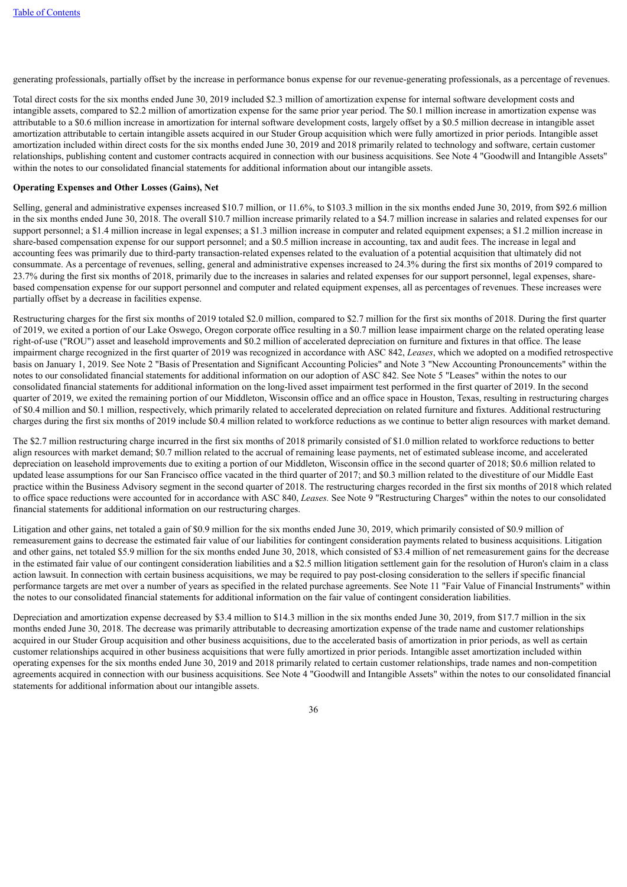generating professionals, partially offset by the increase in performance bonus expense for our revenue-generating professionals, as a percentage of revenues.

Total direct costs for the six months ended June 30, 2019 included $2.3 million of amortization expense for internal software development costs and intangible assets, compared to $2.2 million of amortization expense for the same prior year period. The $0.1 million increase in amortization expense was attributable to a $0.6 million increase in amortization for internal software development costs, largely offset by a $0.5 million decrease in intangible asset amortization attributable to certain intangible assets acquired in our Studer Group acquisition which were fully amortized in prior periods. Intangible asset amortization included within direct costs for the six months ended June 30, 2019 and 2018 primarily related to technology and software, certain customer relationships, publishing content and customer contracts acquired in connection with our business acquisitions. See Note 4 "Goodwill and Intangible Assets" within the notes to our consolidated financial statements for additional information about our intangible assets.

**Operating Expenses and Other Losses (Gains), Net**

Selling, general and administrative expenses increased $10.7 million, or 11.6%, to $103.3 million in the six months ended June 30, 2019, from $92.6 million in the six months ended June 30, 2018. The overall $10.7 million increase primarily related to a $4.7 million increase in salaries and related expenses for our support personnel; a $1.4 million increase in legal expenses; a $1.3 million increase in computer and related equipment expenses; a $1.2 million increase in share-based compensation expense for our support personnel; and a $0.5 million increase in accounting, tax and audit fees. The increase in legal and accounting fees was primarily due to third-party transaction-related expenses related to the evaluation of a potential acquisition that ultimately did not consummate. As a percentage of revenues, selling, general and administrative expenses increased to 24.3% during the first six months of 2019 compared to 23.7% during the first six months of 2018, primarily due to the increases in salaries and related expenses for our support personnel, legal expenses, share-based compensation expense for our support personnel and computer and related equipment expenses, all as percentages of revenues. These increases were partially offset by a decrease in facilities expense.

Restructuring charges for the first six months of 2019 totaled $2.0 million, compared to $2.7 million for the first six months of 2018. During the first quarter of 2019, we exited a portion of our Lake Oswego, Oregon corporate office resulting in a $0.7 million lease impairment charge on the related operating lease right-of-use ("ROU") asset and leasehold improvements and $0.2 million of accelerated depreciation on furniture and fixtures in that office. The lease impairment charge recognized in the first quarter of 2019 was recognized in accordance with ASC 842, *Leases*, which we adopted on a modified retrospective basis on January 1, 2019. See Note 2 "Basis of Presentation and Significant Accounting Policies" and Note 3 "New Accounting Pronouncements" within the notes to our consolidated financial statements for additional information on our adoption of ASC 842. See Note 5 "Leases" within the notes to our consolidated financial statements for additional information on the long-lived asset impairment test performed in the first quarter of 2019. In the second quarter of 2019, we exited the remaining portion of our Middleton, Wisconsin office and an office space in Houston, Texas, resulting in restructuring charges of $0.4 million and $0.1 million, respectively, which primarily related to accelerated depreciation on related furniture and fixtures. Additional restructuring charges during the first six months of 2019 include $0.4 million related to workforce reductions as we continue to better align resources with market demand.

The $2.7 million restructuring charge incurred in the first six months of 2018 primarily consisted of $1.0 million related to workforce reductions to better align resources with market demand; $0.7 million related to the accrual of remaining lease payments, net of estimated sublease income, and accelerated depreciation on leasehold improvements due to exiting a portion of our Middleton, Wisconsin office in the second quarter of 2018; $0.6 million related to updated lease assumptions for our San Francisco office vacated in the third quarter of 2017; and $0.3 million related to the divestiture of our Middle East practice within the Business Advisory segment in the second quarter of 2018. The restructuring charges recorded in the first six months of 2018 which related to office space reductions were accounted for in accordance with ASC 840, *Leases.* See Note 9 "Restructuring Charges" within the notes to our consolidated financial statements for additional information on our restructuring charges.

Litigation and other gains, net totaled a gain of $0.9 million for the six months ended June 30, 2019, which primarily consisted of $0.9 million of remeasurement gains to decrease the estimated fair value of our liabilities for contingent consideration payments related to business acquisitions. Litigation and other gains, net totaled $5.9 million for the six months ended June 30, 2018, which consisted of $3.4 million of net remeasurement gains for the decrease in the estimated fair value of our contingent consideration liabilities and a $2.5 million litigation settlement gain for the resolution of Huron's claim in a class action lawsuit. In connection with certain business acquisitions, we may be required to pay post-closing consideration to the sellers if specific financial performance targets are met over a number of years as specified in the related purchase agreements. See Note 11 "Fair Value of Financial Instruments" within the notes to our consolidated financial statements for additional information on the fair value of contingent consideration liabilities.

Depreciation and amortization expense decreased by $3.4 million to $14.3 million in the six months ended June 30, 2019, from $17.7 million in the six months ended June 30, 2018. The decrease was primarily attributable to decreasing amortization expense of the trade name and customer relationships acquired in our Studer Group acquisition and other business acquisitions, due to the accelerated basis of amortization in prior periods, as well as certain customer relationships acquired in other business acquisitions that were fully amortized in prior periods. Intangible asset amortization included within operating expenses for the six months ended June 30, 2019 and 2018 primarily related to certain customer relationships, trade names and non-competition agreements acquired in connection with our business acquisitions. See Note 4 "Goodwill and Intangible Assets" within the notes to our consolidated financial statements for additional information about our intangible assets.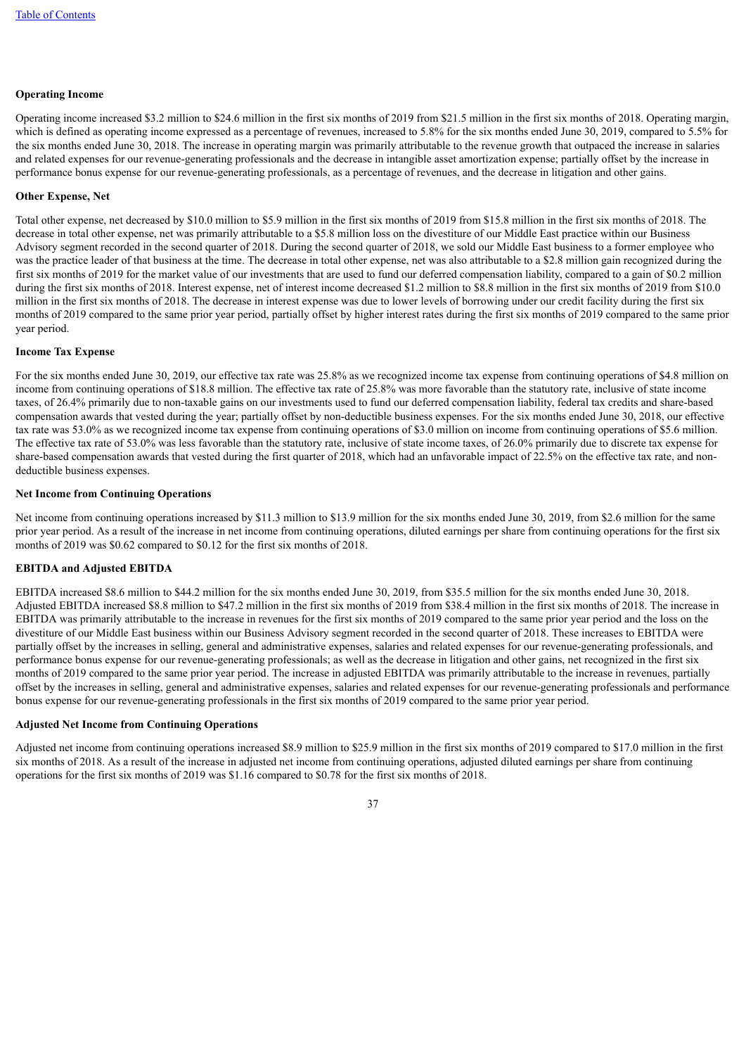**Operating Income**

Operating income increased $3.2 million to $24.6 million in the first six months of 2019 from $21.5 million in the first six months of 2018. Operating margin, which is defined as operating income expressed as a percentage of revenues, increased to 5.8% for the six months ended June 30, 2019, compared to 5.5% for the six months ended June 30, 2018. The increase in operating margin was primarily attributable to the revenue growth that outpaced the increase in salaries and related expenses for our revenue-generating professionals and the decrease in intangible asset amortization expense; partially offset by the increase in performance bonus expense for our revenue-generating professionals, as a percentage of revenues, and the decrease in litigation and other gains.

**Other Expense, Net**

Total other expense, net decreased by $10.0 million to $5.9 million in the first six months of 2019 from $15.8 million in the first six months of 2018. The decrease in total other expense, net was primarily attributable to a $5.8 million loss on the divestiture of our Middle East practice within our Business Advisory segment recorded in the second quarter of 2018. During the second quarter of 2018, we sold our Middle East business to a former employee who was the practice leader of that business at the time. The decrease in total other expense, net was also attributable to a $2.8 million gain recognized during the first six months of 2019 for the market value of our investments that are used to fund our deferred compensation liability, compared to a gain of $0.2 million during the first six months of 2018. Interest expense, net of interest income decreased $1.2 million to $8.8 million in the first six months of 2019 from $10.0 million in the first six months of 2018. The decrease in interest expense was due to lower levels of borrowing under our credit facility during the first six months of 2019 compared to the same prior year period, partially offset by higher interest rates during the first six months of 2019 compared to the same prior year period.

**Income Tax Expense**

For the six months ended June 30, 2019, our effective tax rate was 25.8% as we recognized income tax expense from continuing operations of $4.8 million on income from continuing operations of $18.8 million. The effective tax rate of 25.8% was more favorable than the statutory rate, inclusive of state income taxes, of 26.4% primarily due to non-taxable gains on our investments used to fund our deferred compensation liability, federal tax credits and share-based compensation awards that vested during the year; partially offset by non-deductible business expenses. For the six months ended June 30, 2018, our effective tax rate was 53.0% as we recognized income tax expense from continuing operations of $3.0 million on income from continuing operations of $5.6 million. The effective tax rate of 53.0% was less favorable than the statutory rate, inclusive of state income taxes, of 26.0% primarily due to discrete tax expense for share-based compensation awards that vested during the first quarter of 2018, which had an unfavorable impact of 22.5% on the effective tax rate, and non-deductible business expenses.

**Net Income from Continuing Operations**

Net income from continuing operations increased by $11.3 million to $13.9 million for the six months ended June 30, 2019, from $2.6 million for the same prior year period. As a result of the increase in net income from continuing operations, diluted earnings per share from continuing operations for the first six months of 2019 was $0.62 compared to $0.12 for the first six months of 2018.

**EBITDA and Adjusted EBITDA**

EBITDA increased $8.6 million to $44.2 million for the six months ended June 30, 2019, from $35.5 million for the six months ended June 30, 2018. Adjusted EBITDA increased $8.8 million to $47.2 million in the first six months of 2019 from $38.4 million in the first six months of 2018. The increase in EBITDA was primarily attributable to the increase in revenues for the first six months of 2019 compared to the same prior year period and the loss on the divestiture of our Middle East business within our Business Advisory segment recorded in the second quarter of 2018. These increases to EBITDA were partially offset by the increases in selling, general and administrative expenses, salaries and related expenses for our revenue-generating professionals, and performance bonus expense for our revenue-generating professionals; as well as the decrease in litigation and other gains, net recognized in the first six months of 2019 compared to the same prior year period. The increase in adjusted EBITDA was primarily attributable to the increase in revenues, partially offset by the increases in selling, general and administrative expenses, salaries and related expenses for our revenue-generating professionals and performance bonus expense for our revenue-generating professionals in the first six months of 2019 compared to the same prior year period.

**Adjusted Net Income from Continuing Operations**

Adjusted net income from continuing operations increased $8.9 million to $25.9 million in the first six months of 2019 compared to $17.0 million in the first six months of 2018. As a result of the increase in adjusted net income from continuing operations, adjusted diluted earnings per share from continuing operations for the first six months of 2019 was $1.16 compared to $0.78 for the first six months of 2018.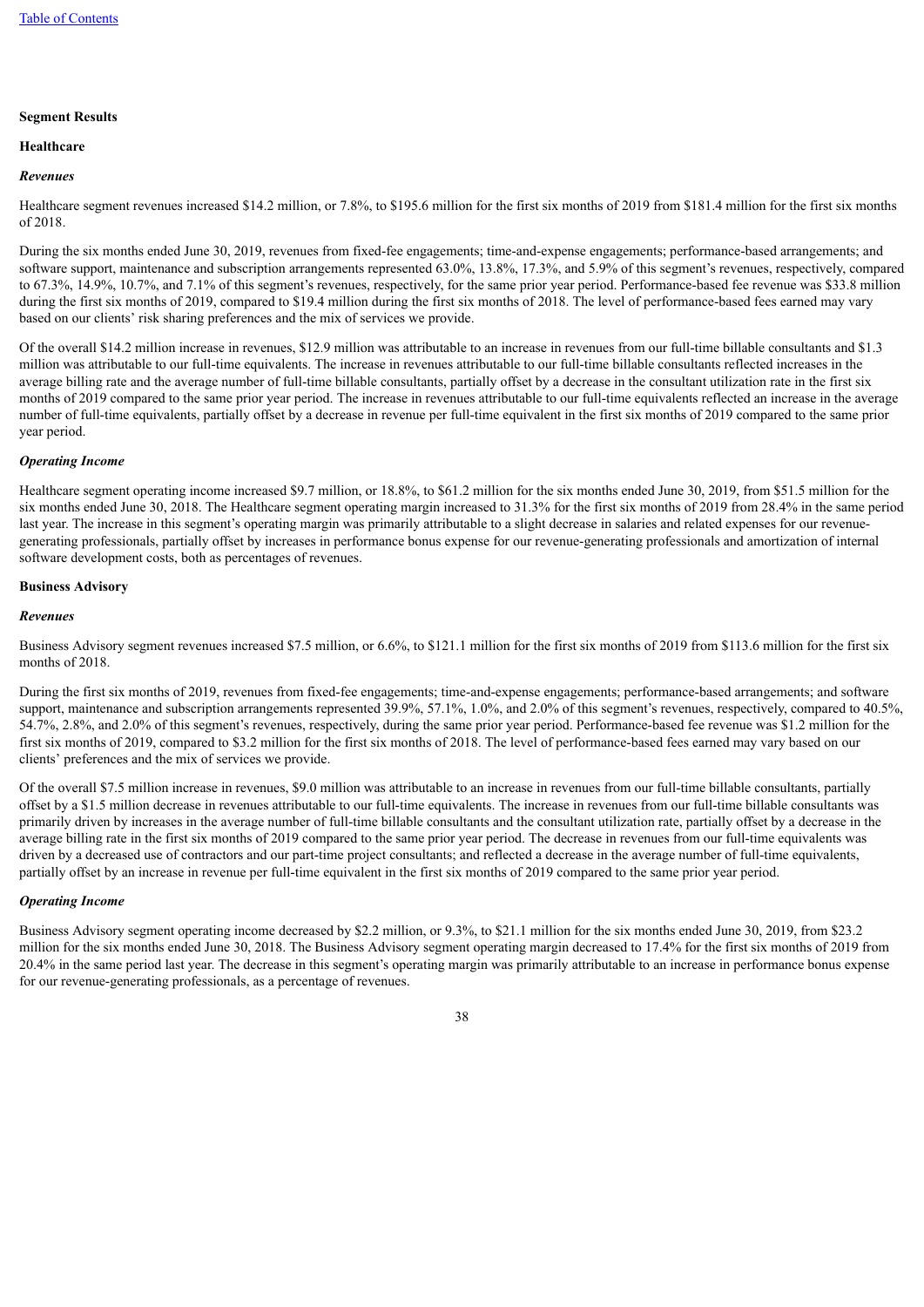**Segment Results**

**Healthcare**

***Revenues***

Healthcare segment revenues increased $14.2 million, or 7.8%, to $195.6 million for the first six months of 2019 from $181.4 million for the first six months of 2018.

During the six months ended June 30, 2019, revenues from fixed-fee engagements; time-and-expense engagements; performance-based arrangements; and software support, maintenance and subscription arrangements represented 63.0%, 13.8%, 17.3%, and 5.9% of this segment's revenues, respectively, compared to 67.3%, 14.9%, 10.7%, and 7.1% of this segment's revenues, respectively, for the same prior year period. Performance-based fee revenue was $33.8 million during the first six months of 2019, compared to $19.4 million during the first six months of 2018. The level of performance-based fees earned may vary based on our clients' risk sharing preferences and the mix of services we provide.

Of the overall $14.2 million increase in revenues, $12.9 million was attributable to an increase in revenues from our full-time billable consultants and $1.3 million was attributable to our full-time equivalents. The increase in revenues attributable to our full-time billable consultants reflected increases in the average billing rate and the average number of full-time billable consultants, partially offset by a decrease in the consultant utilization rate in the first six months of 2019 compared to the same prior year period. The increase in revenues attributable to our full-time equivalents reflected an increase in the average number of full-time equivalents, partially offset by a decrease in revenue per full-time equivalent in the first six months of 2019 compared to the same prior year period.

***Operating Income***

Healthcare segment operating income increased $9.7 million, or 18.8%, to $61.2 million for the six months ended June 30, 2019, from $51.5 million for the six months ended June 30, 2018. The Healthcare segment operating margin increased to 31.3% for the first six months of 2019 from 28.4% in the same period last year. The increase in this segment's operating margin was primarily attributable to a slight decrease in salaries and related expenses for our revenue-generating professionals, partially offset by increases in performance bonus expense for our revenue-generating professionals and amortization of internal software development costs, both as percentages of revenues.

**Business Advisory**

***Revenues***

Business Advisory segment revenues increased $7.5 million, or 6.6%, to $121.1 million for the first six months of 2019 from $113.6 million for the first six months of 2018.

During the first six months of 2019, revenues from fixed-fee engagements; time-and-expense engagements; performance-based arrangements; and software support, maintenance and subscription arrangements represented 39.9%, 57.1%, 1.0%, and 2.0% of this segment's revenues, respectively, compared to 40.5%, 54.7%, 2.8%, and 2.0% of this segment's revenues, respectively, during the same prior year period. Performance-based fee revenue was $1.2 million for the first six months of 2019, compared to $3.2 million for the first six months of 2018. The level of performance-based fees earned may vary based on our clients' preferences and the mix of services we provide.

Of the overall $7.5 million increase in revenues, $9.0 million was attributable to an increase in revenues from our full-time billable consultants, partially offset by a $1.5 million decrease in revenues attributable to our full-time equivalents. The increase in revenues from our full-time billable consultants was primarily driven by increases in the average number of full-time billable consultants and the consultant utilization rate, partially offset by a decrease in the average billing rate in the first six months of 2019 compared to the same prior year period. The decrease in revenues from our full-time equivalents was driven by a decreased use of contractors and our part-time project consultants; and reflected a decrease in the average number of full-time equivalents, partially offset by an increase in revenue per full-time equivalent in the first six months of 2019 compared to the same prior year period.

***Operating Income***

Business Advisory segment operating income decreased by $2.2 million, or 9.3%, to $21.1 million for the six months ended June 30, 2019, from $23.2 million for the six months ended June 30, 2018. The Business Advisory segment operating margin decreased to 17.4% for the first six months of 2019 from 20.4% in the same period last year. The decrease in this segment's operating margin was primarily attributable to an increase in performance bonus expense for our revenue-generating professionals, as a percentage of revenues.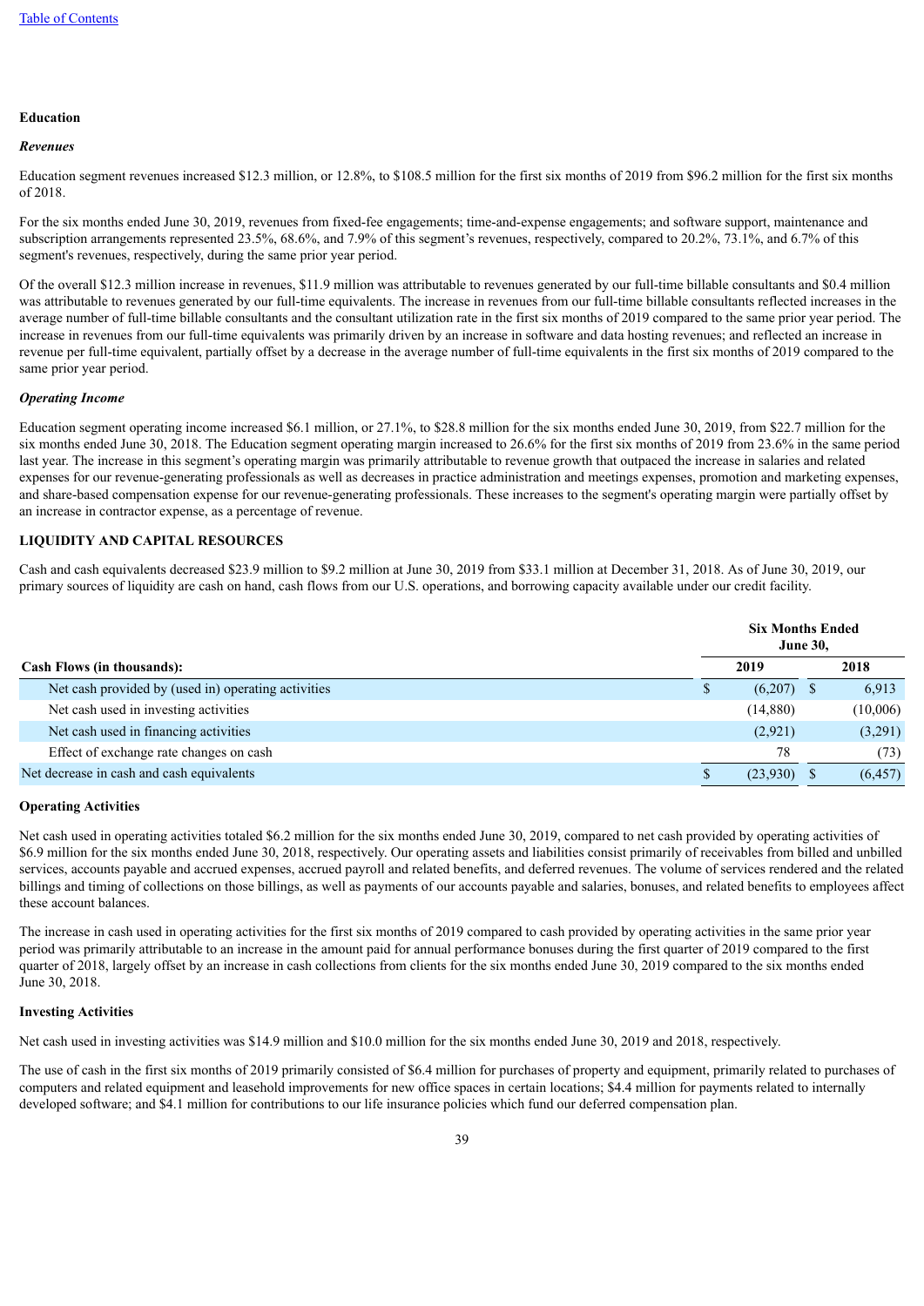### Education

#### *Revenues*

Education segment revenues increased $12.3 million, or 12.8%, to $108.5 million for the first six months of 2019 from $96.2 million for the first six months of 2018.

For the six months ended June 30, 2019, revenues from fixed-fee engagements; time-and-expense engagements; and software support, maintenance and subscription arrangements represented 23.5%, 68.6%, and 7.9% of this segment's revenues, respectively, compared to 20.2%, 73.1%, and 6.7% of this segment's revenues, respectively, during the same prior year period.

Of the overall $12.3 million increase in revenues, $11.9 million was attributable to revenues generated by our full-time billable consultants and $0.4 million was attributable to revenues generated by our full-time equivalents. The increase in revenues from our full-time billable consultants reflected increases in the average number of full-time billable consultants and the consultant utilization rate in the first six months of 2019 compared to the same prior year period. The increase in revenues from our full-time equivalents was primarily driven by an increase in software and data hosting revenues; and reflected an increase in revenue per full-time equivalent, partially offset by a decrease in the average number of full-time equivalents in the first six months of 2019 compared to the same prior year period.

#### *Operating Income*

Education segment operating income increased $6.1 million, or 27.1%, to $28.8 million for the six months ended June 30, 2019, from $22.7 million for the six months ended June 30, 2018. The Education segment operating margin increased to 26.6% for the first six months of 2019 from 23.6% in the same period last year. The increase in this segment's operating margin was primarily attributable to revenue growth that outpaced the increase in salaries and related expenses for our revenue-generating professionals as well as decreases in practice administration and meetings expenses, promotion and marketing expenses, and share-based compensation expense for our revenue-generating professionals. These increases to the segment's operating margin were partially offset by an increase in contractor expense, as a percentage of revenue.

## LIQUIDITY AND CAPITAL RESOURCES

Cash and cash equivalents decreased $23.9 million to $9.2 million at June 30, 2019 from $33.1 million at December 31, 2018. As of June 30, 2019, our primary sources of liquidity are cash on hand, cash flows from our U.S. operations, and borrowing capacity available under our credit facility.

| | Six Months Ended June 30, | |
|---|---|---|
| **Cash Flows (in thousands):** | **2019** | **2018** |
| Net cash provided by (used in) operating activities | $ (6,207) | $ 6,913 |
| Net cash used in investing activities | (14,880) | (10,006) |
| Net cash used in financing activities | (2,921) | (3,291) |
| Effect of exchange rate changes on cash | 78 | (73) |
| Net decrease in cash and cash equivalents | $ (23,930) | $ (6,457) |

### Operating Activities

Net cash used in operating activities totaled $6.2 million for the six months ended June 30, 2019, compared to net cash provided by operating activities of $6.9 million for the six months ended June 30, 2018, respectively. Our operating assets and liabilities consist primarily of receivables from billed and unbilled services, accounts payable and accrued expenses, accrued payroll and related benefits, and deferred revenues. The volume of services rendered and the related billings and timing of collections on those billings, as well as payments of our accounts payable and salaries, bonuses, and related benefits to employees affect these account balances.

The increase in cash used in operating activities for the first six months of 2019 compared to cash provided by operating activities in the same prior year period was primarily attributable to an increase in the amount paid for annual performance bonuses during the first quarter of 2019 compared to the first quarter of 2018, largely offset by an increase in cash collections from clients for the six months ended June 30, 2019 compared to the six months ended June 30, 2018.

### Investing Activities

Net cash used in investing activities was $14.9 million and $10.0 million for the six months ended June 30, 2019 and 2018, respectively.

The use of cash in the first six months of 2019 primarily consisted of $6.4 million for purchases of property and equipment, primarily related to purchases of computers and related equipment and leasehold improvements for new office spaces in certain locations; $4.4 million for payments related to internally developed software; and $4.1 million for contributions to our life insurance policies which fund our deferred compensation plan.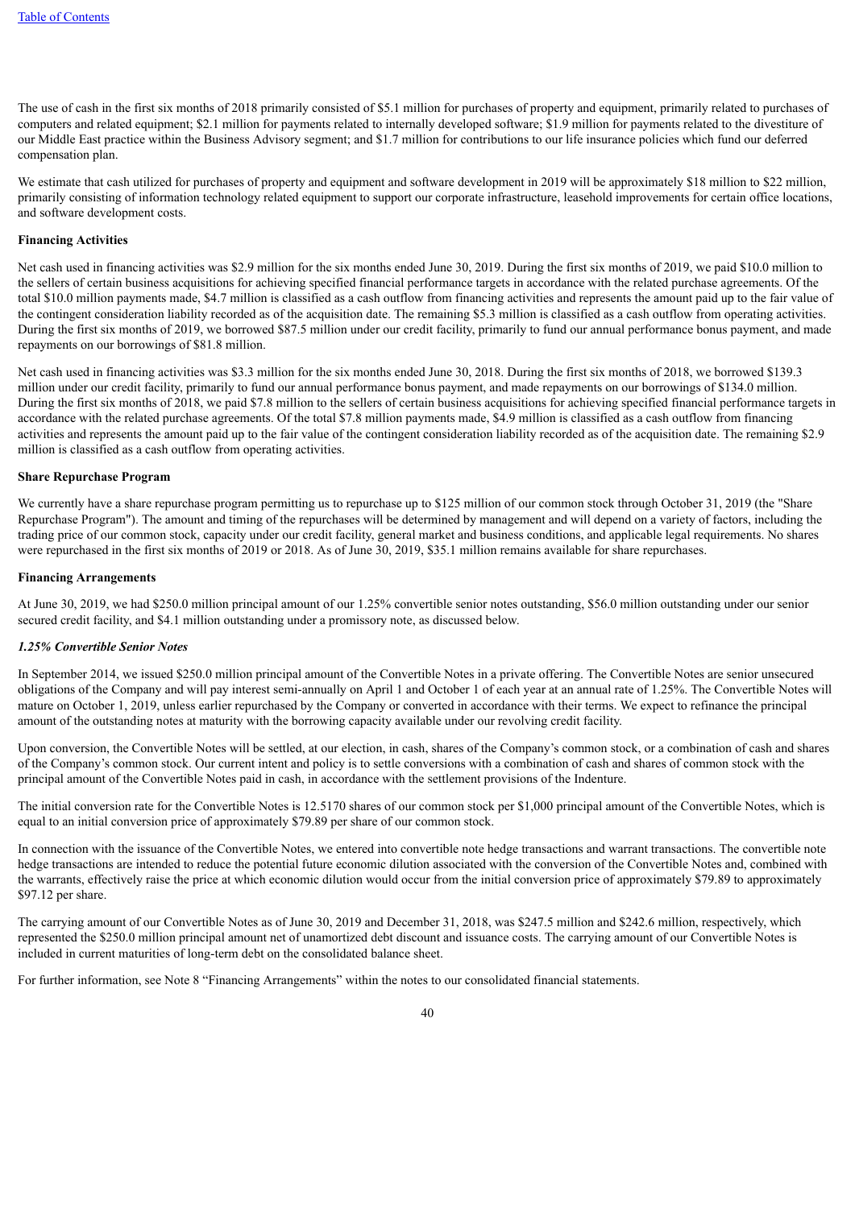The use of cash in the first six months of 2018 primarily consisted of $5.1 million for purchases of property and equipment, primarily related to purchases of computers and related equipment; $2.1 million for payments related to internally developed software; $1.9 million for payments related to the divestiture of our Middle East practice within the Business Advisory segment; and $1.7 million for contributions to our life insurance policies which fund our deferred compensation plan.

We estimate that cash utilized for purchases of property and equipment and software development in 2019 will be approximately $18 million to $22 million, primarily consisting of information technology related equipment to support our corporate infrastructure, leasehold improvements for certain office locations, and software development costs.

**Financing Activities**

Net cash used in financing activities was $2.9 million for the six months ended June 30, 2019. During the first six months of 2019, we paid $10.0 million to the sellers of certain business acquisitions for achieving specified financial performance targets in accordance with the related purchase agreements. Of the total $10.0 million payments made, $4.7 million is classified as a cash outflow from financing activities and represents the amount paid up to the fair value of the contingent consideration liability recorded as of the acquisition date. The remaining $5.3 million is classified as a cash outflow from operating activities. During the first six months of 2019, we borrowed $87.5 million under our credit facility, primarily to fund our annual performance bonus payment, and made repayments on our borrowings of $81.8 million.

Net cash used in financing activities was $3.3 million for the six months ended June 30, 2018. During the first six months of 2018, we borrowed $139.3 million under our credit facility, primarily to fund our annual performance bonus payment, and made repayments on our borrowings of $134.0 million. During the first six months of 2018, we paid $7.8 million to the sellers of certain business acquisitions for achieving specified financial performance targets in accordance with the related purchase agreements. Of the total $7.8 million payments made, $4.9 million is classified as a cash outflow from financing activities and represents the amount paid up to the fair value of the contingent consideration liability recorded as of the acquisition date. The remaining $2.9 million is classified as a cash outflow from operating activities.

**Share Repurchase Program**

We currently have a share repurchase program permitting us to repurchase up to $125 million of our common stock through October 31, 2019 (the "Share Repurchase Program"). The amount and timing of the repurchases will be determined by management and will depend on a variety of factors, including the trading price of our common stock, capacity under our credit facility, general market and business conditions, and applicable legal requirements. No shares were repurchased in the first six months of 2019 or 2018. As of June 30, 2019, $35.1 million remains available for share repurchases.

**Financing Arrangements**

At June 30, 2019, we had $250.0 million principal amount of our 1.25% convertible senior notes outstanding, $56.0 million outstanding under our senior secured credit facility, and $4.1 million outstanding under a promissory note, as discussed below.

***1.25% Convertible Senior Notes***

In September 2014, we issued $250.0 million principal amount of the Convertible Notes in a private offering. The Convertible Notes are senior unsecured obligations of the Company and will pay interest semi-annually on April 1 and October 1 of each year at an annual rate of 1.25%. The Convertible Notes will mature on October 1, 2019, unless earlier repurchased by the Company or converted in accordance with their terms. We expect to refinance the principal amount of the outstanding notes at maturity with the borrowing capacity available under our revolving credit facility.

Upon conversion, the Convertible Notes will be settled, at our election, in cash, shares of the Company's common stock, or a combination of cash and shares of the Company's common stock. Our current intent and policy is to settle conversions with a combination of cash and shares of common stock with the principal amount of the Convertible Notes paid in cash, in accordance with the settlement provisions of the Indenture.

The initial conversion rate for the Convertible Notes is 12.5170 shares of our common stock per $1,000 principal amount of the Convertible Notes, which is equal to an initial conversion price of approximately $79.89 per share of our common stock.

In connection with the issuance of the Convertible Notes, we entered into convertible note hedge transactions and warrant transactions. The convertible note hedge transactions are intended to reduce the potential future economic dilution associated with the conversion of the Convertible Notes and, combined with the warrants, effectively raise the price at which economic dilution would occur from the initial conversion price of approximately $79.89 to approximately $97.12 per share.

The carrying amount of our Convertible Notes as of June 30, 2019 and December 31, 2018, was $247.5 million and $242.6 million, respectively, which represented the $250.0 million principal amount net of unamortized debt discount and issuance costs. The carrying amount of our Convertible Notes is included in current maturities of long-term debt on the consolidated balance sheet.

For further information, see Note 8 "Financing Arrangements" within the notes to our consolidated financial statements.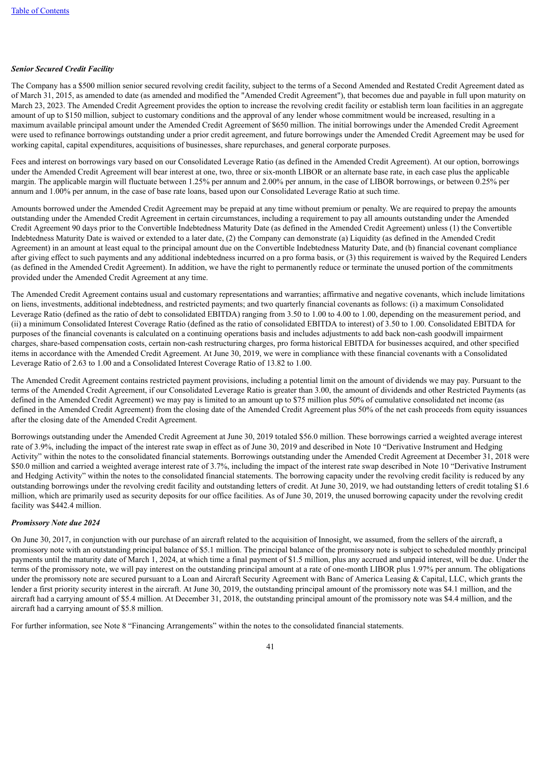### *Senior Secured Credit Facility*

The Company has a $500 million senior secured revolving credit facility, subject to the terms of a Second Amended and Restated Credit Agreement dated as of March 31, 2015, as amended to date (as amended and modified the "Amended Credit Agreement"), that becomes due and payable in full upon maturity on March 23, 2023. The Amended Credit Agreement provides the option to increase the revolving credit facility or establish term loan facilities in an aggregate amount of up to $150 million, subject to customary conditions and the approval of any lender whose commitment would be increased, resulting in a maximum available principal amount under the Amended Credit Agreement of $650 million. The initial borrowings under the Amended Credit Agreement were used to refinance borrowings outstanding under a prior credit agreement, and future borrowings under the Amended Credit Agreement may be used for working capital, capital expenditures, acquisitions of businesses, share repurchases, and general corporate purposes.

Fees and interest on borrowings vary based on our Consolidated Leverage Ratio (as defined in the Amended Credit Agreement). At our option, borrowings under the Amended Credit Agreement will bear interest at one, two, three or six-month LIBOR or an alternate base rate, in each case plus the applicable margin. The applicable margin will fluctuate between 1.25% per annum and 2.00% per annum, in the case of LIBOR borrowings, or between 0.25% per annum and 1.00% per annum, in the case of base rate loans, based upon our Consolidated Leverage Ratio at such time.

Amounts borrowed under the Amended Credit Agreement may be prepaid at any time without premium or penalty. We are required to prepay the amounts outstanding under the Amended Credit Agreement in certain circumstances, including a requirement to pay all amounts outstanding under the Amended Credit Agreement 90 days prior to the Convertible Indebtedness Maturity Date (as defined in the Amended Credit Agreement) unless (1) the Convertible Indebtedness Maturity Date is waived or extended to a later date, (2) the Company can demonstrate (a) Liquidity (as defined in the Amended Credit Agreement) in an amount at least equal to the principal amount due on the Convertible Indebtedness Maturity Date, and (b) financial covenant compliance after giving effect to such payments and any additional indebtedness incurred on a pro forma basis, or (3) this requirement is waived by the Required Lenders (as defined in the Amended Credit Agreement). In addition, we have the right to permanently reduce or terminate the unused portion of the commitments provided under the Amended Credit Agreement at any time.

The Amended Credit Agreement contains usual and customary representations and warranties; affirmative and negative covenants, which include limitations on liens, investments, additional indebtedness, and restricted payments; and two quarterly financial covenants as follows: (i) a maximum Consolidated Leverage Ratio (defined as the ratio of debt to consolidated EBITDA) ranging from 3.50 to 1.00 to 4.00 to 1.00, depending on the measurement period, and (ii) a minimum Consolidated Interest Coverage Ratio (defined as the ratio of consolidated EBITDA to interest) of 3.50 to 1.00. Consolidated EBITDA for purposes of the financial covenants is calculated on a continuing operations basis and includes adjustments to add back non-cash goodwill impairment charges, share-based compensation costs, certain non-cash restructuring charges, pro forma historical EBITDA for businesses acquired, and other specified items in accordance with the Amended Credit Agreement. At June 30, 2019, we were in compliance with these financial covenants with a Consolidated Leverage Ratio of 2.63 to 1.00 and a Consolidated Interest Coverage Ratio of 13.82 to 1.00.

The Amended Credit Agreement contains restricted payment provisions, including a potential limit on the amount of dividends we may pay. Pursuant to the terms of the Amended Credit Agreement, if our Consolidated Leverage Ratio is greater than 3.00, the amount of dividends and other Restricted Payments (as defined in the Amended Credit Agreement) we may pay is limited to an amount up to $75 million plus 50% of cumulative consolidated net income (as defined in the Amended Credit Agreement) from the closing date of the Amended Credit Agreement plus 50% of the net cash proceeds from equity issuances after the closing date of the Amended Credit Agreement.

Borrowings outstanding under the Amended Credit Agreement at June 30, 2019 totaled $56.0 million. These borrowings carried a weighted average interest rate of 3.9%, including the impact of the interest rate swap in effect as of June 30, 2019 and described in Note 10 "Derivative Instrument and Hedging Activity" within the notes to the consolidated financial statements. Borrowings outstanding under the Amended Credit Agreement at December 31, 2018 were $50.0 million and carried a weighted average interest rate of 3.7%, including the impact of the interest rate swap described in Note 10 "Derivative Instrument and Hedging Activity" within the notes to the consolidated financial statements. The borrowing capacity under the revolving credit facility is reduced by any outstanding borrowings under the revolving credit facility and outstanding letters of credit. At June 30, 2019, we had outstanding letters of credit totaling $1.6 million, which are primarily used as security deposits for our office facilities. As of June 30, 2019, the unused borrowing capacity under the revolving credit facility was $442.4 million.

### *Promissory Note due 2024*

On June 30, 2017, in conjunction with our purchase of an aircraft related to the acquisition of Innosight, we assumed, from the sellers of the aircraft, a promissory note with an outstanding principal balance of $5.1 million. The principal balance of the promissory note is subject to scheduled monthly principal payments until the maturity date of March 1, 2024, at which time a final payment of $1.5 million, plus any accrued and unpaid interest, will be due. Under the terms of the promissory note, we will pay interest on the outstanding principal amount at a rate of one-month LIBOR plus 1.97% per annum. The obligations under the promissory note are secured pursuant to a Loan and Aircraft Security Agreement with Banc of America Leasing & Capital, LLC, which grants the lender a first priority security interest in the aircraft. At June 30, 2019, the outstanding principal amount of the promissory note was $4.1 million, and the aircraft had a carrying amount of $5.4 million. At December 31, 2018, the outstanding principal amount of the promissory note was $4.4 million, and the aircraft had a carrying amount of $5.8 million.

For further information, see Note 8 "Financing Arrangements" within the notes to the consolidated financial statements.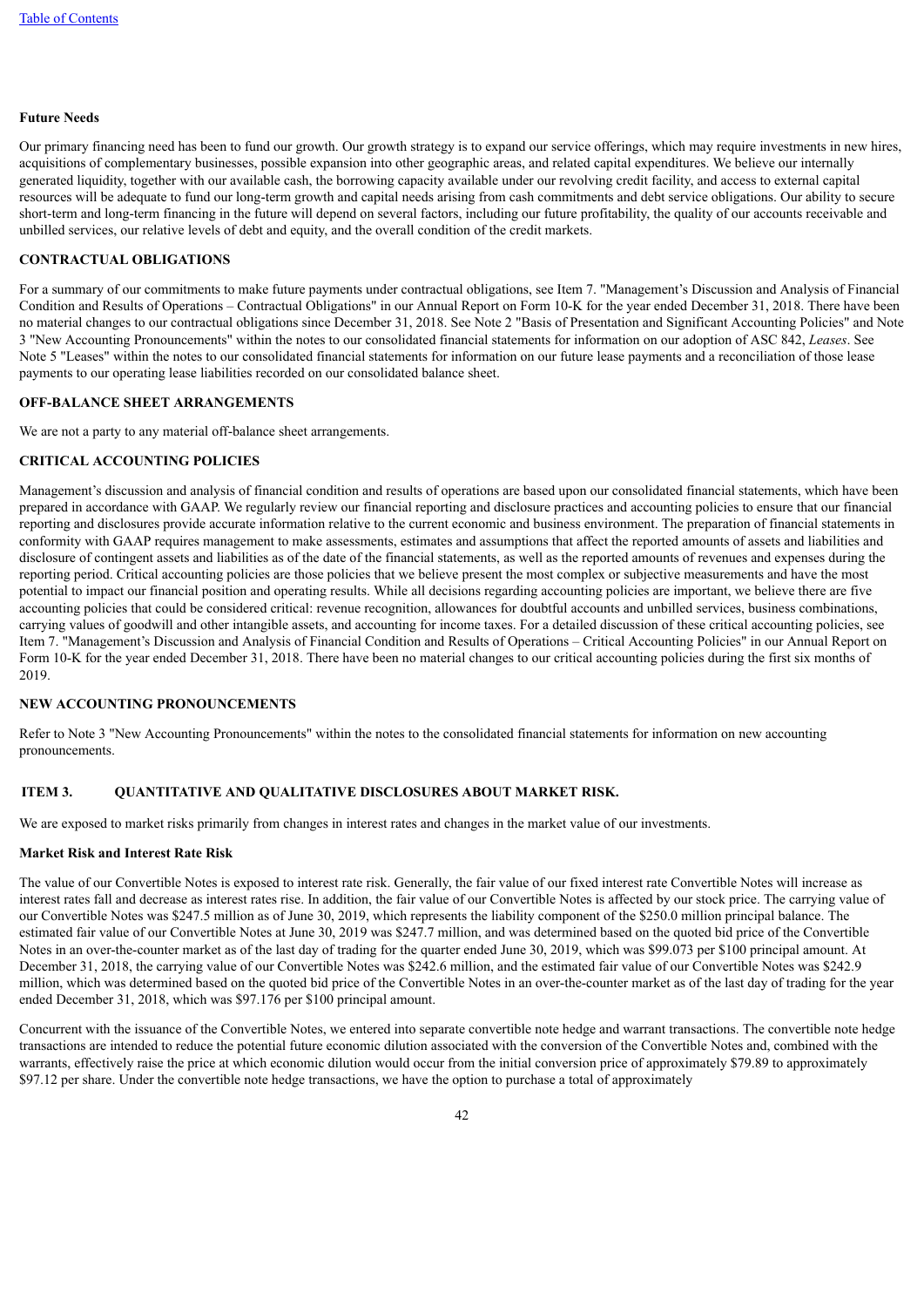**Future Needs**

Our primary financing need has been to fund our growth. Our growth strategy is to expand our service offerings, which may require investments in new hires, acquisitions of complementary businesses, possible expansion into other geographic areas, and related capital expenditures. We believe our internally generated liquidity, together with our available cash, the borrowing capacity available under our revolving credit facility, and access to external capital resources will be adequate to fund our long-term growth and capital needs arising from cash commitments and debt service obligations. Our ability to secure short-term and long-term financing in the future will depend on several factors, including our future profitability, the quality of our accounts receivable and unbilled services, our relative levels of debt and equity, and the overall condition of the credit markets.

## CONTRACTUAL OBLIGATIONS

For a summary of our commitments to make future payments under contractual obligations, see Item 7. "Management's Discussion and Analysis of Financial Condition and Results of Operations – Contractual Obligations" in our Annual Report on Form 10-K for the year ended December 31, 2018. There have been no material changes to our contractual obligations since December 31, 2018. See Note 2 "Basis of Presentation and Significant Accounting Policies" and Note 3 "New Accounting Pronouncements" within the notes to our consolidated financial statements for information on our adoption of ASC 842, *Leases*. See Note 5 "Leases" within the notes to our consolidated financial statements for information on our future lease payments and a reconciliation of those lease payments to our operating lease liabilities recorded on our consolidated balance sheet.

## OFF-BALANCE SHEET ARRANGEMENTS

We are not a party to any material off-balance sheet arrangements.

## CRITICAL ACCOUNTING POLICIES

Management's discussion and analysis of financial condition and results of operations are based upon our consolidated financial statements, which have been prepared in accordance with GAAP. We regularly review our financial reporting and disclosure practices and accounting policies to ensure that our financial reporting and disclosures provide accurate information relative to the current economic and business environment. The preparation of financial statements in conformity with GAAP requires management to make assessments, estimates and assumptions that affect the reported amounts of assets and liabilities and disclosure of contingent assets and liabilities as of the date of the financial statements, as well as the reported amounts of revenues and expenses during the reporting period. Critical accounting policies are those policies that we believe present the most complex or subjective measurements and have the most potential to impact our financial position and operating results. While all decisions regarding accounting policies are important, we believe there are five accounting policies that could be considered critical: revenue recognition, allowances for doubtful accounts and unbilled services, business combinations, carrying values of goodwill and other intangible assets, and accounting for income taxes. For a detailed discussion of these critical accounting policies, see Item 7. "Management's Discussion and Analysis of Financial Condition and Results of Operations – Critical Accounting Policies" in our Annual Report on Form 10-K for the year ended December 31, 2018. There have been no material changes to our critical accounting policies during the first six months of 2019.

## NEW ACCOUNTING PRONOUNCEMENTS

Refer to Note 3 "New Accounting Pronouncements" within the notes to the consolidated financial statements for information on new accounting pronouncements.

## ITEM 3. QUANTITATIVE AND QUALITATIVE DISCLOSURES ABOUT MARKET RISK.

We are exposed to market risks primarily from changes in interest rates and changes in the market value of our investments.

**Market Risk and Interest Rate Risk**

The value of our Convertible Notes is exposed to interest rate risk. Generally, the fair value of our fixed interest rate Convertible Notes will increase as interest rates fall and decrease as interest rates rise. In addition, the fair value of our Convertible Notes is affected by our stock price. The carrying value of our Convertible Notes was $247.5 million as of June 30, 2019, which represents the liability component of the $250.0 million principal balance. The estimated fair value of our Convertible Notes at June 30, 2019 was $247.7 million, and was determined based on the quoted bid price of the Convertible Notes in an over-the-counter market as of the last day of trading for the quarter ended June 30, 2019, which was $99.073 per $100 principal amount. At December 31, 2018, the carrying value of our Convertible Notes was $242.6 million, and the estimated fair value of our Convertible Notes was $242.9 million, which was determined based on the quoted bid price of the Convertible Notes in an over-the-counter market as of the last day of trading for the year ended December 31, 2018, which was $97.176 per $100 principal amount.

Concurrent with the issuance of the Convertible Notes, we entered into separate convertible note hedge and warrant transactions. The convertible note hedge transactions are intended to reduce the potential future economic dilution associated with the conversion of the Convertible Notes and, combined with the warrants, effectively raise the price at which economic dilution would occur from the initial conversion price of approximately $79.89 to approximately $97.12 per share. Under the convertible note hedge transactions, we have the option to purchase a total of approximately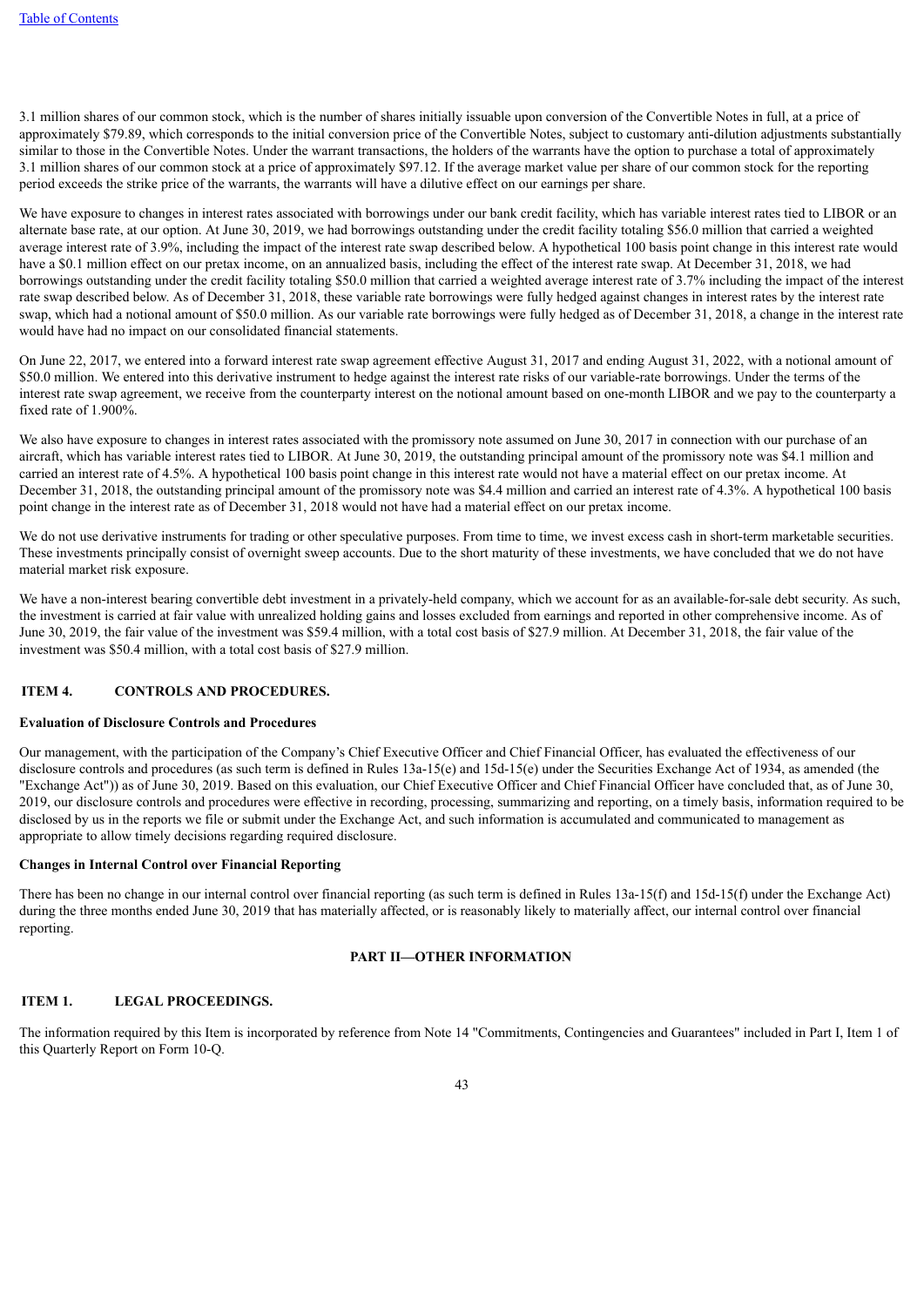3.1 million shares of our common stock, which is the number of shares initially issuable upon conversion of the Convertible Notes in full, at a price of approximately $79.89, which corresponds to the initial conversion price of the Convertible Notes, subject to customary anti-dilution adjustments substantially similar to those in the Convertible Notes. Under the warrant transactions, the holders of the warrants have the option to purchase a total of approximately 3.1 million shares of our common stock at a price of approximately $97.12. If the average market value per share of our common stock for the reporting period exceeds the strike price of the warrants, the warrants will have a dilutive effect on our earnings per share.

We have exposure to changes in interest rates associated with borrowings under our bank credit facility, which has variable interest rates tied to LIBOR or an alternate base rate, at our option. At June 30, 2019, we had borrowings outstanding under the credit facility totaling $56.0 million that carried a weighted average interest rate of 3.9%, including the impact of the interest rate swap described below. A hypothetical 100 basis point change in this interest rate would have a $0.1 million effect on our pretax income, on an annualized basis, including the effect of the interest rate swap. At December 31, 2018, we had borrowings outstanding under the credit facility totaling $50.0 million that carried a weighted average interest rate of 3.7% including the impact of the interest rate swap described below. As of December 31, 2018, these variable rate borrowings were fully hedged against changes in interest rates by the interest rate swap, which had a notional amount of $50.0 million. As our variable rate borrowings were fully hedged as of December 31, 2018, a change in the interest rate would have had no impact on our consolidated financial statements.

On June 22, 2017, we entered into a forward interest rate swap agreement effective August 31, 2017 and ending August 31, 2022, with a notional amount of $50.0 million. We entered into this derivative instrument to hedge against the interest rate risks of our variable-rate borrowings. Under the terms of the interest rate swap agreement, we receive from the counterparty interest on the notional amount based on one-month LIBOR and we pay to the counterparty a fixed rate of 1.900%.

We also have exposure to changes in interest rates associated with the promissory note assumed on June 30, 2017 in connection with our purchase of an aircraft, which has variable interest rates tied to LIBOR. At June 30, 2019, the outstanding principal amount of the promissory note was $4.1 million and carried an interest rate of 4.5%. A hypothetical 100 basis point change in this interest rate would not have a material effect on our pretax income. At December 31, 2018, the outstanding principal amount of the promissory note was $4.4 million and carried an interest rate of 4.3%. A hypothetical 100 basis point change in the interest rate as of December 31, 2018 would not have had a material effect on our pretax income.

We do not use derivative instruments for trading or other speculative purposes. From time to time, we invest excess cash in short-term marketable securities. These investments principally consist of overnight sweep accounts. Due to the short maturity of these investments, we have concluded that we do not have material market risk exposure.

We have a non-interest bearing convertible debt investment in a privately-held company, which we account for as an available-for-sale debt security. As such, the investment is carried at fair value with unrealized holding gains and losses excluded from earnings and reported in other comprehensive income. As of June 30, 2019, the fair value of the investment was $59.4 million, with a total cost basis of $27.9 million. At December 31, 2018, the fair value of the investment was $50.4 million, with a total cost basis of $27.9 million.

## ITEM 4. CONTROLS AND PROCEDURES.

**Evaluation of Disclosure Controls and Procedures**

Our management, with the participation of the Company's Chief Executive Officer and Chief Financial Officer, has evaluated the effectiveness of our disclosure controls and procedures (as such term is defined in Rules 13a-15(e) and 15d-15(e) under the Securities Exchange Act of 1934, as amended (the "Exchange Act")) as of June 30, 2019. Based on this evaluation, our Chief Executive Officer and Chief Financial Officer have concluded that, as of June 30, 2019, our disclosure controls and procedures were effective in recording, processing, summarizing and reporting, on a timely basis, information required to be disclosed by us in the reports we file or submit under the Exchange Act, and such information is accumulated and communicated to management as appropriate to allow timely decisions regarding required disclosure.

**Changes in Internal Control over Financial Reporting**

There has been no change in our internal control over financial reporting (as such term is defined in Rules 13a-15(f) and 15d-15(f) under the Exchange Act) during the three months ended June 30, 2019 that has materially affected, or is reasonably likely to materially affect, our internal control over financial reporting.

# PART II—OTHER INFORMATION

## ITEM 1. LEGAL PROCEEDINGS.

The information required by this Item is incorporated by reference from Note 14 "Commitments, Contingencies and Guarantees" included in Part I, Item 1 of this Quarterly Report on Form 10-Q.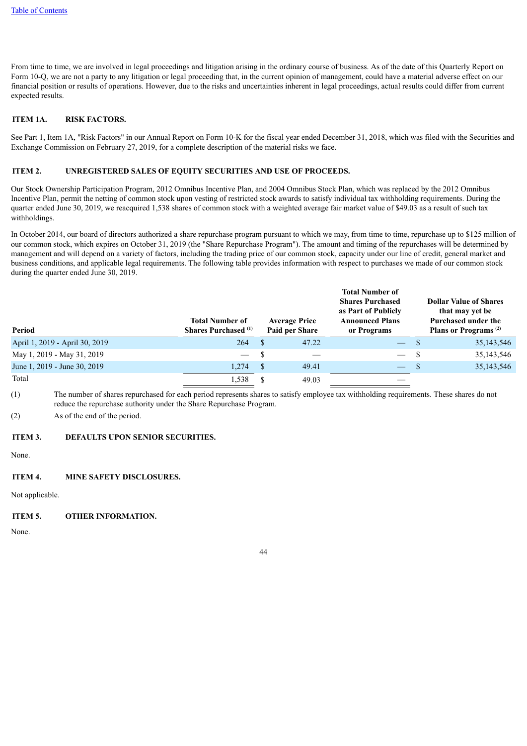From time to time, we are involved in legal proceedings and litigation arising in the ordinary course of business. As of the date of this Quarterly Report on Form 10-Q, we are not a party to any litigation or legal proceeding that, in the current opinion of management, could have a material adverse effect on our financial position or results of operations. However, due to the risks and uncertainties inherent in legal proceedings, actual results could differ from current expected results.

## ITEM 1A. RISK FACTORS.

See Part 1, Item 1A, "Risk Factors" in our Annual Report on Form 10-K for the fiscal year ended December 31, 2018, which was filed with the Securities and Exchange Commission on February 27, 2019, for a complete description of the material risks we face.

## ITEM 2. UNREGISTERED SALES OF EQUITY SECURITIES AND USE OF PROCEEDS.

Our Stock Ownership Participation Program, 2012 Omnibus Incentive Plan, and 2004 Omnibus Stock Plan, which was replaced by the 2012 Omnibus Incentive Plan, permit the netting of common stock upon vesting of restricted stock awards to satisfy individual tax withholding requirements. During the quarter ended June 30, 2019, we reacquired 1,538 shares of common stock with a weighted average fair market value of $49.03 as a result of such tax withholdings.

In October 2014, our board of directors authorized a share repurchase program pursuant to which we may, from time to time, repurchase up to $125 million of our common stock, which expires on October 31, 2019 (the "Share Repurchase Program"). The amount and timing of the repurchases will be determined by management and will depend on a variety of factors, including the trading price of our common stock, capacity under our line of credit, general market and business conditions, and applicable legal requirements. The following table provides information with respect to purchases we made of our common stock during the quarter ended June 30, 2019.

| Period | Total Number of Shares Purchased [1] | Average Price Paid per Share | Total Number of Shares Purchased as Part of Publicly Announced Plans or Programs | Dollar Value of Shares that may yet be Purchased under the Plans or Programs [2] |
|---|---|---|---|---|
| April 1, 2019 - April 30, 2019 | 264 | $ 47.22 | — | $ 35,143,546 |
| May 1, 2019 - May 31, 2019 | — | $ — | — | $ 35,143,546 |
| June 1, 2019 - June 30, 2019 | 1,274 | $ 49.41 | — | $ 35,143,546 |
| Total | 1,538 | $ 49.03 | — | |

(1) The number of shares repurchased for each period represents shares to satisfy employee tax withholding requirements. These shares do not reduce the repurchase authority under the Share Repurchase Program.

(2) As of the end of the period.

## ITEM 3. DEFAULTS UPON SENIOR SECURITIES.

None.

## ITEM 4. MINE SAFETY DISCLOSURES.

Not applicable.

## ITEM 5. OTHER INFORMATION.

None.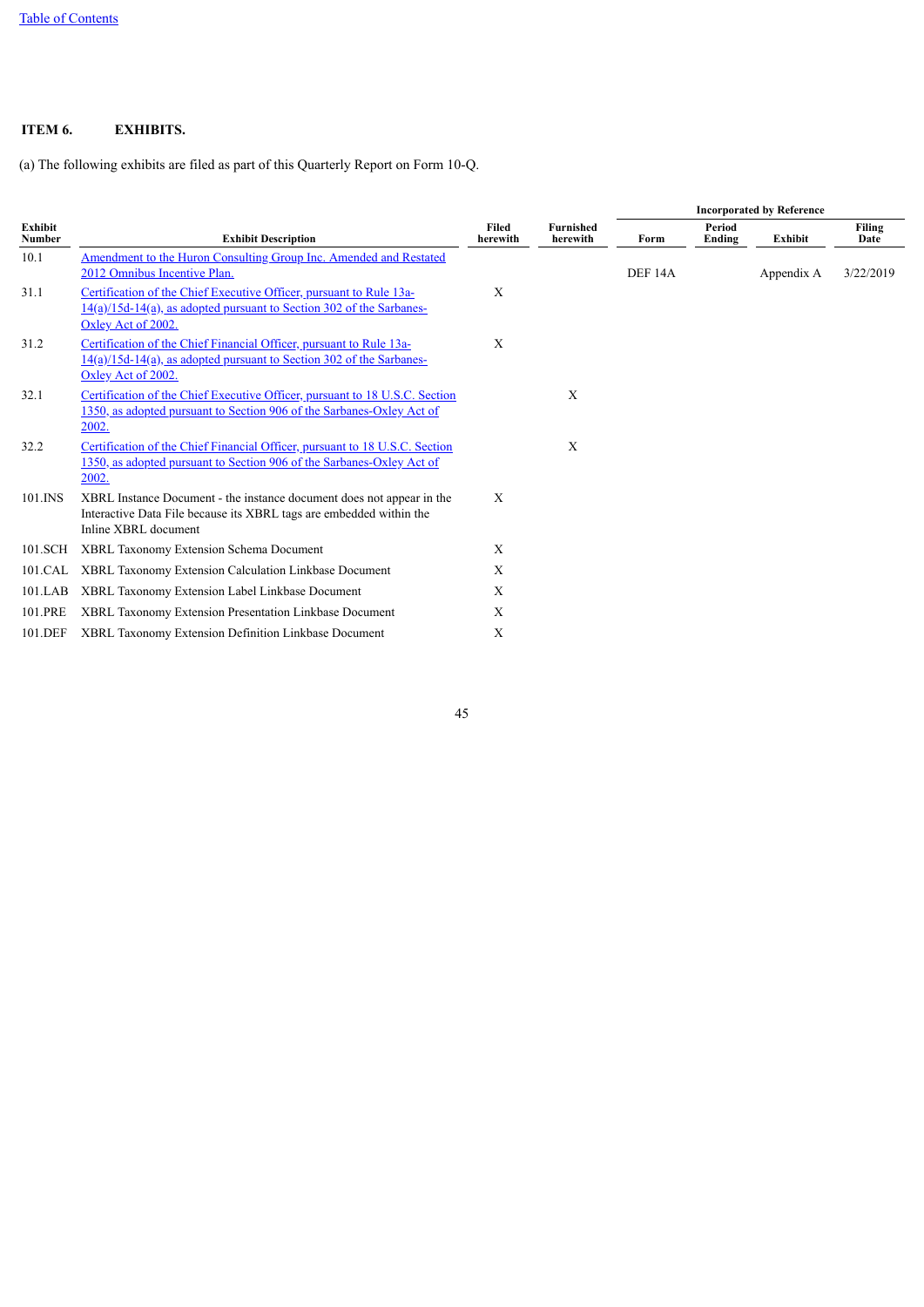## ITEM 6. EXHIBITS.

(a) The following exhibits are filed as part of this Quarterly Report on Form 10-Q.

| | | | | Incorporated by Reference | | | |
|---|---|---|---|---|---|---|---|
| Exhibit Number | Exhibit Description | Filed herewith | Furnished herewith | Form | Period Ending | Exhibit | Filing Date |
| 10.1 | Amendment to the Huron Consulting Group Inc. Amended and Restated 2012 Omnibus Incentive Plan. | | | DEF 14A | | Appendix A | 3/22/2019 |
| 31.1 | Certification of the Chief Executive Officer, pursuant to Rule 13a-14(a)/15d-14(a), as adopted pursuant to Section 302 of the Sarbanes-Oxley Act of 2002. | X | | | | | |
| 31.2 | Certification of the Chief Financial Officer, pursuant to Rule 13a-14(a)/15d-14(a), as adopted pursuant to Section 302 of the Sarbanes-Oxley Act of 2002. | X | | | | | |
| 32.1 | Certification of the Chief Executive Officer, pursuant to 18 U.S.C. Section 1350, as adopted pursuant to Section 906 of the Sarbanes-Oxley Act of 2002. | | X | | | | |
| 32.2 | Certification of the Chief Financial Officer, pursuant to 18 U.S.C. Section 1350, as adopted pursuant to Section 906 of the Sarbanes-Oxley Act of 2002. | | X | | | | |
| 101.INS | XBRL Instance Document - the instance document does not appear in the Interactive Data File because its XBRL tags are embedded within the Inline XBRL document | X | | | | | |
| 101.SCH | XBRL Taxonomy Extension Schema Document | X | | | | | |
| 101.CAL | XBRL Taxonomy Extension Calculation Linkbase Document | X | | | | | |
| 101.LAB | XBRL Taxonomy Extension Label Linkbase Document | X | | | | | |
| 101.PRE | XBRL Taxonomy Extension Presentation Linkbase Document | X | | | | | |
| 101.DEF | XBRL Taxonomy Extension Definition Linkbase Document | X | | | | | |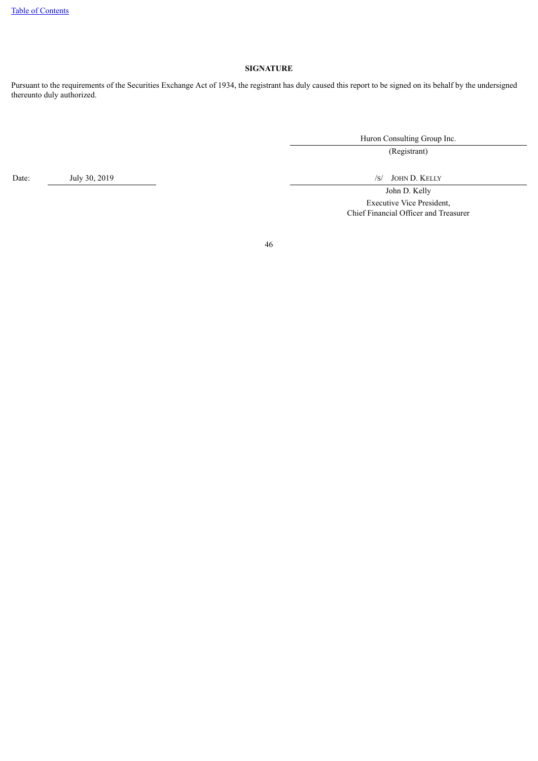**SIGNATURE**

Pursuant to the requirements of the Securities Exchange Act of 1934, the registrant has duly caused this report to be signed on its behalf by the undersigned thereunto duly authorized.

Huron Consulting Group Inc.
(Registrant)

Date: July 30, 2019

/S/ JOHN D. KELLY
John D. Kelly
Executive Vice President,
Chief Financial Officer and Treasurer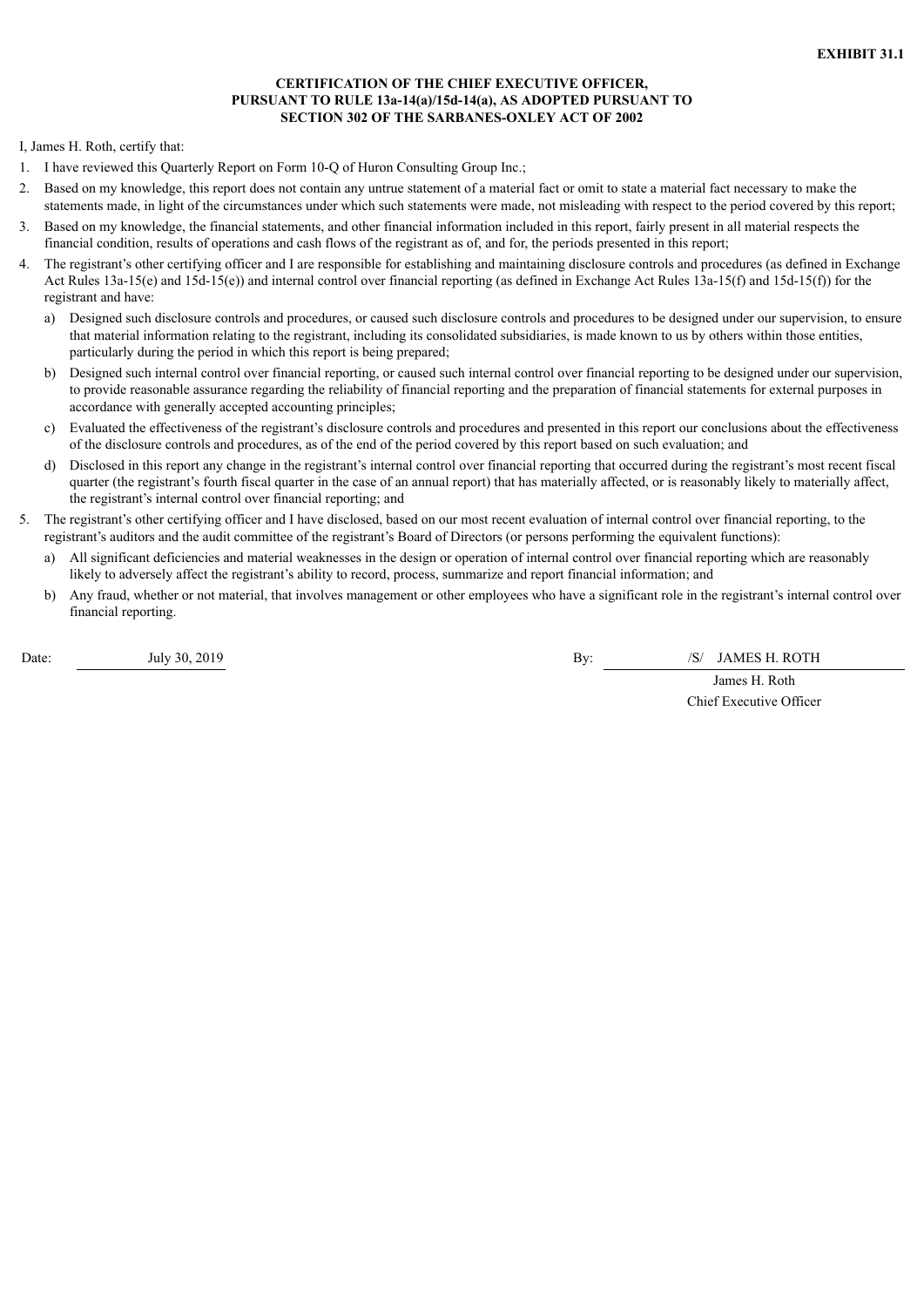**EXHIBIT 31.1**

**CERTIFICATION OF THE CHIEF EXECUTIVE OFFICER, PURSUANT TO RULE 13a-14(a)/15d-14(a), AS ADOPTED PURSUANT TO SECTION 302 OF THE SARBANES-OXLEY ACT OF 2002**

I, James H. Roth, certify that:

1. I have reviewed this Quarterly Report on Form 10-Q of Huron Consulting Group Inc.;
2. Based on my knowledge, this report does not contain any untrue statement of a material fact or omit to state a material fact necessary to make the statements made, in light of the circumstances under which such statements were made, not misleading with respect to the period covered by this report;
3. Based on my knowledge, the financial statements, and other financial information included in this report, fairly present in all material respects the financial condition, results of operations and cash flows of the registrant as of, and for, the periods presented in this report;
4. The registrant's other certifying officer and I are responsible for establishing and maintaining disclosure controls and procedures (as defined in Exchange Act Rules 13a-15(e) and 15d-15(e)) and internal control over financial reporting (as defined in Exchange Act Rules 13a-15(f) and 15d-15(f)) for the registrant and have:
   a) Designed such disclosure controls and procedures, or caused such disclosure controls and procedures to be designed under our supervision, to ensure that material information relating to the registrant, including its consolidated subsidiaries, is made known to us by others within those entities, particularly during the period in which this report is being prepared;
   b) Designed such internal control over financial reporting, or caused such internal control over financial reporting to be designed under our supervision, to provide reasonable assurance regarding the reliability of financial reporting and the preparation of financial statements for external purposes in accordance with generally accepted accounting principles;
   c) Evaluated the effectiveness of the registrant's disclosure controls and procedures and presented in this report our conclusions about the effectiveness of the disclosure controls and procedures, as of the end of the period covered by this report based on such evaluation; and
   d) Disclosed in this report any change in the registrant's internal control over financial reporting that occurred during the registrant's most recent fiscal quarter (the registrant's fourth fiscal quarter in the case of an annual report) that has materially affected, or is reasonably likely to materially affect, the registrant's internal control over financial reporting; and
5. The registrant's other certifying officer and I have disclosed, based on our most recent evaluation of internal control over financial reporting, to the registrant's auditors and the audit committee of the registrant's Board of Directors (or persons performing the equivalent functions):
   a) All significant deficiencies and material weaknesses in the design or operation of internal control over financial reporting which are reasonably likely to adversely affect the registrant's ability to record, process, summarize and report financial information; and
   b) Any fraud, whether or not material, that involves management or other employees who have a significant role in the registrant's internal control over financial reporting.

Date: July 30, 2019

By: /S/ JAMES H. ROTH

James H. Roth
Chief Executive Officer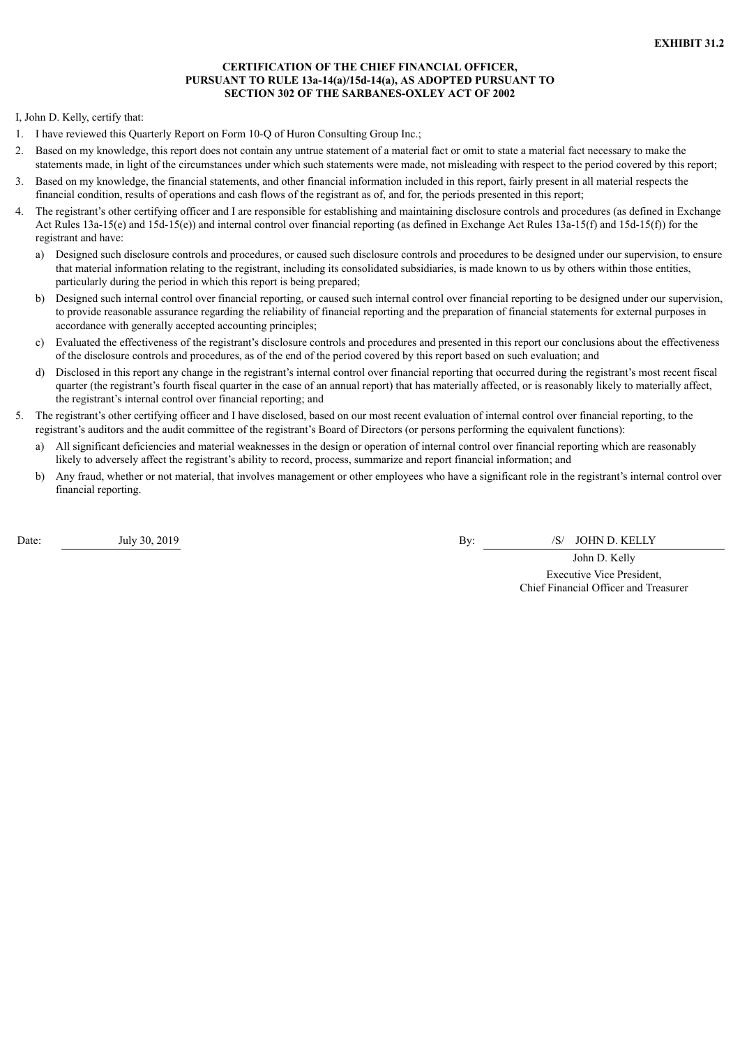**EXHIBIT 31.2**

**CERTIFICATION OF THE CHIEF FINANCIAL OFFICER,
PURSUANT TO RULE 13a-14(a)/15d-14(a), AS ADOPTED PURSUANT TO
SECTION 302 OF THE SARBANES-OXLEY ACT OF 2002**

I, John D. Kelly, certify that:

1. I have reviewed this Quarterly Report on Form 10-Q of Huron Consulting Group Inc.;
2. Based on my knowledge, this report does not contain any untrue statement of a material fact or omit to state a material fact necessary to make the statements made, in light of the circumstances under which such statements were made, not misleading with respect to the period covered by this report;
3. Based on my knowledge, the financial statements, and other financial information included in this report, fairly present in all material respects the financial condition, results of operations and cash flows of the registrant as of, and for, the periods presented in this report;
4. The registrant's other certifying officer and I are responsible for establishing and maintaining disclosure controls and procedures (as defined in Exchange Act Rules 13a-15(e) and 15d-15(e)) and internal control over financial reporting (as defined in Exchange Act Rules 13a-15(f) and 15d-15(f)) for the registrant and have:
   a) Designed such disclosure controls and procedures, or caused such disclosure controls and procedures to be designed under our supervision, to ensure that material information relating to the registrant, including its consolidated subsidiaries, is made known to us by others within those entities, particularly during the period in which this report is being prepared;
   b) Designed such internal control over financial reporting, or caused such internal control over financial reporting to be designed under our supervision, to provide reasonable assurance regarding the reliability of financial reporting and the preparation of financial statements for external purposes in accordance with generally accepted accounting principles;
   c) Evaluated the effectiveness of the registrant's disclosure controls and procedures and presented in this report our conclusions about the effectiveness of the disclosure controls and procedures, as of the end of the period covered by this report based on such evaluation; and
   d) Disclosed in this report any change in the registrant's internal control over financial reporting that occurred during the registrant's most recent fiscal quarter (the registrant's fourth fiscal quarter in the case of an annual report) that has materially affected, or is reasonably likely to materially affect, the registrant's internal control over financial reporting; and
5. The registrant's other certifying officer and I have disclosed, based on our most recent evaluation of internal control over financial reporting, to the registrant's auditors and the audit committee of the registrant's Board of Directors (or persons performing the equivalent functions):
   a) All significant deficiencies and material weaknesses in the design or operation of internal control over financial reporting which are reasonably likely to adversely affect the registrant's ability to record, process, summarize and report financial information; and
   b) Any fraud, whether or not material, that involves management or other employees who have a significant role in the registrant's internal control over financial reporting.

Date: July 30, 2019

By: /S/ JOHN D. KELLY

John D. Kelly
Executive Vice President,
Chief Financial Officer and Treasurer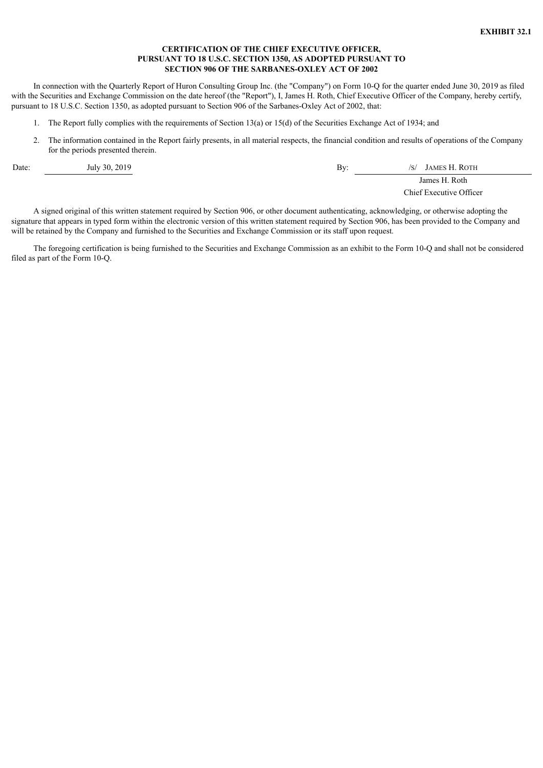**EXHIBIT 32.1**

**CERTIFICATION OF THE CHIEF EXECUTIVE OFFICER,
PURSUANT TO 18 U.S.C. SECTION 1350, AS ADOPTED PURSUANT TO
SECTION 906 OF THE SARBANES-OXLEY ACT OF 2002**

In connection with the Quarterly Report of Huron Consulting Group Inc. (the "Company") on Form 10-Q for the quarter ended June 30, 2019 as filed with the Securities and Exchange Commission on the date hereof (the "Report"), I, James H. Roth, Chief Executive Officer of the Company, hereby certify, pursuant to 18 U.S.C. Section 1350, as adopted pursuant to Section 906 of the Sarbanes-Oxley Act of 2002, that:

1. The Report fully complies with the requirements of Section 13(a) or 15(d) of the Securities Exchange Act of 1934; and
2. The information contained in the Report fairly presents, in all material respects, the financial condition and results of operations of the Company for the periods presented therein.

Date: July 30, 2019

By: /S/ JAMES H. ROTH
James H. Roth
Chief Executive Officer

A signed original of this written statement required by Section 906, or other document authenticating, acknowledging, or otherwise adopting the signature that appears in typed form within the electronic version of this written statement required by Section 906, has been provided to the Company and will be retained by the Company and furnished to the Securities and Exchange Commission or its staff upon request.

The foregoing certification is being furnished to the Securities and Exchange Commission as an exhibit to the Form 10-Q and shall not be considered filed as part of the Form 10-Q.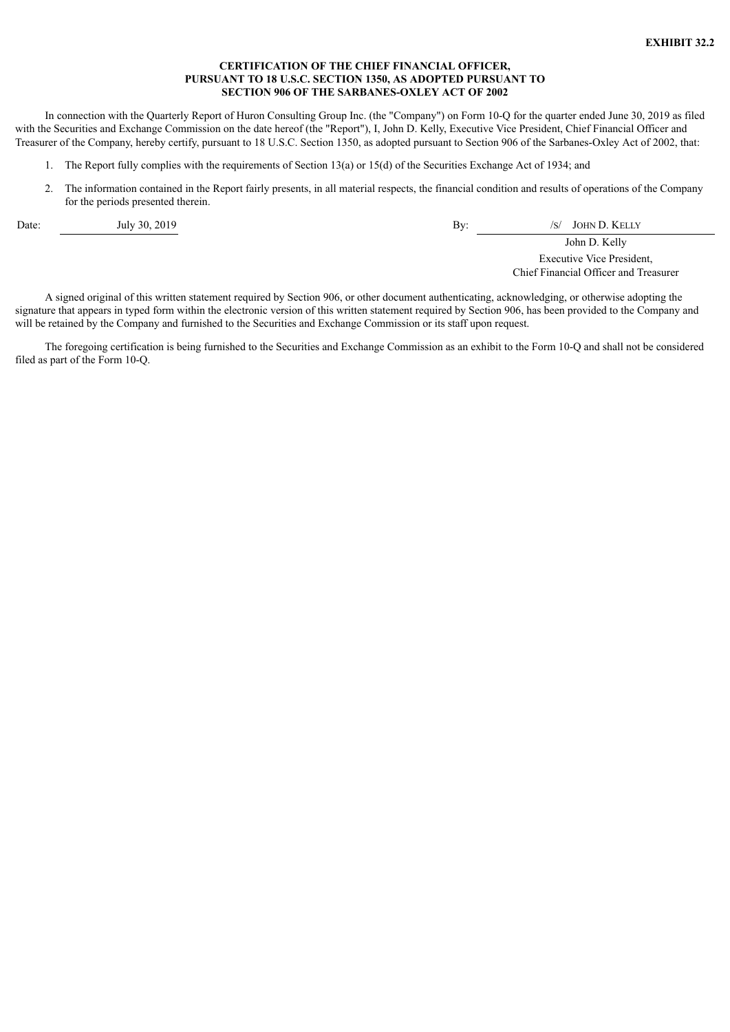**EXHIBIT 32.2**

**CERTIFICATION OF THE CHIEF FINANCIAL OFFICER, PURSUANT TO 18 U.S.C. SECTION 1350, AS ADOPTED PURSUANT TO SECTION 906 OF THE SARBANES-OXLEY ACT OF 2002**

In connection with the Quarterly Report of Huron Consulting Group Inc. (the "Company") on Form 10-Q for the quarter ended June 30, 2019 as filed with the Securities and Exchange Commission on the date hereof (the "Report"), I, John D. Kelly, Executive Vice President, Chief Financial Officer and Treasurer of the Company, hereby certify, pursuant to 18 U.S.C. Section 1350, as adopted pursuant to Section 906 of the Sarbanes-Oxley Act of 2002, that:

1. The Report fully complies with the requirements of Section 13(a) or 15(d) of the Securities Exchange Act of 1934; and
2. The information contained in the Report fairly presents, in all material respects, the financial condition and results of operations of the Company for the periods presented therein.

Date: July 30, 2019

By: /S/ JOHN D. KELLY

John D. Kelly
Executive Vice President,
Chief Financial Officer and Treasurer

A signed original of this written statement required by Section 906, or other document authenticating, acknowledging, or otherwise adopting the signature that appears in typed form within the electronic version of this written statement required by Section 906, has been provided to the Company and will be retained by the Company and furnished to the Securities and Exchange Commission or its staff upon request.

The foregoing certification is being furnished to the Securities and Exchange Commission as an exhibit to the Form 10-Q and shall not be considered filed as part of the Form 10-Q.